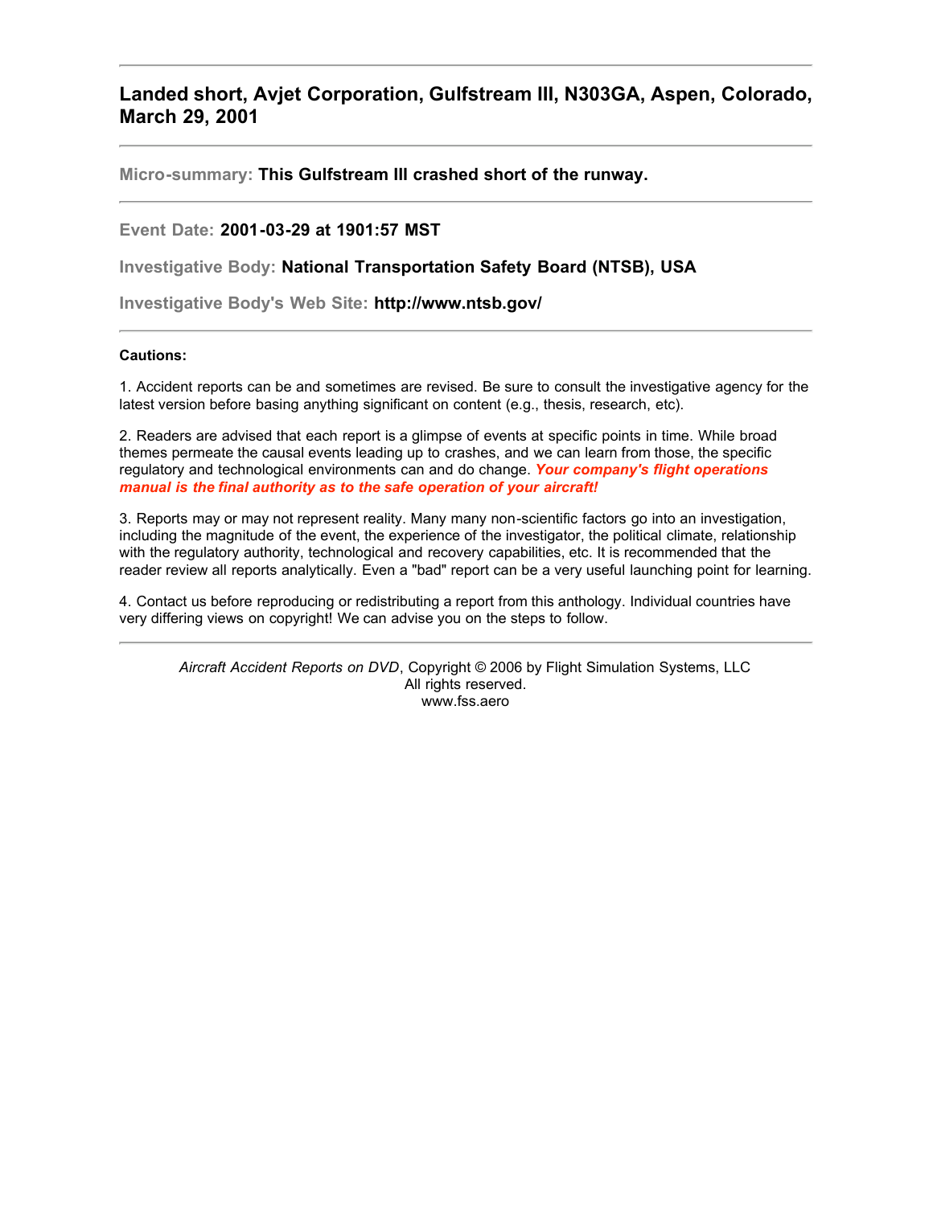---

# Landed short, Avjet Corporation, Gulfstream III, N303GA, Aspen, Colorado, March 29, 2001

---

**Micro-summary: This Gulfstream III crashed short of the runway.**

---

**Event Date: 2001-03-29 at 1901:57 MST**

**Investigative Body: National Transportation Safety Board (NTSB), USA**

**Investigative Body's Web Site: http://www.ntsb.gov/**

---

**Cautions:**

1. Accident reports can be and sometimes are revised. Be sure to consult the investigative agency for the latest version before basing anything significant on content (e.g., thesis, research, etc).

2. Readers are advised that each report is a glimpse of events at specific points in time. While broad themes permeate the causal events leading up to crashes, and we can learn from those, the specific regulatory and technological environments can and do change. ***Your company's flight operations manual is the final authority as to the safe operation of your aircraft!***

3. Reports may or may not represent reality. Many many non-scientific factors go into an investigation, including the magnitude of the event, the experience of the investigator, the political climate, relationship with the regulatory authority, technological and recovery capabilities, etc. It is recommended that the reader review all reports analytically. Even a "bad" report can be a very useful launching point for learning.

4. Contact us before reproducing or redistributing a report from this anthology. Individual countries have very differing views on copyright! We can advise you on the steps to follow.

---

*Aircraft Accident Reports on DVD*, Copyright © 2006 by Flight Simulation Systems, LLC
All rights reserved.
www.fss.aero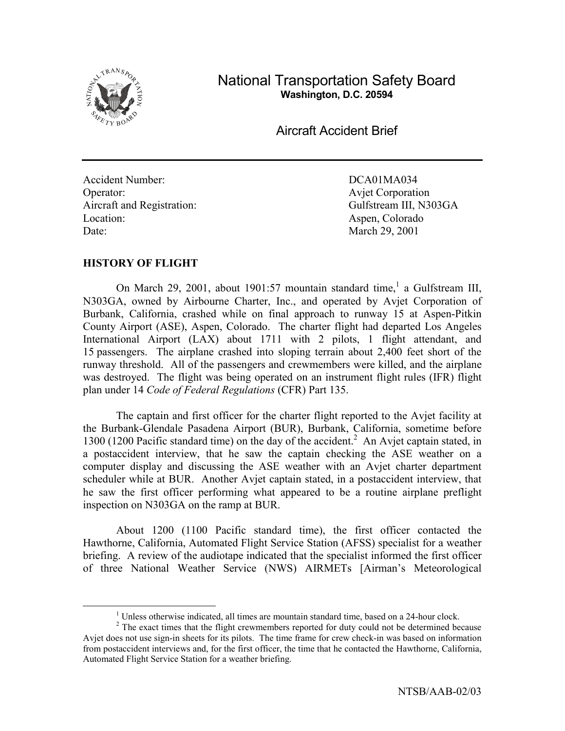# National Transportation Safety Board

**Washington, D.C. 20594**

## Aircraft Accident Brief

| | |
|---|---|
| Accident Number: | DCA01MA034 |
| Operator: | Avjet Corporation |
| Aircraft and Registration: | Gulfstream III, N303GA |
| Location: | Aspen, Colorado |
| Date: | March 29, 2001 |

### HISTORY OF FLIGHT

On March 29, 2001, about 1901:57 mountain standard time,[1] a Gulfstream III, N303GA, owned by Airbourne Charter, Inc., and operated by Avjet Corporation of Burbank, California, crashed while on final approach to runway 15 at Aspen-Pitkin County Airport (ASE), Aspen, Colorado. The charter flight had departed Los Angeles International Airport (LAX) about 1711 with 2 pilots, 1 flight attendant, and 15 passengers. The airplane crashed into sloping terrain about 2,400 feet short of the runway threshold. All of the passengers and crewmembers were killed, and the airplane was destroyed. The flight was being operated on an instrument flight rules (IFR) flight plan under 14 *Code of Federal Regulations* (CFR) Part 135.

The captain and first officer for the charter flight reported to the Avjet facility at the Burbank-Glendale Pasadena Airport (BUR), Burbank, California, sometime before 1300 (1200 Pacific standard time) on the day of the accident.[2] An Avjet captain stated, in a postaccident interview, that he saw the captain checking the ASE weather on a computer display and discussing the ASE weather with an Avjet charter department scheduler while at BUR. Another Avjet captain stated, in a postaccident interview, that he saw the first officer performing what appeared to be a routine airplane preflight inspection on N303GA on the ramp at BUR.

About 1200 (1100 Pacific standard time), the first officer contacted the Hawthorne, California, Automated Flight Service Station (AFSS) specialist for a weather briefing. A review of the audiotape indicated that the specialist informed the first officer of three National Weather Service (NWS) AIRMETs [Airman's Meteorological

[1] Unless otherwise indicated, all times are mountain standard time, based on a 24-hour clock.

[2] The exact times that the flight crewmembers reported for duty could not be determined because Avjet does not use sign-in sheets for its pilots. The time frame for crew check-in was based on information from postaccident interviews and, for the first officer, the time that he contacted the Hawthorne, California, Automated Flight Service Station for a weather briefing.

NTSB/AAB-02/03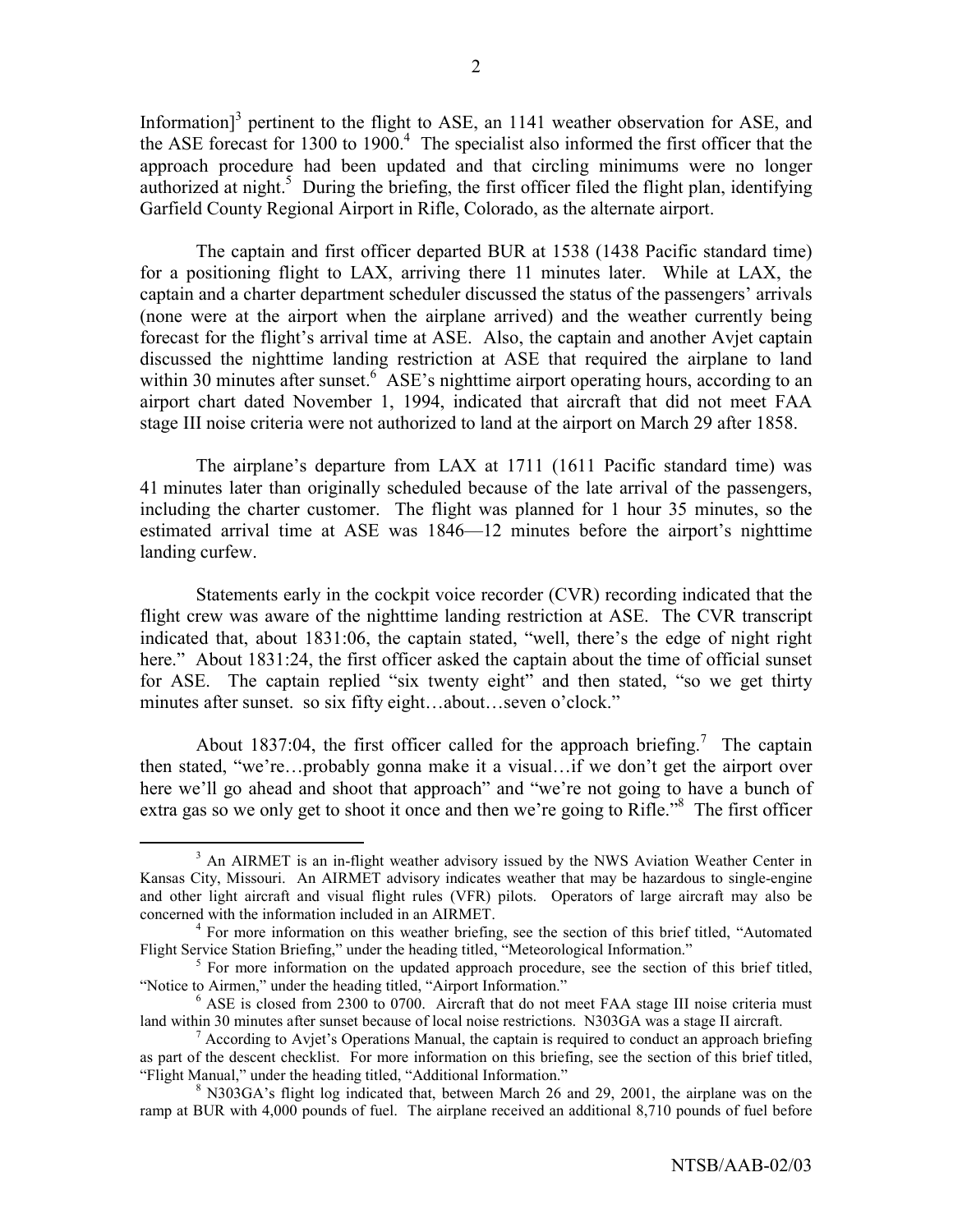Information][3] pertinent to the flight to ASE, an 1141 weather observation for ASE, and the ASE forecast for 1300 to 1900.[4] The specialist also informed the first officer that the approach procedure had been updated and that circling minimums were no longer authorized at night.[5] During the briefing, the first officer filed the flight plan, identifying Garfield County Regional Airport in Rifle, Colorado, as the alternate airport.

The captain and first officer departed BUR at 1538 (1438 Pacific standard time) for a positioning flight to LAX, arriving there 11 minutes later. While at LAX, the captain and a charter department scheduler discussed the status of the passengers' arrivals (none were at the airport when the airplane arrived) and the weather currently being forecast for the flight's arrival time at ASE. Also, the captain and another Avjet captain discussed the nighttime landing restriction at ASE that required the airplane to land within 30 minutes after sunset.[6] ASE's nighttime airport operating hours, according to an airport chart dated November 1, 1994, indicated that aircraft that did not meet FAA stage III noise criteria were not authorized to land at the airport on March 29 after 1858.

The airplane's departure from LAX at 1711 (1611 Pacific standard time) was 41 minutes later than originally scheduled because of the late arrival of the passengers, including the charter customer. The flight was planned for 1 hour 35 minutes, so the estimated arrival time at ASE was 1846—12 minutes before the airport's nighttime landing curfew.

Statements early in the cockpit voice recorder (CVR) recording indicated that the flight crew was aware of the nighttime landing restriction at ASE. The CVR transcript indicated that, about 1831:06, the captain stated, "well, there's the edge of night right here." About 1831:24, the first officer asked the captain about the time of official sunset for ASE. The captain replied "six twenty eight" and then stated, "so we get thirty minutes after sunset. so six fifty eight…about…seven o'clock."

About 1837:04, the first officer called for the approach briefing.[7] The captain then stated, "we're…probably gonna make it a visual…if we don't get the airport over here we'll go ahead and shoot that approach" and "we're not going to have a bunch of extra gas so we only get to shoot it once and then we're going to Rifle."[8] The first officer

---

[3] An AIRMET is an in-flight weather advisory issued by the NWS Aviation Weather Center in Kansas City, Missouri. An AIRMET advisory indicates weather that may be hazardous to single-engine and other light aircraft and visual flight rules (VFR) pilots. Operators of large aircraft may also be concerned with the information included in an AIRMET.

[4] For more information on this weather briefing, see the section of this brief titled, "Automated Flight Service Station Briefing," under the heading titled, "Meteorological Information."

[5] For more information on the updated approach procedure, see the section of this brief titled, "Notice to Airmen," under the heading titled, "Airport Information."

[6] ASE is closed from 2300 to 0700. Aircraft that do not meet FAA stage III noise criteria must land within 30 minutes after sunset because of local noise restrictions. N303GA was a stage II aircraft.

[7] According to Avjet's Operations Manual, the captain is required to conduct an approach briefing as part of the descent checklist. For more information on this briefing, see the section of this brief titled, "Flight Manual," under the heading titled, "Additional Information."

[8] N303GA's flight log indicated that, between March 26 and 29, 2001, the airplane was on the ramp at BUR with 4,000 pounds of fuel. The airplane received an additional 8,710 pounds of fuel before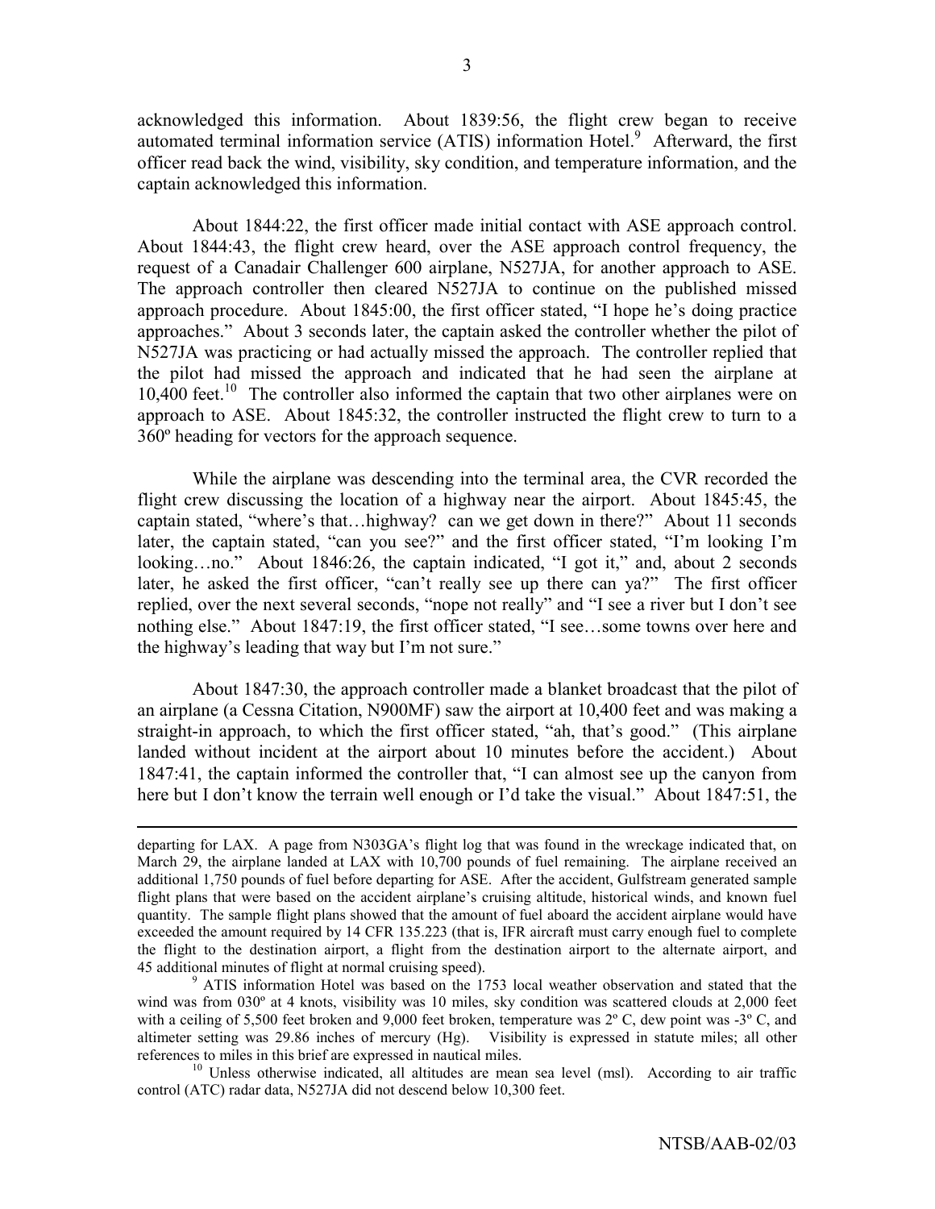acknowledged this information. About 1839:56, the flight crew began to receive automated terminal information service (ATIS) information Hotel.[9] Afterward, the first officer read back the wind, visibility, sky condition, and temperature information, and the captain acknowledged this information.

About 1844:22, the first officer made initial contact with ASE approach control. About 1844:43, the flight crew heard, over the ASE approach control frequency, the request of a Canadair Challenger 600 airplane, N527JA, for another approach to ASE. The approach controller then cleared N527JA to continue on the published missed approach procedure. About 1845:00, the first officer stated, "I hope he's doing practice approaches." About 3 seconds later, the captain asked the controller whether the pilot of N527JA was practicing or had actually missed the approach. The controller replied that the pilot had missed the approach and indicated that he had seen the airplane at 10,400 feet.[10] The controller also informed the captain that two other airplanes were on approach to ASE. About 1845:32, the controller instructed the flight crew to turn to a 360º heading for vectors for the approach sequence.

While the airplane was descending into the terminal area, the CVR recorded the flight crew discussing the location of a highway near the airport. About 1845:45, the captain stated, "where's that…highway? can we get down in there?" About 11 seconds later, the captain stated, "can you see?" and the first officer stated, "I'm looking I'm looking…no." About 1846:26, the captain indicated, "I got it," and, about 2 seconds later, he asked the first officer, "can't really see up there can ya?" The first officer replied, over the next several seconds, "nope not really" and "I see a river but I don't see nothing else." About 1847:19, the first officer stated, "I see…some towns over here and the highway's leading that way but I'm not sure."

About 1847:30, the approach controller made a blanket broadcast that the pilot of an airplane (a Cessna Citation, N900MF) saw the airport at 10,400 feet and was making a straight-in approach, to which the first officer stated, "ah, that's good." (This airplane landed without incident at the airport about 10 minutes before the accident.) About 1847:41, the captain informed the controller that, "I can almost see up the canyon from here but I don't know the terrain well enough or I'd take the visual." About 1847:51, the

---

departing for LAX. A page from N303GA's flight log that was found in the wreckage indicated that, on March 29, the airplane landed at LAX with 10,700 pounds of fuel remaining. The airplane received an additional 1,750 pounds of fuel before departing for ASE. After the accident, Gulfstream generated sample flight plans that were based on the accident airplane's cruising altitude, historical winds, and known fuel quantity. The sample flight plans showed that the amount of fuel aboard the accident airplane would have exceeded the amount required by 14 CFR 135.223 (that is, IFR aircraft must carry enough fuel to complete the flight to the destination airport, a flight from the destination airport to the alternate airport, and 45 additional minutes of flight at normal cruising speed).

[9] ATIS information Hotel was based on the 1753 local weather observation and stated that the wind was from 030º at 4 knots, visibility was 10 miles, sky condition was scattered clouds at 2,000 feet with a ceiling of 5,500 feet broken and 9,000 feet broken, temperature was 2º C, dew point was -3º C, and altimeter setting was 29.86 inches of mercury (Hg). Visibility is expressed in statute miles; all other references to miles in this brief are expressed in nautical miles.

[10] Unless otherwise indicated, all altitudes are mean sea level (msl). According to air traffic control (ATC) radar data, N527JA did not descend below 10,300 feet.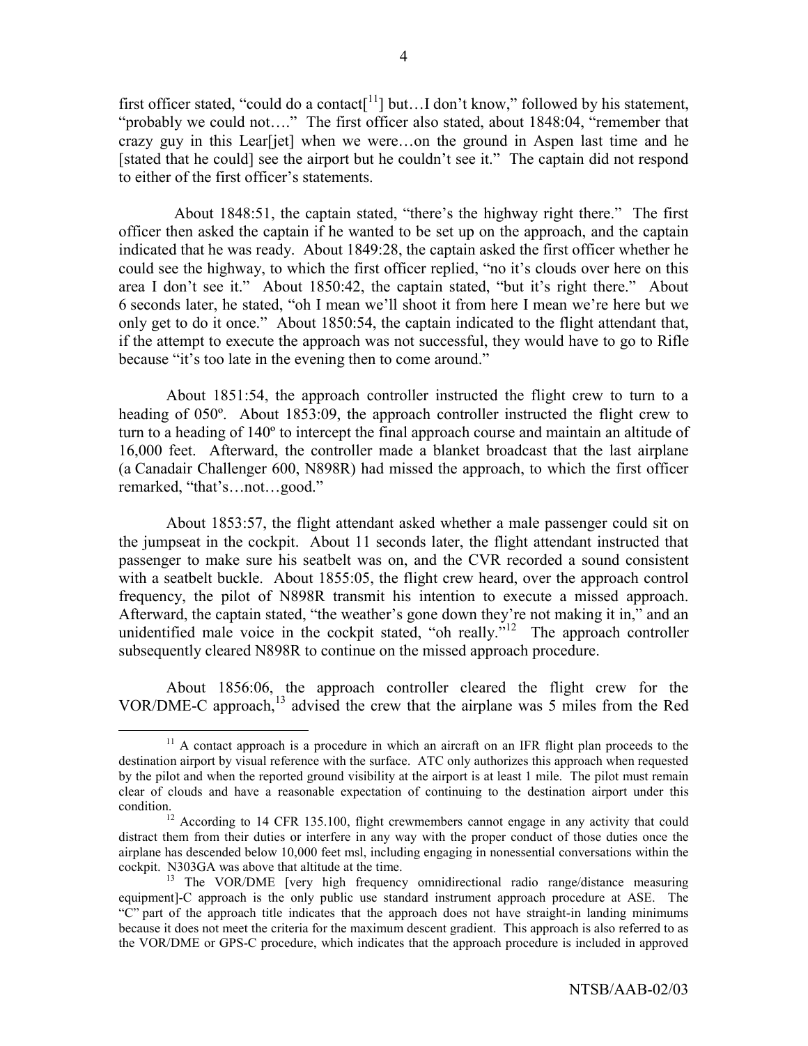first officer stated, "could do a contact[[11]] but…I don't know," followed by his statement, "probably we could not…." The first officer also stated, about 1848:04, "remember that crazy guy in this Lear[jet] when we were…on the ground in Aspen last time and he [stated that he could] see the airport but he couldn't see it." The captain did not respond to either of the first officer's statements.

About 1848:51, the captain stated, "there's the highway right there." The first officer then asked the captain if he wanted to be set up on the approach, and the captain indicated that he was ready. About 1849:28, the captain asked the first officer whether he could see the highway, to which the first officer replied, "no it's clouds over here on this area I don't see it." About 1850:42, the captain stated, "but it's right there." About 6 seconds later, he stated, "oh I mean we'll shoot it from here I mean we're here but we only get to do it once." About 1850:54, the captain indicated to the flight attendant that, if the attempt to execute the approach was not successful, they would have to go to Rifle because "it's too late in the evening then to come around."

About 1851:54, the approach controller instructed the flight crew to turn to a heading of 050º. About 1853:09, the approach controller instructed the flight crew to turn to a heading of 140º to intercept the final approach course and maintain an altitude of 16,000 feet. Afterward, the controller made a blanket broadcast that the last airplane (a Canadair Challenger 600, N898R) had missed the approach, to which the first officer remarked, "that's…not…good."

About 1853:57, the flight attendant asked whether a male passenger could sit on the jumpseat in the cockpit. About 11 seconds later, the flight attendant instructed that passenger to make sure his seatbelt was on, and the CVR recorded a sound consistent with a seatbelt buckle. About 1855:05, the flight crew heard, over the approach control frequency, the pilot of N898R transmit his intention to execute a missed approach. Afterward, the captain stated, "the weather's gone down they're not making it in," and an unidentified male voice in the cockpit stated, "oh really."[12] The approach controller subsequently cleared N898R to continue on the missed approach procedure.

About 1856:06, the approach controller cleared the flight crew for the VOR/DME-C approach,[13] advised the crew that the airplane was 5 miles from the Red

---

[11] A contact approach is a procedure in which an aircraft on an IFR flight plan proceeds to the destination airport by visual reference with the surface. ATC only authorizes this approach when requested by the pilot and when the reported ground visibility at the airport is at least 1 mile. The pilot must remain clear of clouds and have a reasonable expectation of continuing to the destination airport under this condition.

[12] According to 14 CFR 135.100, flight crewmembers cannot engage in any activity that could distract them from their duties or interfere in any way with the proper conduct of those duties once the airplane has descended below 10,000 feet msl, including engaging in nonessential conversations within the cockpit. N303GA was above that altitude at the time.

[13] The VOR/DME [very high frequency omnidirectional radio range/distance measuring equipment]-C approach is the only public use standard instrument approach procedure at ASE. The "C" part of the approach title indicates that the approach does not have straight-in landing minimums because it does not meet the criteria for the maximum descent gradient. This approach is also referred to as the VOR/DME or GPS-C procedure, which indicates that the approach procedure is included in approved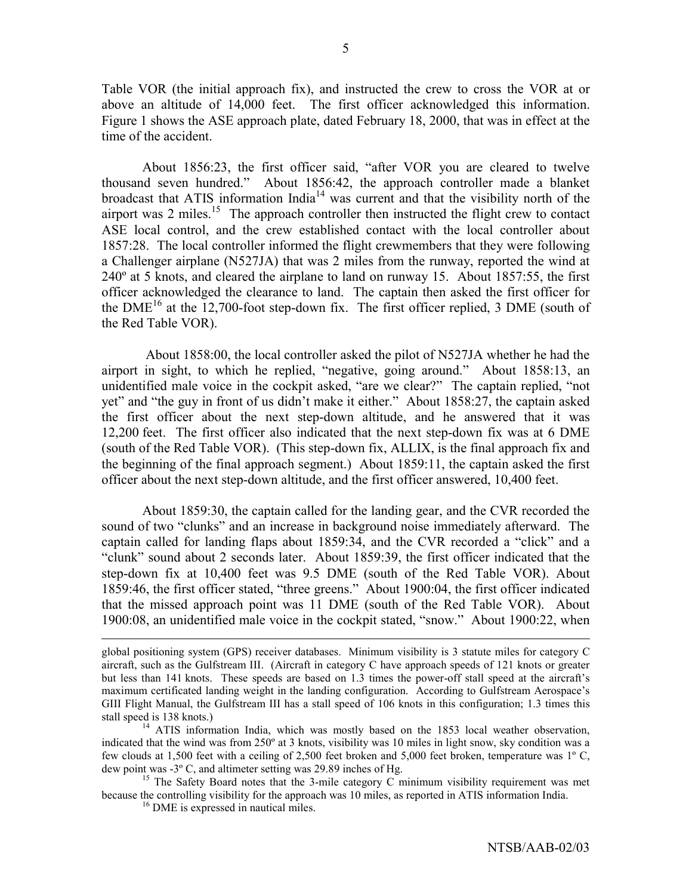Table VOR (the initial approach fix), and instructed the crew to cross the VOR at or above an altitude of 14,000 feet. The first officer acknowledged this information. Figure 1 shows the ASE approach plate, dated February 18, 2000, that was in effect at the time of the accident.

About 1856:23, the first officer said, "after VOR you are cleared to twelve thousand seven hundred." About 1856:42, the approach controller made a blanket broadcast that ATIS information India[14] was current and that the visibility north of the airport was 2 miles.[15] The approach controller then instructed the flight crew to contact ASE local control, and the crew established contact with the local controller about 1857:28. The local controller informed the flight crewmembers that they were following a Challenger airplane (N527JA) that was 2 miles from the runway, reported the wind at 240º at 5 knots, and cleared the airplane to land on runway 15. About 1857:55, the first officer acknowledged the clearance to land. The captain then asked the first officer for the DME[16] at the 12,700-foot step-down fix. The first officer replied, 3 DME (south of the Red Table VOR).

About 1858:00, the local controller asked the pilot of N527JA whether he had the airport in sight, to which he replied, "negative, going around." About 1858:13, an unidentified male voice in the cockpit asked, "are we clear?" The captain replied, "not yet" and "the guy in front of us didn't make it either." About 1858:27, the captain asked the first officer about the next step-down altitude, and he answered that it was 12,200 feet. The first officer also indicated that the next step-down fix was at 6 DME (south of the Red Table VOR). (This step-down fix, ALLIX, is the final approach fix and the beginning of the final approach segment.) About 1859:11, the captain asked the first officer about the next step-down altitude, and the first officer answered, 10,400 feet.

About 1859:30, the captain called for the landing gear, and the CVR recorded the sound of two "clunks" and an increase in background noise immediately afterward. The captain called for landing flaps about 1859:34, and the CVR recorded a "click" and a "clunk" sound about 2 seconds later. About 1859:39, the first officer indicated that the step-down fix at 10,400 feet was 9.5 DME (south of the Red Table VOR). About 1859:46, the first officer stated, "three greens." About 1900:04, the first officer indicated that the missed approach point was 11 DME (south of the Red Table VOR). About 1900:08, an unidentified male voice in the cockpit stated, "snow." About 1900:22, when

---

global positioning system (GPS) receiver databases. Minimum visibility is 3 statute miles for category C aircraft, such as the Gulfstream III. (Aircraft in category C have approach speeds of 121 knots or greater but less than 141 knots. These speeds are based on 1.3 times the power-off stall speed at the aircraft's maximum certificated landing weight in the landing configuration. According to Gulfstream Aerospace's GIII Flight Manual, the Gulfstream III has a stall speed of 106 knots in this configuration; 1.3 times this stall speed is 138 knots.)

[14] ATIS information India, which was mostly based on the 1853 local weather observation, indicated that the wind was from 250º at 3 knots, visibility was 10 miles in light snow, sky condition was a few clouds at 1,500 feet with a ceiling of 2,500 feet broken and 5,000 feet broken, temperature was 1º C, dew point was -3º C, and altimeter setting was 29.89 inches of Hg.

[15] The Safety Board notes that the 3-mile category C minimum visibility requirement was met because the controlling visibility for the approach was 10 miles, as reported in ATIS information India.

[16] DME is expressed in nautical miles.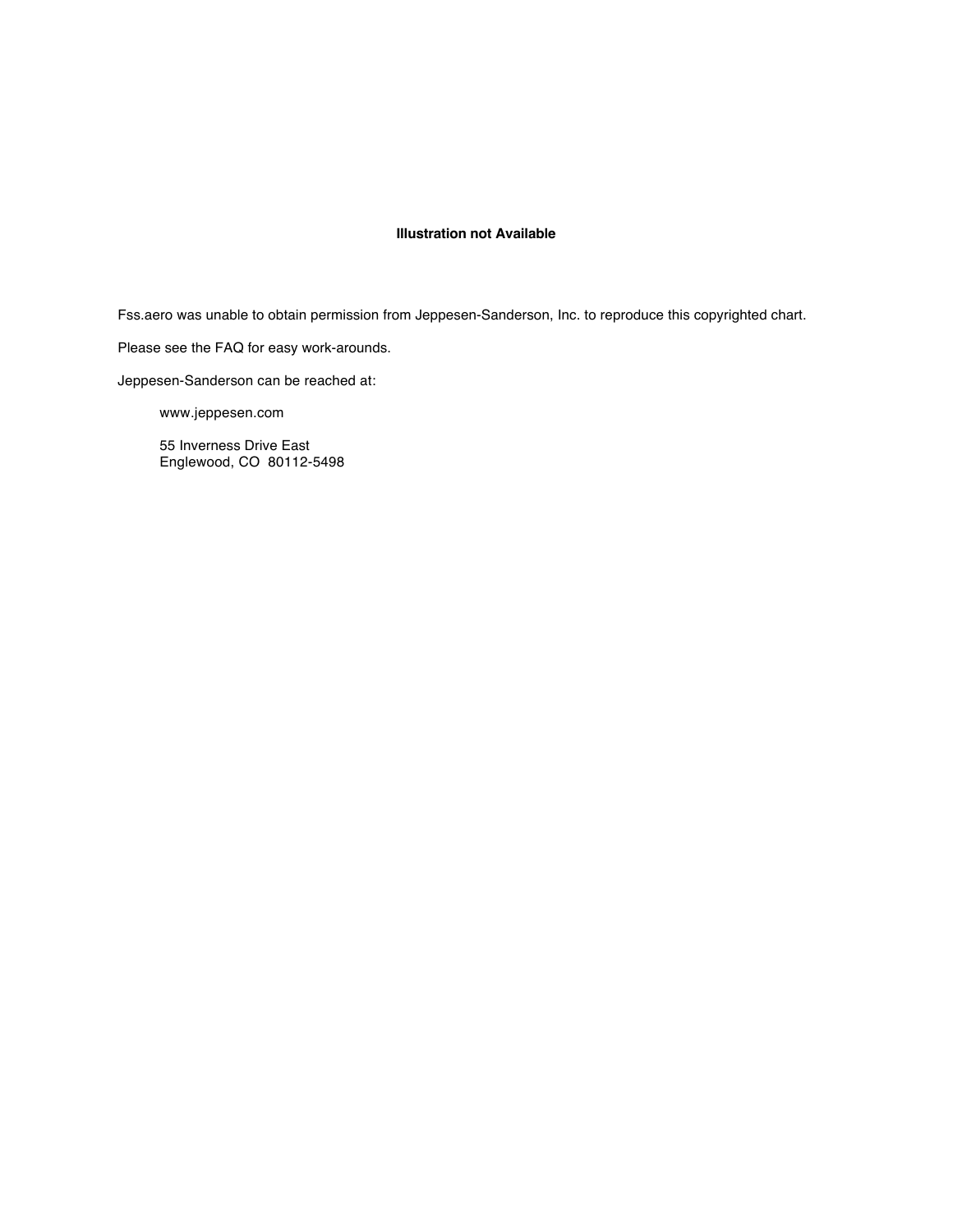**Illustration not Available**

Fss.aero was unable to obtain permission from Jeppesen-Sanderson, Inc. to reproduce this copyrighted chart.

Please see the FAQ for easy work-arounds.

Jeppesen-Sanderson can be reached at:

> www.jeppesen.com
>
> 55 Inverness Drive East
> Englewood, CO  80112-5498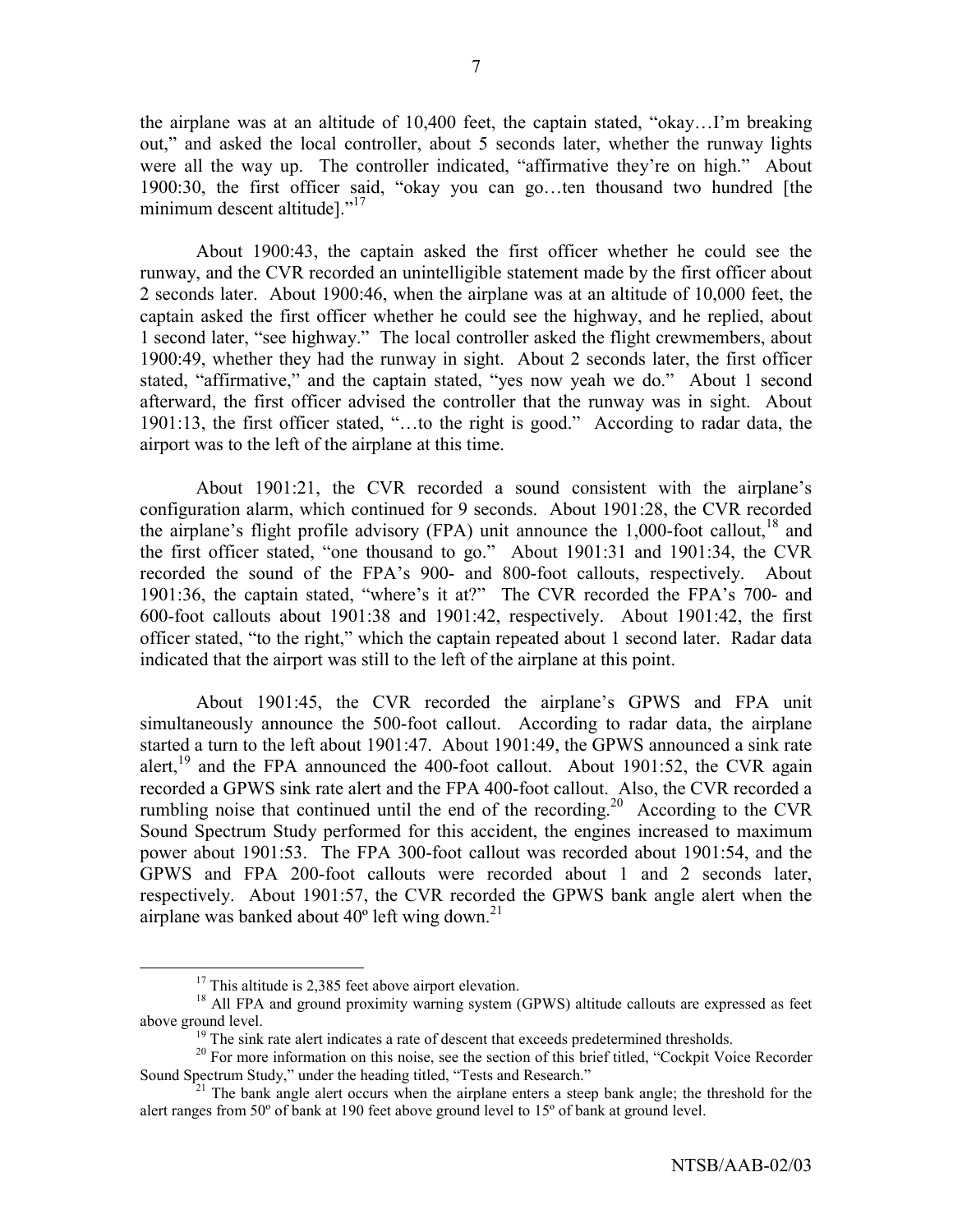the airplane was at an altitude of 10,400 feet, the captain stated, "okay…I'm breaking out," and asked the local controller, about 5 seconds later, whether the runway lights were all the way up. The controller indicated, "affirmative they're on high." About 1900:30, the first officer said, "okay you can go…ten thousand two hundred [the minimum descent altitude]."[17]

About 1900:43, the captain asked the first officer whether he could see the runway, and the CVR recorded an unintelligible statement made by the first officer about 2 seconds later. About 1900:46, when the airplane was at an altitude of 10,000 feet, the captain asked the first officer whether he could see the highway, and he replied, about 1 second later, "see highway." The local controller asked the flight crewmembers, about 1900:49, whether they had the runway in sight. About 2 seconds later, the first officer stated, "affirmative," and the captain stated, "yes now yeah we do." About 1 second afterward, the first officer advised the controller that the runway was in sight. About 1901:13, the first officer stated, "…to the right is good." According to radar data, the airport was to the left of the airplane at this time.

About 1901:21, the CVR recorded a sound consistent with the airplane's configuration alarm, which continued for 9 seconds. About 1901:28, the CVR recorded the airplane's flight profile advisory (FPA) unit announce the 1,000-foot callout,[18] and the first officer stated, "one thousand to go." About 1901:31 and 1901:34, the CVR recorded the sound of the FPA's 900- and 800-foot callouts, respectively. About 1901:36, the captain stated, "where's it at?" The CVR recorded the FPA's 700- and 600-foot callouts about 1901:38 and 1901:42, respectively. About 1901:42, the first officer stated, "to the right," which the captain repeated about 1 second later. Radar data indicated that the airport was still to the left of the airplane at this point.

About 1901:45, the CVR recorded the airplane's GPWS and FPA unit simultaneously announce the 500-foot callout. According to radar data, the airplane started a turn to the left about 1901:47. About 1901:49, the GPWS announced a sink rate alert,[19] and the FPA announced the 400-foot callout. About 1901:52, the CVR again recorded a GPWS sink rate alert and the FPA 400-foot callout. Also, the CVR recorded a rumbling noise that continued until the end of the recording.[20] According to the CVR Sound Spectrum Study performed for this accident, the engines increased to maximum power about 1901:53. The FPA 300-foot callout was recorded about 1901:54, and the GPWS and FPA 200-foot callouts were recorded about 1 and 2 seconds later, respectively. About 1901:57, the CVR recorded the GPWS bank angle alert when the airplane was banked about 40º left wing down.[21]

[17] This altitude is 2,385 feet above airport elevation.

[18] All FPA and ground proximity warning system (GPWS) altitude callouts are expressed as feet above ground level.

[19] The sink rate alert indicates a rate of descent that exceeds predetermined thresholds.

[20] For more information on this noise, see the section of this brief titled, "Cockpit Voice Recorder Sound Spectrum Study," under the heading titled, "Tests and Research."

[21] The bank angle alert occurs when the airplane enters a steep bank angle; the threshold for the alert ranges from 50º of bank at 190 feet above ground level to 15º of bank at ground level.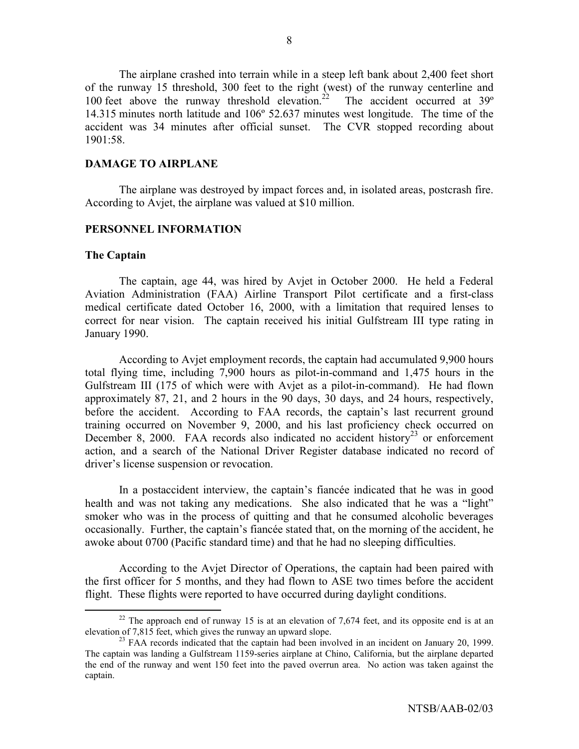The airplane crashed into terrain while in a steep left bank about 2,400 feet short of the runway 15 threshold, 300 feet to the right (west) of the runway centerline and 100 feet above the runway threshold elevation.[22] The accident occurred at 39º 14.315 minutes north latitude and 106º 52.637 minutes west longitude. The time of the accident was 34 minutes after official sunset. The CVR stopped recording about 1901:58.

## DAMAGE TO AIRPLANE

The airplane was destroyed by impact forces and, in isolated areas, postcrash fire. According to Avjet, the airplane was valued at $10 million.

## PERSONNEL INFORMATION

### The Captain

The captain, age 44, was hired by Avjet in October 2000. He held a Federal Aviation Administration (FAA) Airline Transport Pilot certificate and a first-class medical certificate dated October 16, 2000, with a limitation that required lenses to correct for near vision. The captain received his initial Gulfstream III type rating in January 1990.

According to Avjet employment records, the captain had accumulated 9,900 hours total flying time, including 7,900 hours as pilot-in-command and 1,475 hours in the Gulfstream III (175 of which were with Avjet as a pilot-in-command). He had flown approximately 87, 21, and 2 hours in the 90 days, 30 days, and 24 hours, respectively, before the accident. According to FAA records, the captain's last recurrent ground training occurred on November 9, 2000, and his last proficiency check occurred on December 8, 2000. FAA records also indicated no accident history[23] or enforcement action, and a search of the National Driver Register database indicated no record of driver's license suspension or revocation.

In a postaccident interview, the captain's fiancée indicated that he was in good health and was not taking any medications. She also indicated that he was a "light" smoker who was in the process of quitting and that he consumed alcoholic beverages occasionally. Further, the captain's fiancée stated that, on the morning of the accident, he awoke about 0700 (Pacific standard time) and that he had no sleeping difficulties.

According to the Avjet Director of Operations, the captain had been paired with the first officer for 5 months, and they had flown to ASE two times before the accident flight. These flights were reported to have occurred during daylight conditions.

---

[22] The approach end of runway 15 is at an elevation of 7,674 feet, and its opposite end is at an elevation of 7,815 feet, which gives the runway an upward slope.

[23] FAA records indicated that the captain had been involved in an incident on January 20, 1999. The captain was landing a Gulfstream 1159-series airplane at Chino, California, but the airplane departed the end of the runway and went 150 feet into the paved overrun area. No action was taken against the captain.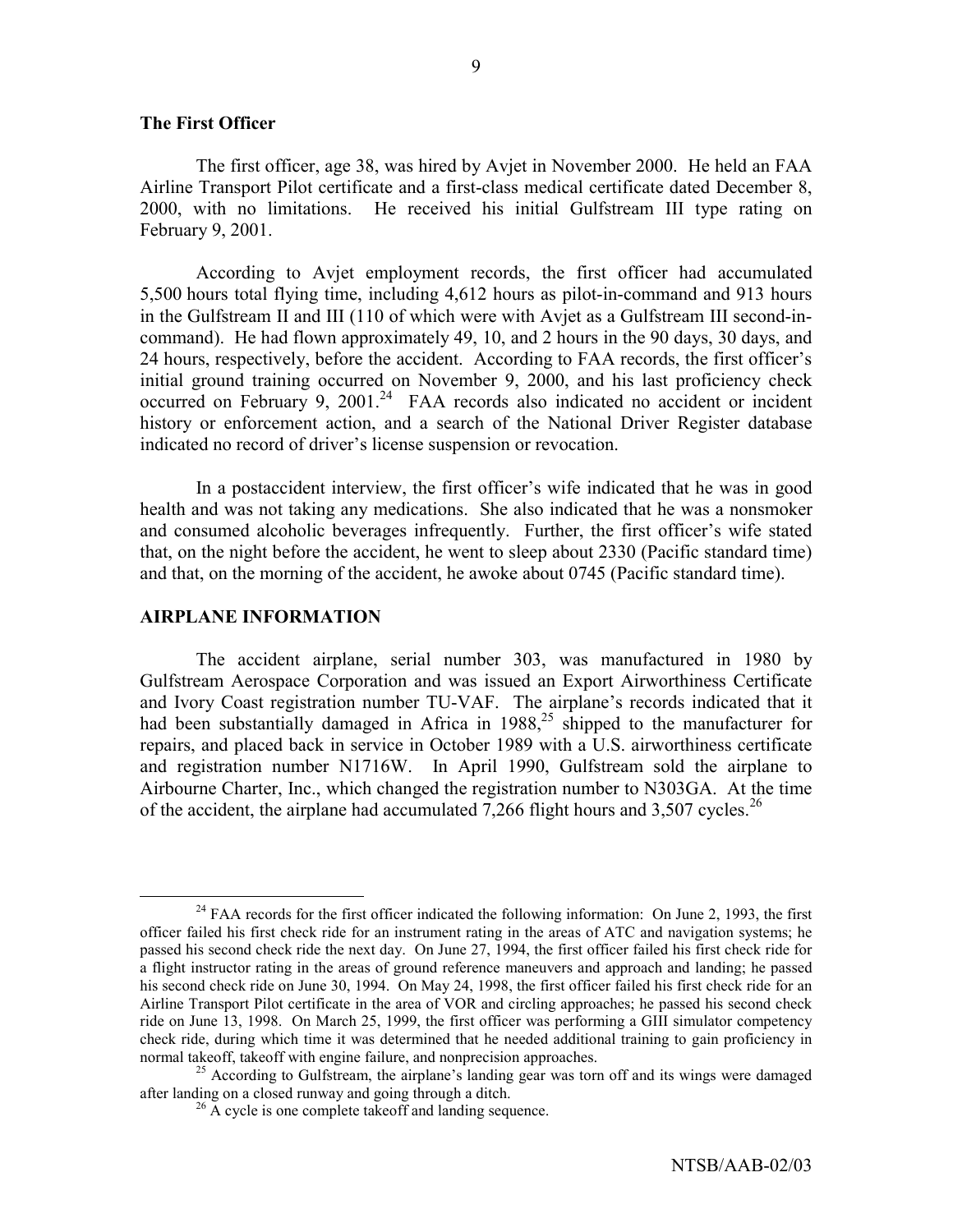### The First Officer

The first officer, age 38, was hired by Avjet in November 2000. He held an FAA Airline Transport Pilot certificate and a first-class medical certificate dated December 8, 2000, with no limitations. He received his initial Gulfstream III type rating on February 9, 2001.

According to Avjet employment records, the first officer had accumulated 5,500 hours total flying time, including 4,612 hours as pilot-in-command and 913 hours in the Gulfstream II and III (110 of which were with Avjet as a Gulfstream III second-in-command). He had flown approximately 49, 10, and 2 hours in the 90 days, 30 days, and 24 hours, respectively, before the accident. According to FAA records, the first officer's initial ground training occurred on November 9, 2000, and his last proficiency check occurred on February 9, 2001.[24] FAA records also indicated no accident or incident history or enforcement action, and a search of the National Driver Register database indicated no record of driver's license suspension or revocation.

In a postaccident interview, the first officer's wife indicated that he was in good health and was not taking any medications. She also indicated that he was a nonsmoker and consumed alcoholic beverages infrequently. Further, the first officer's wife stated that, on the night before the accident, he went to sleep about 2330 (Pacific standard time) and that, on the morning of the accident, he awoke about 0745 (Pacific standard time).

## AIRPLANE INFORMATION

The accident airplane, serial number 303, was manufactured in 1980 by Gulfstream Aerospace Corporation and was issued an Export Airworthiness Certificate and Ivory Coast registration number TU-VAF. The airplane's records indicated that it had been substantially damaged in Africa in 1988,[25] shipped to the manufacturer for repairs, and placed back in service in October 1989 with a U.S. airworthiness certificate and registration number N1716W. In April 1990, Gulfstream sold the airplane to Airbourne Charter, Inc., which changed the registration number to N303GA. At the time of the accident, the airplane had accumulated 7,266 flight hours and 3,507 cycles.[26]

---

[24] FAA records for the first officer indicated the following information: On June 2, 1993, the first officer failed his first check ride for an instrument rating in the areas of ATC and navigation systems; he passed his second check ride the next day. On June 27, 1994, the first officer failed his first check ride for a flight instructor rating in the areas of ground reference maneuvers and approach and landing; he passed his second check ride on June 30, 1994. On May 24, 1998, the first officer failed his first check ride for an Airline Transport Pilot certificate in the area of VOR and circling approaches; he passed his second check ride on June 13, 1998. On March 25, 1999, the first officer was performing a GIII simulator competency check ride, during which time it was determined that he needed additional training to gain proficiency in normal takeoff, takeoff with engine failure, and nonprecision approaches.

[25] According to Gulfstream, the airplane's landing gear was torn off and its wings were damaged after landing on a closed runway and going through a ditch.

[26] A cycle is one complete takeoff and landing sequence.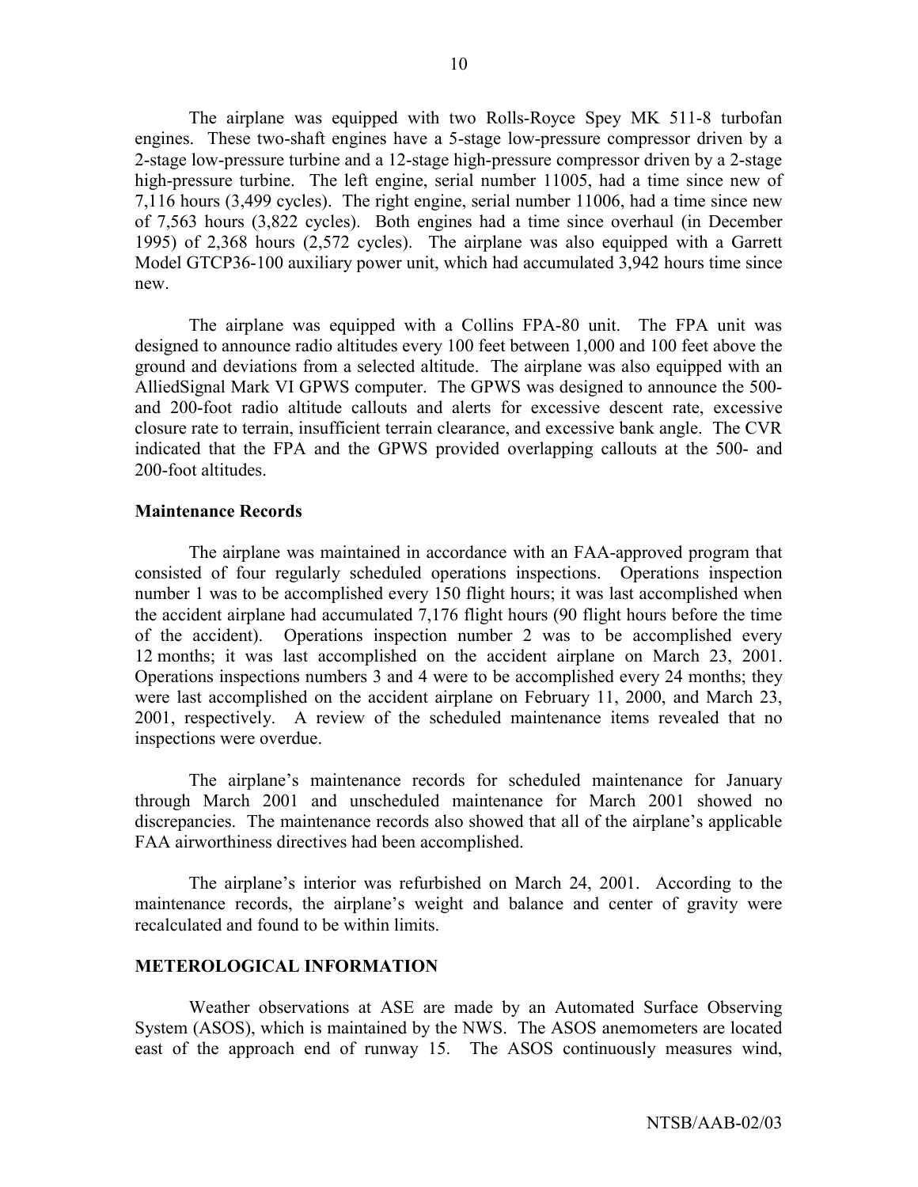The airplane was equipped with two Rolls-Royce Spey MK 511-8 turbofan engines. These two-shaft engines have a 5-stage low-pressure compressor driven by a 2-stage low-pressure turbine and a 12-stage high-pressure compressor driven by a 2-stage high-pressure turbine. The left engine, serial number 11005, had a time since new of 7,116 hours (3,499 cycles). The right engine, serial number 11006, had a time since new of 7,563 hours (3,822 cycles). Both engines had a time since overhaul (in December 1995) of 2,368 hours (2,572 cycles). The airplane was also equipped with a Garrett Model GTCP36-100 auxiliary power unit, which had accumulated 3,942 hours time since new.

The airplane was equipped with a Collins FPA-80 unit. The FPA unit was designed to announce radio altitudes every 100 feet between 1,000 and 100 feet above the ground and deviations from a selected altitude. The airplane was also equipped with an AlliedSignal Mark VI GPWS computer. The GPWS was designed to announce the 500- and 200-foot radio altitude callouts and alerts for excessive descent rate, excessive closure rate to terrain, insufficient terrain clearance, and excessive bank angle. The CVR indicated that the FPA and the GPWS provided overlapping callouts at the 500- and 200-foot altitudes.

### Maintenance Records

The airplane was maintained in accordance with an FAA-approved program that consisted of four regularly scheduled operations inspections. Operations inspection number 1 was to be accomplished every 150 flight hours; it was last accomplished when the accident airplane had accumulated 7,176 flight hours (90 flight hours before the time of the accident). Operations inspection number 2 was to be accomplished every 12 months; it was last accomplished on the accident airplane on March 23, 2001. Operations inspections numbers 3 and 4 were to be accomplished every 24 months; they were last accomplished on the accident airplane on February 11, 2000, and March 23, 2001, respectively. A review of the scheduled maintenance items revealed that no inspections were overdue.

The airplane's maintenance records for scheduled maintenance for January through March 2001 and unscheduled maintenance for March 2001 showed no discrepancies. The maintenance records also showed that all of the airplane's applicable FAA airworthiness directives had been accomplished.

The airplane's interior was refurbished on March 24, 2001. According to the maintenance records, the airplane's weight and balance and center of gravity were recalculated and found to be within limits.

## METEROLOGICAL INFORMATION

Weather observations at ASE are made by an Automated Surface Observing System (ASOS), which is maintained by the NWS. The ASOS anemometers are located east of the approach end of runway 15. The ASOS continuously measures wind,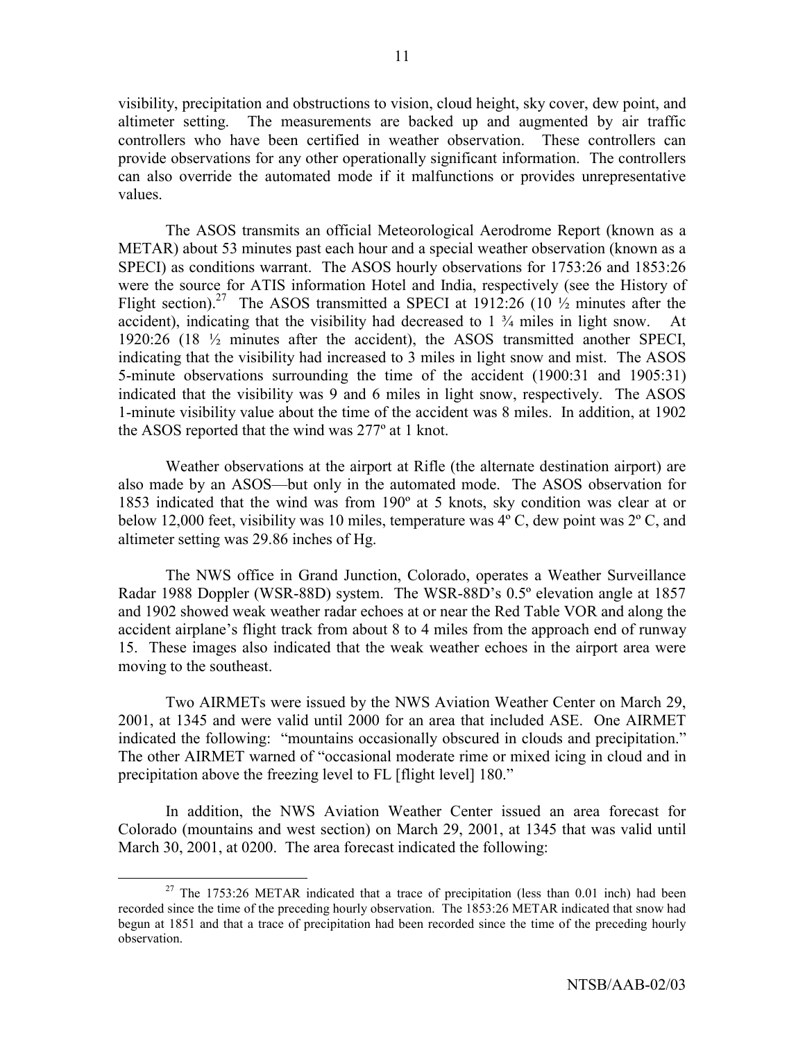visibility, precipitation and obstructions to vision, cloud height, sky cover, dew point, and altimeter setting. The measurements are backed up and augmented by air traffic controllers who have been certified in weather observation. These controllers can provide observations for any other operationally significant information. The controllers can also override the automated mode if it malfunctions or provides unrepresentative values.

The ASOS transmits an official Meteorological Aerodrome Report (known as a METAR) about 53 minutes past each hour and a special weather observation (known as a SPECI) as conditions warrant. The ASOS hourly observations for 1753:26 and 1853:26 were the source for ATIS information Hotel and India, respectively (see the History of Flight section).[27] The ASOS transmitted a SPECI at 1912:26 (10 ½ minutes after the accident), indicating that the visibility had decreased to 1 ¾ miles in light snow. At 1920:26 (18 ½ minutes after the accident), the ASOS transmitted another SPECI, indicating that the visibility had increased to 3 miles in light snow and mist. The ASOS 5-minute observations surrounding the time of the accident (1900:31 and 1905:31) indicated that the visibility was 9 and 6 miles in light snow, respectively. The ASOS 1-minute visibility value about the time of the accident was 8 miles. In addition, at 1902 the ASOS reported that the wind was 277º at 1 knot.

Weather observations at the airport at Rifle (the alternate destination airport) are also made by an ASOS—but only in the automated mode. The ASOS observation for 1853 indicated that the wind was from 190º at 5 knots, sky condition was clear at or below 12,000 feet, visibility was 10 miles, temperature was 4º C, dew point was 2º C, and altimeter setting was 29.86 inches of Hg.

The NWS office in Grand Junction, Colorado, operates a Weather Surveillance Radar 1988 Doppler (WSR-88D) system. The WSR-88D's 0.5º elevation angle at 1857 and 1902 showed weak weather radar echoes at or near the Red Table VOR and along the accident airplane's flight track from about 8 to 4 miles from the approach end of runway 15. These images also indicated that the weak weather echoes in the airport area were moving to the southeast.

Two AIRMETs were issued by the NWS Aviation Weather Center on March 29, 2001, at 1345 and were valid until 2000 for an area that included ASE. One AIRMET indicated the following: "mountains occasionally obscured in clouds and precipitation." The other AIRMET warned of "occasional moderate rime or mixed icing in cloud and in precipitation above the freezing level to FL [flight level] 180."

In addition, the NWS Aviation Weather Center issued an area forecast for Colorado (mountains and west section) on March 29, 2001, at 1345 that was valid until March 30, 2001, at 0200. The area forecast indicated the following:

[27] The 1753:26 METAR indicated that a trace of precipitation (less than 0.01 inch) had been recorded since the time of the preceding hourly observation. The 1853:26 METAR indicated that snow had begun at 1851 and that a trace of precipitation had been recorded since the time of the preceding hourly observation.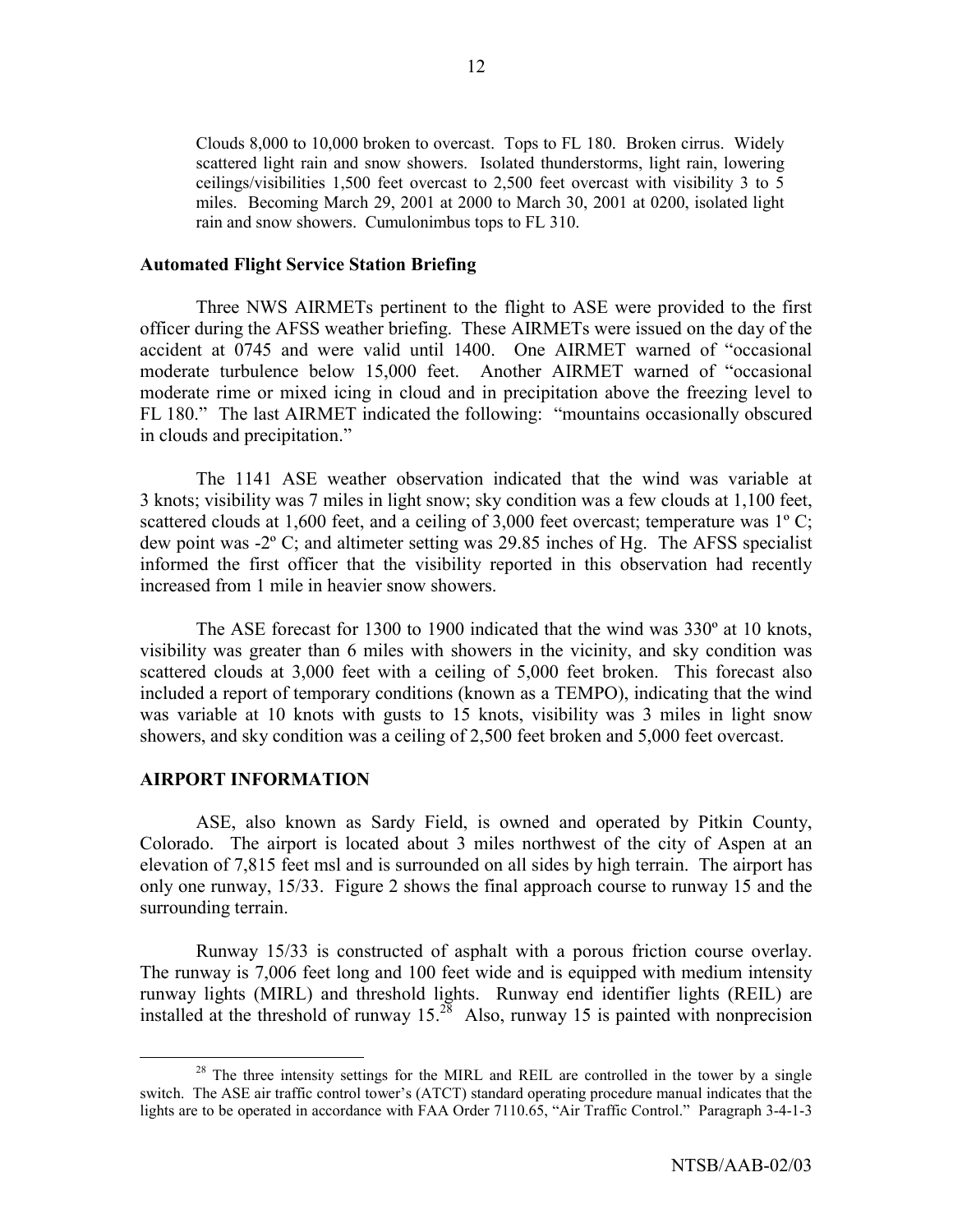> Clouds 8,000 to 10,000 broken to overcast. Tops to FL 180. Broken cirrus. Widely scattered light rain and snow showers. Isolated thunderstorms, light rain, lowering ceilings/visibilities 1,500 feet overcast to 2,500 feet overcast with visibility 3 to 5 miles. Becoming March 29, 2001 at 2000 to March 30, 2001 at 0200, isolated light rain and snow showers. Cumulonimbus tops to FL 310.

### Automated Flight Service Station Briefing

Three NWS AIRMETs pertinent to the flight to ASE were provided to the first officer during the AFSS weather briefing. These AIRMETs were issued on the day of the accident at 0745 and were valid until 1400. One AIRMET warned of "occasional moderate turbulence below 15,000 feet. Another AIRMET warned of "occasional moderate rime or mixed icing in cloud and in precipitation above the freezing level to FL 180." The last AIRMET indicated the following: "mountains occasionally obscured in clouds and precipitation."

The 1141 ASE weather observation indicated that the wind was variable at 3 knots; visibility was 7 miles in light snow; sky condition was a few clouds at 1,100 feet, scattered clouds at 1,600 feet, and a ceiling of 3,000 feet overcast; temperature was 1º C; dew point was -2º C; and altimeter setting was 29.85 inches of Hg. The AFSS specialist informed the first officer that the visibility reported in this observation had recently increased from 1 mile in heavier snow showers.

The ASE forecast for 1300 to 1900 indicated that the wind was 330º at 10 knots, visibility was greater than 6 miles with showers in the vicinity, and sky condition was scattered clouds at 3,000 feet with a ceiling of 5,000 feet broken. This forecast also included a report of temporary conditions (known as a TEMPO), indicating that the wind was variable at 10 knots with gusts to 15 knots, visibility was 3 miles in light snow showers, and sky condition was a ceiling of 2,500 feet broken and 5,000 feet overcast.

## AIRPORT INFORMATION

ASE, also known as Sardy Field, is owned and operated by Pitkin County, Colorado. The airport is located about 3 miles northwest of the city of Aspen at an elevation of 7,815 feet msl and is surrounded on all sides by high terrain. The airport has only one runway, 15/33. Figure 2 shows the final approach course to runway 15 and the surrounding terrain.

Runway 15/33 is constructed of asphalt with a porous friction course overlay. The runway is 7,006 feet long and 100 feet wide and is equipped with medium intensity runway lights (MIRL) and threshold lights. Runway end identifier lights (REIL) are installed at the threshold of runway 15.[28] Also, runway 15 is painted with nonprecision

---

[28] The three intensity settings for the MIRL and REIL are controlled in the tower by a single switch. The ASE air traffic control tower's (ATCT) standard operating procedure manual indicates that the lights are to be operated in accordance with FAA Order 7110.65, "Air Traffic Control." Paragraph 3-4-1-3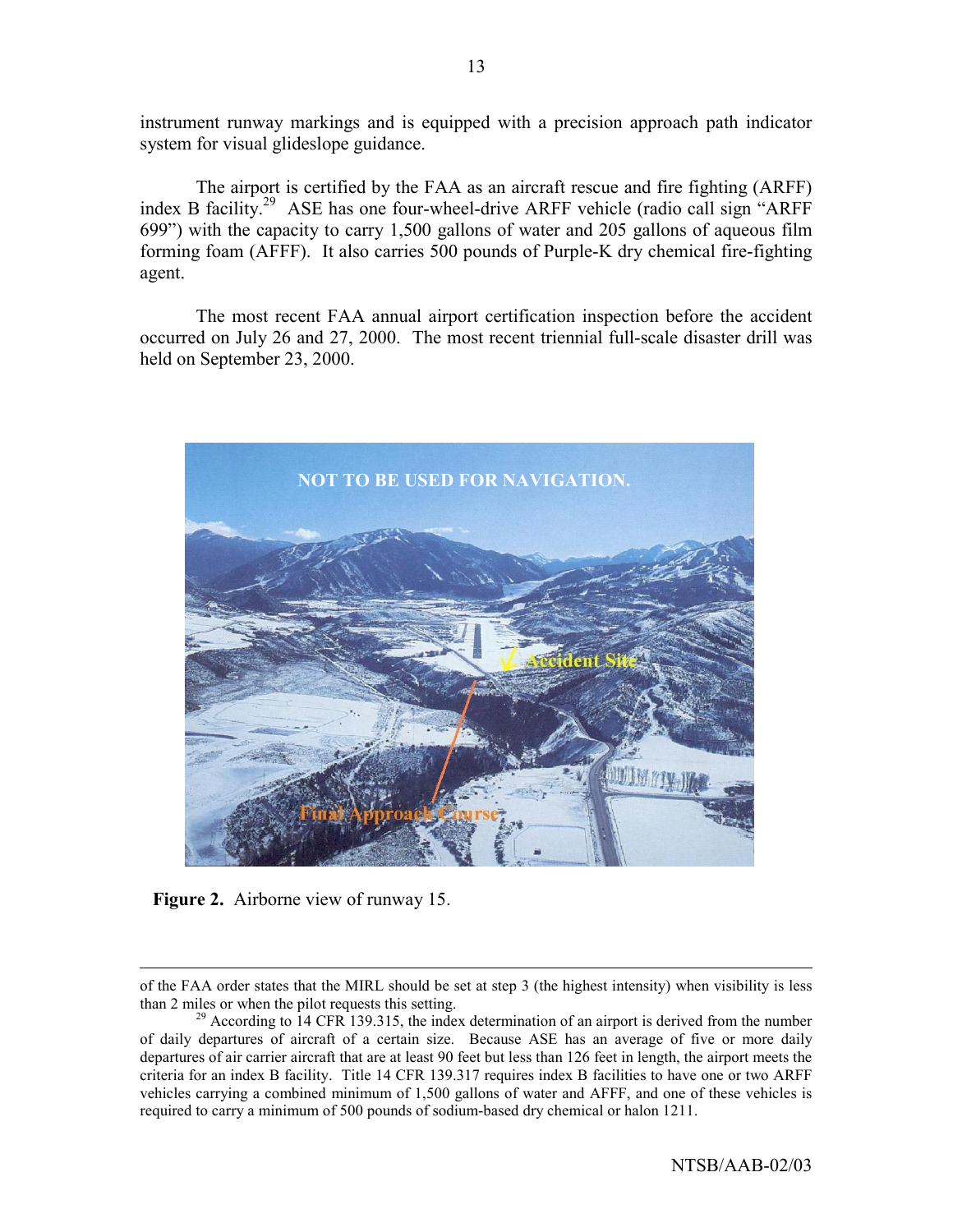instrument runway markings and is equipped with a precision approach path indicator system for visual glideslope guidance.

The airport is certified by the FAA as an aircraft rescue and fire fighting (ARFF) index B facility.[29] ASE has one four-wheel-drive ARFF vehicle (radio call sign "ARFF 699") with the capacity to carry 1,500 gallons of water and 205 gallons of aqueous film forming foam (AFFF). It also carries 500 pounds of Purple-K dry chemical fire-fighting agent.

The most recent FAA annual airport certification inspection before the accident occurred on July 26 and 27, 2000. The most recent triennial full-scale disaster drill was held on September 23, 2000.

**Figure 2.** Airborne view of runway 15.

---

of the FAA order states that the MIRL should be set at step 3 (the highest intensity) when visibility is less than 2 miles or when the pilot requests this setting.

[29] According to 14 CFR 139.315, the index determination of an airport is derived from the number of daily departures of aircraft of a certain size. Because ASE has an average of five or more daily departures of air carrier aircraft that are at least 90 feet but less than 126 feet in length, the airport meets the criteria for an index B facility. Title 14 CFR 139.317 requires index B facilities to have one or two ARFF vehicles carrying a combined minimum of 1,500 gallons of water and AFFF, and one of these vehicles is required to carry a minimum of 500 pounds of sodium-based dry chemical or halon 1211.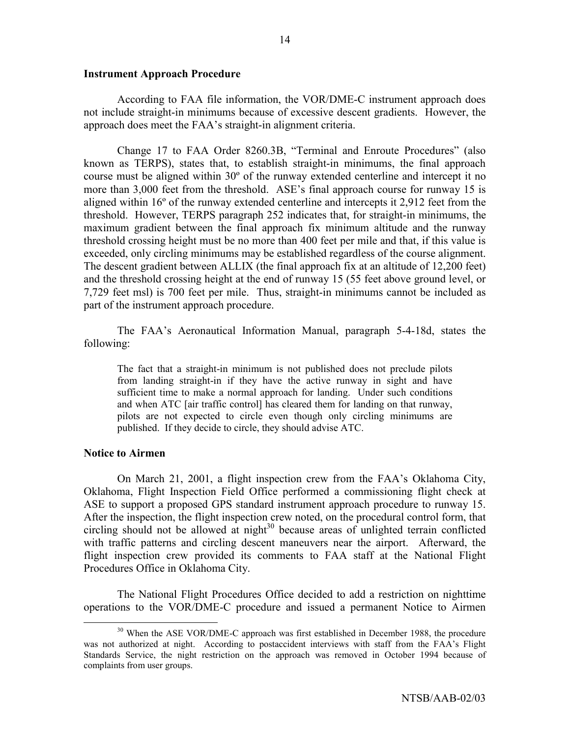### Instrument Approach Procedure

According to FAA file information, the VOR/DME-C instrument approach does not include straight-in minimums because of excessive descent gradients. However, the approach does meet the FAA's straight-in alignment criteria.

Change 17 to FAA Order 8260.3B, "Terminal and Enroute Procedures" (also known as TERPS), states that, to establish straight-in minimums, the final approach course must be aligned within 30º of the runway extended centerline and intercept it no more than 3,000 feet from the threshold. ASE's final approach course for runway 15 is aligned within 16º of the runway extended centerline and intercepts it 2,912 feet from the threshold. However, TERPS paragraph 252 indicates that, for straight-in minimums, the maximum gradient between the final approach fix minimum altitude and the runway threshold crossing height must be no more than 400 feet per mile and that, if this value is exceeded, only circling minimums may be established regardless of the course alignment. The descent gradient between ALLIX (the final approach fix at an altitude of 12,200 feet) and the threshold crossing height at the end of runway 15 (55 feet above ground level, or 7,729 feet msl) is 700 feet per mile. Thus, straight-in minimums cannot be included as part of the instrument approach procedure.

The FAA's Aeronautical Information Manual, paragraph 5-4-18d, states the following:

> The fact that a straight-in minimum is not published does not preclude pilots from landing straight-in if they have the active runway in sight and have sufficient time to make a normal approach for landing. Under such conditions and when ATC [air traffic control] has cleared them for landing on that runway, pilots are not expected to circle even though only circling minimums are published. If they decide to circle, they should advise ATC.

### Notice to Airmen

On March 21, 2001, a flight inspection crew from the FAA's Oklahoma City, Oklahoma, Flight Inspection Field Office performed a commissioning flight check at ASE to support a proposed GPS standard instrument approach procedure to runway 15. After the inspection, the flight inspection crew noted, on the procedural control form, that circling should not be allowed at night[30] because areas of unlighted terrain conflicted with traffic patterns and circling descent maneuvers near the airport. Afterward, the flight inspection crew provided its comments to FAA staff at the National Flight Procedures Office in Oklahoma City.

The National Flight Procedures Office decided to add a restriction on nighttime operations to the VOR/DME-C procedure and issued a permanent Notice to Airmen

[30] When the ASE VOR/DME-C approach was first established in December 1988, the procedure was not authorized at night. According to postaccident interviews with staff from the FAA's Flight Standards Service, the night restriction on the approach was removed in October 1994 because of complaints from user groups.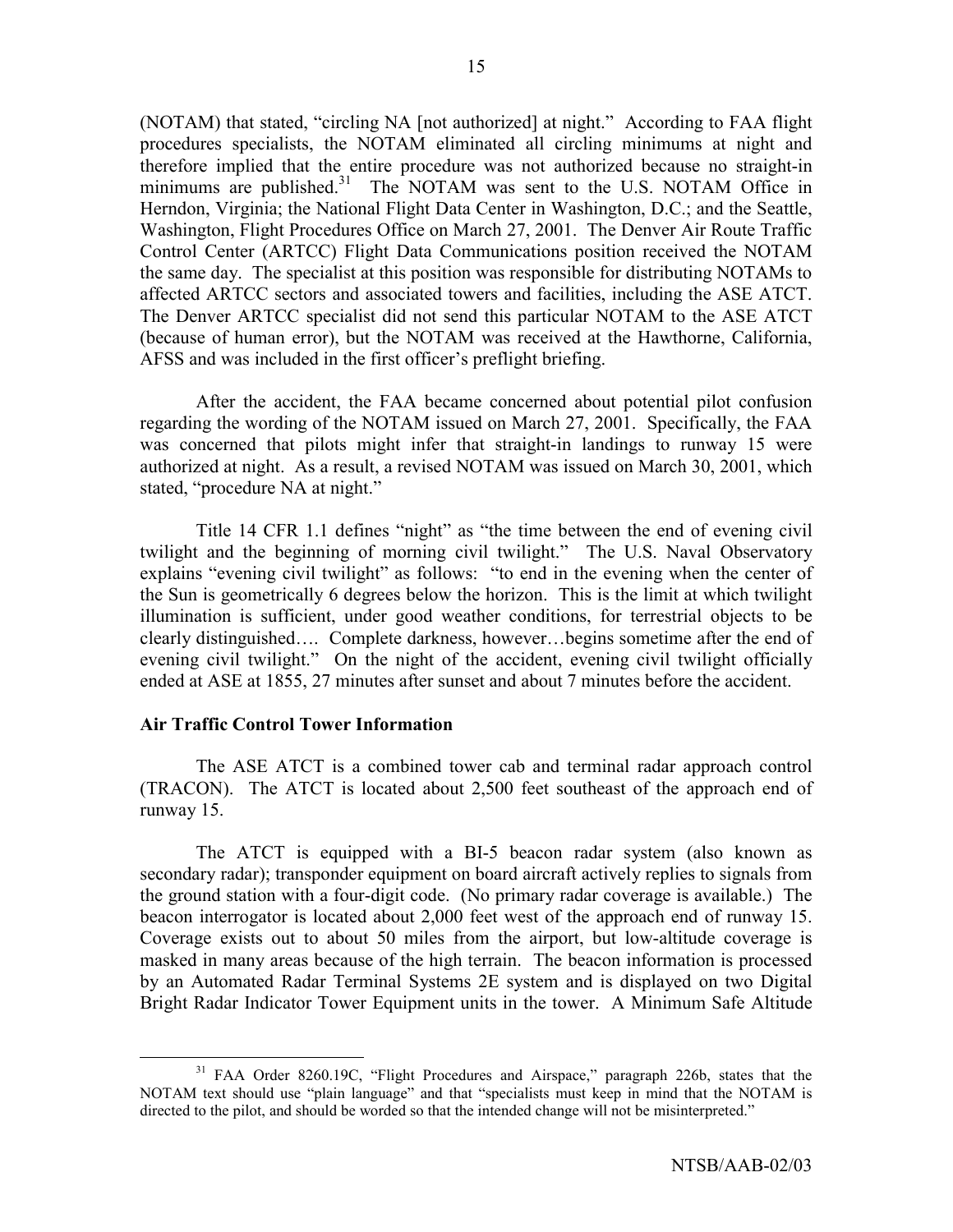(NOTAM) that stated, "circling NA [not authorized] at night." According to FAA flight procedures specialists, the NOTAM eliminated all circling minimums at night and therefore implied that the entire procedure was not authorized because no straight-in minimums are published.[31] The NOTAM was sent to the U.S. NOTAM Office in Herndon, Virginia; the National Flight Data Center in Washington, D.C.; and the Seattle, Washington, Flight Procedures Office on March 27, 2001. The Denver Air Route Traffic Control Center (ARTCC) Flight Data Communications position received the NOTAM the same day. The specialist at this position was responsible for distributing NOTAMs to affected ARTCC sectors and associated towers and facilities, including the ASE ATCT. The Denver ARTCC specialist did not send this particular NOTAM to the ASE ATCT (because of human error), but the NOTAM was received at the Hawthorne, California, AFSS and was included in the first officer's preflight briefing.

After the accident, the FAA became concerned about potential pilot confusion regarding the wording of the NOTAM issued on March 27, 2001. Specifically, the FAA was concerned that pilots might infer that straight-in landings to runway 15 were authorized at night. As a result, a revised NOTAM was issued on March 30, 2001, which stated, "procedure NA at night."

Title 14 CFR 1.1 defines "night" as "the time between the end of evening civil twilight and the beginning of morning civil twilight." The U.S. Naval Observatory explains "evening civil twilight" as follows: "to end in the evening when the center of the Sun is geometrically 6 degrees below the horizon. This is the limit at which twilight illumination is sufficient, under good weather conditions, for terrestrial objects to be clearly distinguished…. Complete darkness, however…begins sometime after the end of evening civil twilight." On the night of the accident, evening civil twilight officially ended at ASE at 1855, 27 minutes after sunset and about 7 minutes before the accident.

### Air Traffic Control Tower Information

The ASE ATCT is a combined tower cab and terminal radar approach control (TRACON). The ATCT is located about 2,500 feet southeast of the approach end of runway 15.

The ATCT is equipped with a BI-5 beacon radar system (also known as secondary radar); transponder equipment on board aircraft actively replies to signals from the ground station with a four-digit code. (No primary radar coverage is available.) The beacon interrogator is located about 2,000 feet west of the approach end of runway 15. Coverage exists out to about 50 miles from the airport, but low-altitude coverage is masked in many areas because of the high terrain. The beacon information is processed by an Automated Radar Terminal Systems 2E system and is displayed on two Digital Bright Radar Indicator Tower Equipment units in the tower. A Minimum Safe Altitude

[31] FAA Order 8260.19C, "Flight Procedures and Airspace," paragraph 226b, states that the NOTAM text should use "plain language" and that "specialists must keep in mind that the NOTAM is directed to the pilot, and should be worded so that the intended change will not be misinterpreted."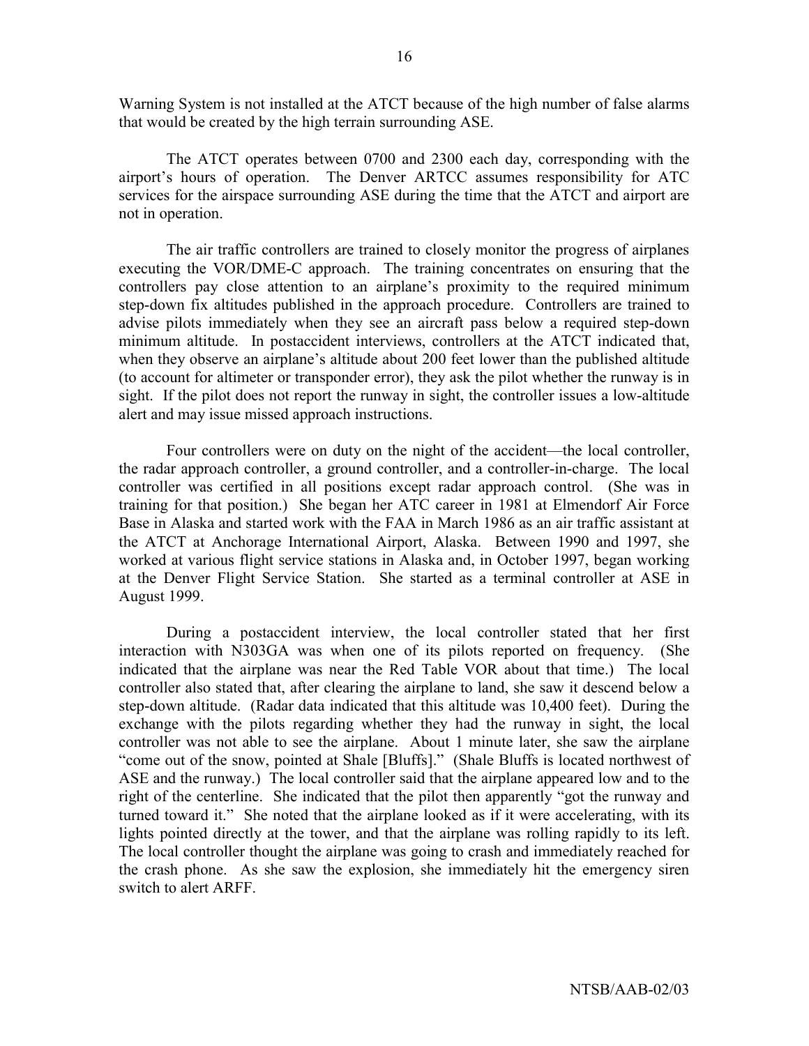Warning System is not installed at the ATCT because of the high number of false alarms that would be created by the high terrain surrounding ASE.

The ATCT operates between 0700 and 2300 each day, corresponding with the airport's hours of operation. The Denver ARTCC assumes responsibility for ATC services for the airspace surrounding ASE during the time that the ATCT and airport are not in operation.

The air traffic controllers are trained to closely monitor the progress of airplanes executing the VOR/DME-C approach. The training concentrates on ensuring that the controllers pay close attention to an airplane's proximity to the required minimum step-down fix altitudes published in the approach procedure. Controllers are trained to advise pilots immediately when they see an aircraft pass below a required step-down minimum altitude. In postaccident interviews, controllers at the ATCT indicated that, when they observe an airplane's altitude about 200 feet lower than the published altitude (to account for altimeter or transponder error), they ask the pilot whether the runway is in sight. If the pilot does not report the runway in sight, the controller issues a low-altitude alert and may issue missed approach instructions.

Four controllers were on duty on the night of the accident—the local controller, the radar approach controller, a ground controller, and a controller-in-charge. The local controller was certified in all positions except radar approach control. (She was in training for that position.) She began her ATC career in 1981 at Elmendorf Air Force Base in Alaska and started work with the FAA in March 1986 as an air traffic assistant at the ATCT at Anchorage International Airport, Alaska. Between 1990 and 1997, she worked at various flight service stations in Alaska and, in October 1997, began working at the Denver Flight Service Station. She started as a terminal controller at ASE in August 1999.

During a postaccident interview, the local controller stated that her first interaction with N303GA was when one of its pilots reported on frequency. (She indicated that the airplane was near the Red Table VOR about that time.) The local controller also stated that, after clearing the airplane to land, she saw it descend below a step-down altitude. (Radar data indicated that this altitude was 10,400 feet). During the exchange with the pilots regarding whether they had the runway in sight, the local controller was not able to see the airplane. About 1 minute later, she saw the airplane "come out of the snow, pointed at Shale [Bluffs]." (Shale Bluffs is located northwest of ASE and the runway.) The local controller said that the airplane appeared low and to the right of the centerline. She indicated that the pilot then apparently "got the runway and turned toward it." She noted that the airplane looked as if it were accelerating, with its lights pointed directly at the tower, and that the airplane was rolling rapidly to its left. The local controller thought the airplane was going to crash and immediately reached for the crash phone. As she saw the explosion, she immediately hit the emergency siren switch to alert ARFF.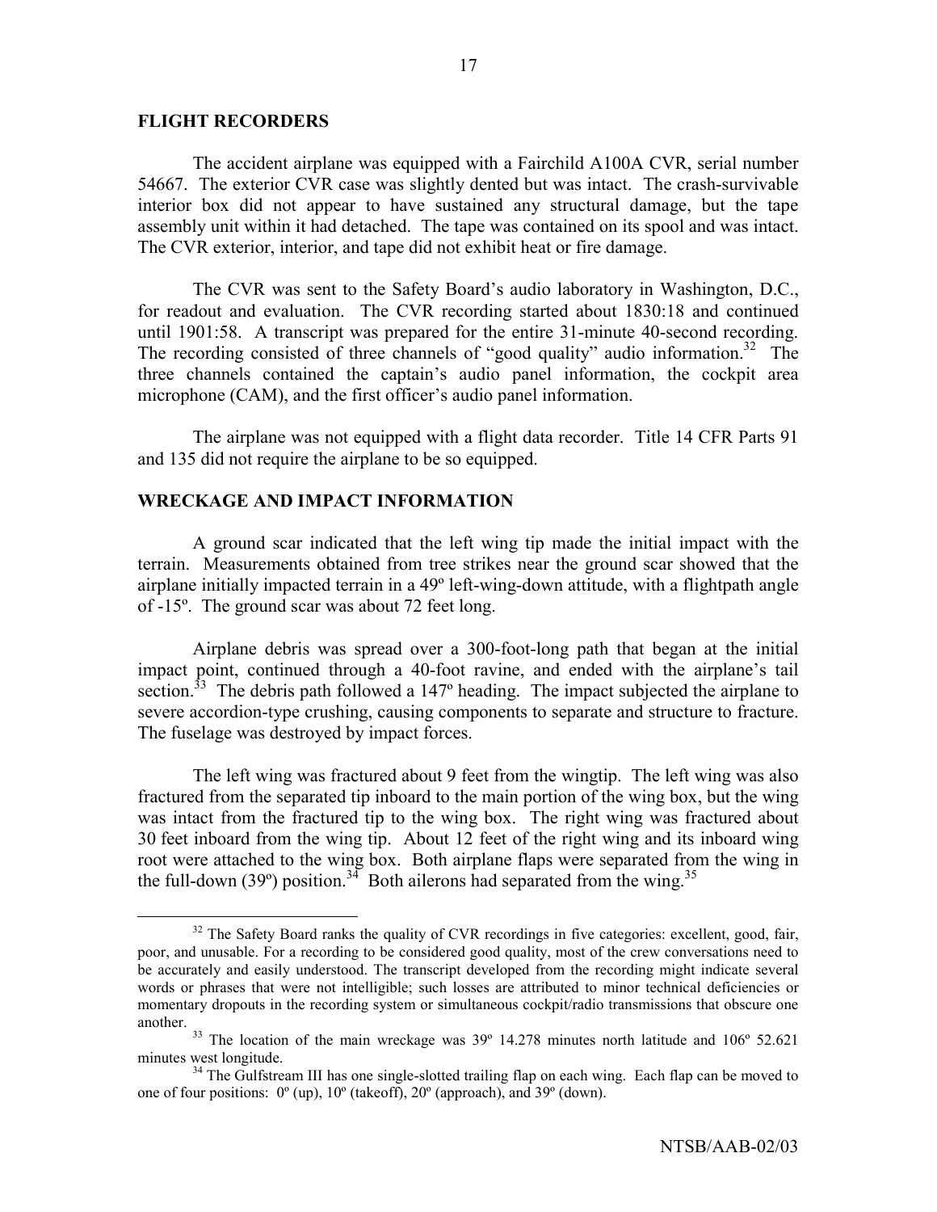## FLIGHT RECORDERS

The accident airplane was equipped with a Fairchild A100A CVR, serial number 54667. The exterior CVR case was slightly dented but was intact. The crash-survivable interior box did not appear to have sustained any structural damage, but the tape assembly unit within it had detached. The tape was contained on its spool and was intact. The CVR exterior, interior, and tape did not exhibit heat or fire damage.

The CVR was sent to the Safety Board's audio laboratory in Washington, D.C., for readout and evaluation. The CVR recording started about 1830:18 and continued until 1901:58. A transcript was prepared for the entire 31-minute 40-second recording. The recording consisted of three channels of "good quality" audio information.[32] The three channels contained the captain's audio panel information, the cockpit area microphone (CAM), and the first officer's audio panel information.

The airplane was not equipped with a flight data recorder. Title 14 CFR Parts 91 and 135 did not require the airplane to be so equipped.

## WRECKAGE AND IMPACT INFORMATION

A ground scar indicated that the left wing tip made the initial impact with the terrain. Measurements obtained from tree strikes near the ground scar showed that the airplane initially impacted terrain in a 49º left-wing-down attitude, with a flightpath angle of -15º. The ground scar was about 72 feet long.

Airplane debris was spread over a 300-foot-long path that began at the initial impact point, continued through a 40-foot ravine, and ended with the airplane's tail section.[33] The debris path followed a 147º heading. The impact subjected the airplane to severe accordion-type crushing, causing components to separate and structure to fracture. The fuselage was destroyed by impact forces.

The left wing was fractured about 9 feet from the wingtip. The left wing was also fractured from the separated tip inboard to the main portion of the wing box, but the wing was intact from the fractured tip to the wing box. The right wing was fractured about 30 feet inboard from the wing tip. About 12 feet of the right wing and its inboard wing root were attached to the wing box. Both airplane flaps were separated from the wing in the full-down (39º) position.[34] Both ailerons had separated from the wing.[35]

---

[32] The Safety Board ranks the quality of CVR recordings in five categories: excellent, good, fair, poor, and unusable. For a recording to be considered good quality, most of the crew conversations need to be accurately and easily understood. The transcript developed from the recording might indicate several words or phrases that were not intelligible; such losses are attributed to minor technical deficiencies or momentary dropouts in the recording system or simultaneous cockpit/radio transmissions that obscure one another.

[33] The location of the main wreckage was 39º 14.278 minutes north latitude and 106º 52.621 minutes west longitude.

[34] The Gulfstream III has one single-slotted trailing flap on each wing. Each flap can be moved to one of four positions: 0º (up), 10º (takeoff), 20º (approach), and 39º (down).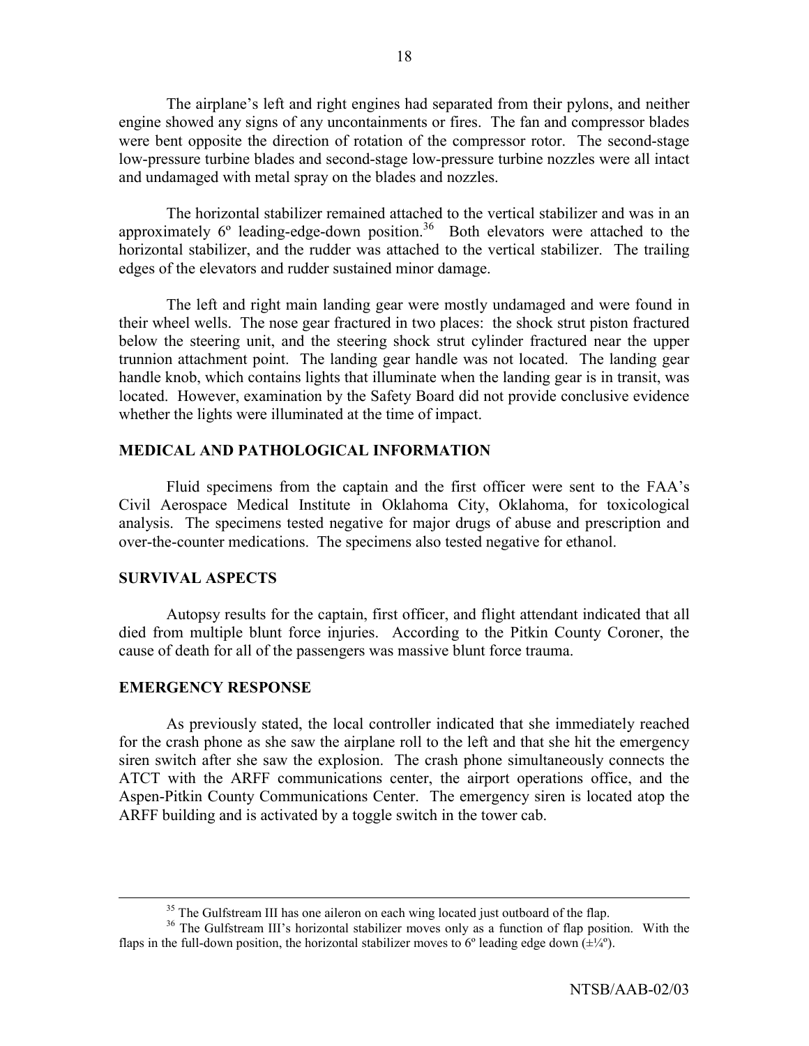The airplane's left and right engines had separated from their pylons, and neither engine showed any signs of any uncontainments or fires. The fan and compressor blades were bent opposite the direction of rotation of the compressor rotor. The second-stage low-pressure turbine blades and second-stage low-pressure turbine nozzles were all intact and undamaged with metal spray on the blades and nozzles.

The horizontal stabilizer remained attached to the vertical stabilizer and was in an approximately 6º leading-edge-down position.[36] Both elevators were attached to the horizontal stabilizer, and the rudder was attached to the vertical stabilizer. The trailing edges of the elevators and rudder sustained minor damage.

The left and right main landing gear were mostly undamaged and were found in their wheel wells. The nose gear fractured in two places: the shock strut piston fractured below the steering unit, and the steering shock strut cylinder fractured near the upper trunnion attachment point. The landing gear handle was not located. The landing gear handle knob, which contains lights that illuminate when the landing gear is in transit, was located. However, examination by the Safety Board did not provide conclusive evidence whether the lights were illuminated at the time of impact.

## MEDICAL AND PATHOLOGICAL INFORMATION

Fluid specimens from the captain and the first officer were sent to the FAA's Civil Aerospace Medical Institute in Oklahoma City, Oklahoma, for toxicological analysis. The specimens tested negative for major drugs of abuse and prescription and over-the-counter medications. The specimens also tested negative for ethanol.

## SURVIVAL ASPECTS

Autopsy results for the captain, first officer, and flight attendant indicated that all died from multiple blunt force injuries. According to the Pitkin County Coroner, the cause of death for all of the passengers was massive blunt force trauma.

## EMERGENCY RESPONSE

As previously stated, the local controller indicated that she immediately reached for the crash phone as she saw the airplane roll to the left and that she hit the emergency siren switch after she saw the explosion. The crash phone simultaneously connects the ATCT with the ARFF communications center, the airport operations office, and the Aspen-Pitkin County Communications Center. The emergency siren is located atop the ARFF building and is activated by a toggle switch in the tower cab.

---

[35] The Gulfstream III has one aileron on each wing located just outboard of the flap.

[36] The Gulfstream III's horizontal stabilizer moves only as a function of flap position. With the flaps in the full-down position, the horizontal stabilizer moves to 6º leading edge down (±¼º).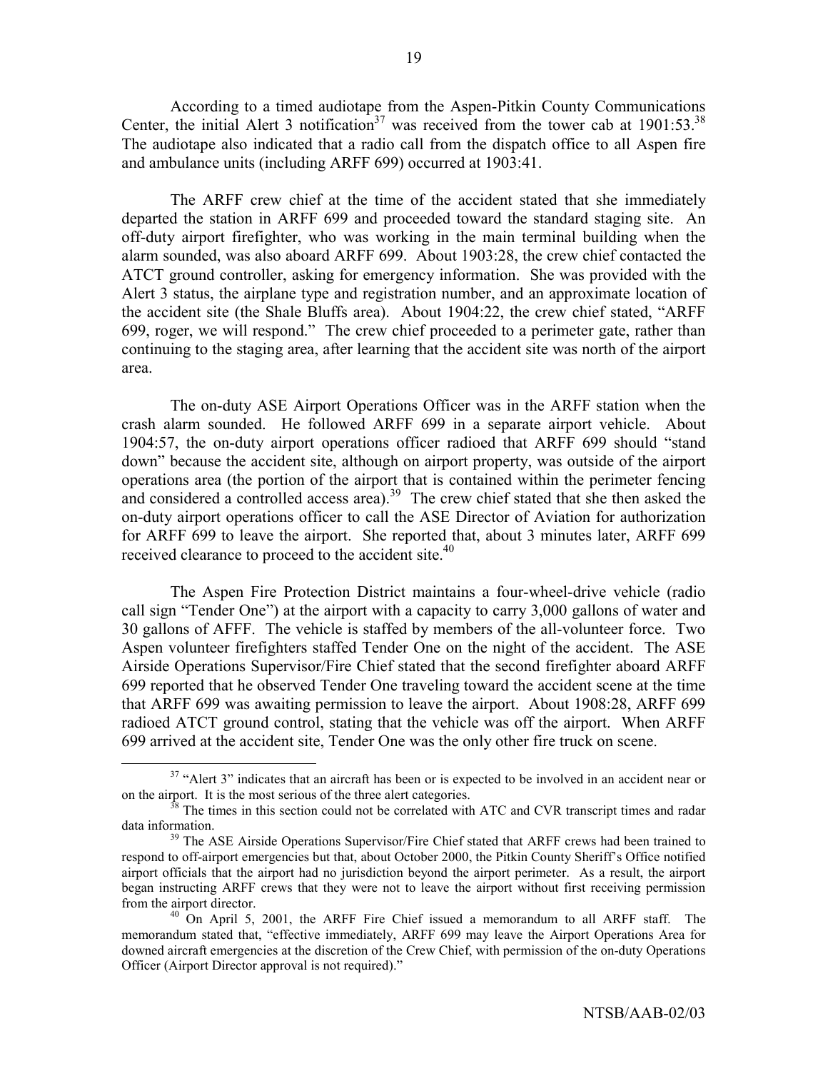According to a timed audiotape from the Aspen-Pitkin County Communications Center, the initial Alert 3 notification[37] was received from the tower cab at 1901:53.[38] The audiotape also indicated that a radio call from the dispatch office to all Aspen fire and ambulance units (including ARFF 699) occurred at 1903:41.

The ARFF crew chief at the time of the accident stated that she immediately departed the station in ARFF 699 and proceeded toward the standard staging site. An off-duty airport firefighter, who was working in the main terminal building when the alarm sounded, was also aboard ARFF 699. About 1903:28, the crew chief contacted the ATCT ground controller, asking for emergency information. She was provided with the Alert 3 status, the airplane type and registration number, and an approximate location of the accident site (the Shale Bluffs area). About 1904:22, the crew chief stated, "ARFF 699, roger, we will respond." The crew chief proceeded to a perimeter gate, rather than continuing to the staging area, after learning that the accident site was north of the airport area.

The on-duty ASE Airport Operations Officer was in the ARFF station when the crash alarm sounded. He followed ARFF 699 in a separate airport vehicle. About 1904:57, the on-duty airport operations officer radioed that ARFF 699 should "stand down" because the accident site, although on airport property, was outside of the airport operations area (the portion of the airport that is contained within the perimeter fencing and considered a controlled access area).[39] The crew chief stated that she then asked the on-duty airport operations officer to call the ASE Director of Aviation for authorization for ARFF 699 to leave the airport. She reported that, about 3 minutes later, ARFF 699 received clearance to proceed to the accident site.[40]

The Aspen Fire Protection District maintains a four-wheel-drive vehicle (radio call sign "Tender One") at the airport with a capacity to carry 3,000 gallons of water and 30 gallons of AFFF. The vehicle is staffed by members of the all-volunteer force. Two Aspen volunteer firefighters staffed Tender One on the night of the accident. The ASE Airside Operations Supervisor/Fire Chief stated that the second firefighter aboard ARFF 699 reported that he observed Tender One traveling toward the accident scene at the time that ARFF 699 was awaiting permission to leave the airport. About 1908:28, ARFF 699 radioed ATCT ground control, stating that the vehicle was off the airport. When ARFF 699 arrived at the accident site, Tender One was the only other fire truck on scene.

---

[37] "Alert 3" indicates that an aircraft has been or is expected to be involved in an accident near or on the airport. It is the most serious of the three alert categories.

[38] The times in this section could not be correlated with ATC and CVR transcript times and radar data information.

[39] The ASE Airside Operations Supervisor/Fire Chief stated that ARFF crews had been trained to respond to off-airport emergencies but that, about October 2000, the Pitkin County Sheriff's Office notified airport officials that the airport had no jurisdiction beyond the airport perimeter. As a result, the airport began instructing ARFF crews that they were not to leave the airport without first receiving permission from the airport director.

[40] On April 5, 2001, the ARFF Fire Chief issued a memorandum to all ARFF staff. The memorandum stated that, "effective immediately, ARFF 699 may leave the Airport Operations Area for downed aircraft emergencies at the discretion of the Crew Chief, with permission of the on-duty Operations Officer (Airport Director approval is not required)."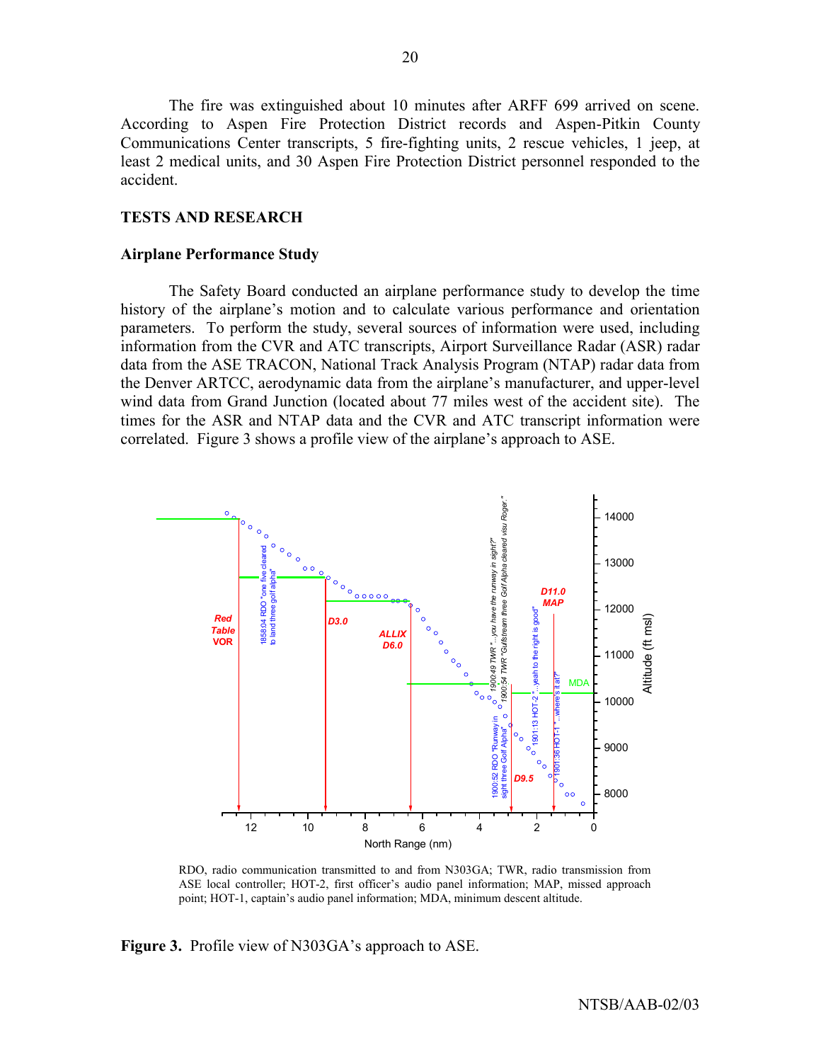The fire was extinguished about 10 minutes after ARFF 699 arrived on scene. According to Aspen Fire Protection District records and Aspen-Pitkin County Communications Center transcripts, 5 fire-fighting units, 2 rescue vehicles, 1 jeep, at least 2 medical units, and 30 Aspen Fire Protection District personnel responded to the accident.

## TESTS AND RESEARCH

### Airplane Performance Study

The Safety Board conducted an airplane performance study to develop the time history of the airplane's motion and to calculate various performance and orientation parameters. To perform the study, several sources of information were used, including information from the CVR and ATC transcripts, Airport Surveillance Radar (ASR) radar data from the ASE TRACON, National Track Analysis Program (NTAP) radar data from the Denver ARTCC, aerodynamic data from the airplane's manufacturer, and upper-level wind data from Grand Junction (located about 77 miles west of the accident site). The times for the ASR and NTAP data and the CVR and ATC transcript information were correlated. Figure 3 shows a profile view of the airplane's approach to ASE.

RDO, radio communication transmitted to and from N303GA; TWR, radio transmission from ASE local controller; HOT-2, first officer's audio panel information; MAP, missed approach point; HOT-1, captain's audio panel information; MDA, minimum descent altitude.

**Figure 3.** Profile view of N303GA's approach to ASE.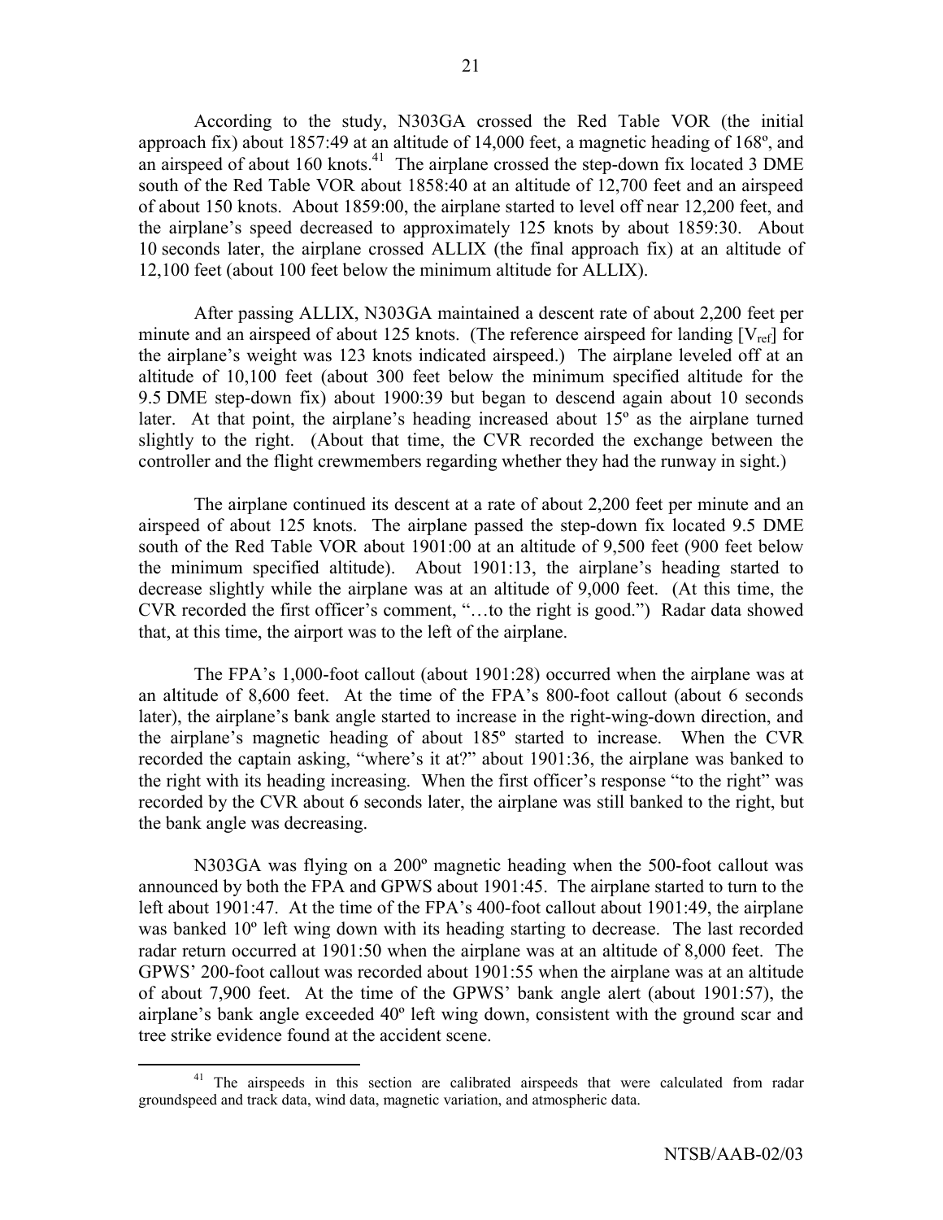According to the study, N303GA crossed the Red Table VOR (the initial approach fix) about 1857:49 at an altitude of 14,000 feet, a magnetic heading of 168º, and an airspeed of about 160 knots.[41] The airplane crossed the step-down fix located 3 DME south of the Red Table VOR about 1858:40 at an altitude of 12,700 feet and an airspeed of about 150 knots. About 1859:00, the airplane started to level off near 12,200 feet, and the airplane's speed decreased to approximately 125 knots by about 1859:30. About 10 seconds later, the airplane crossed ALLIX (the final approach fix) at an altitude of 12,100 feet (about 100 feet below the minimum altitude for ALLIX).

After passing ALLIX, N303GA maintained a descent rate of about 2,200 feet per minute and an airspeed of about 125 knots. (The reference airspeed for landing [$V_{ref}$] for the airplane's weight was 123 knots indicated airspeed.) The airplane leveled off at an altitude of 10,100 feet (about 300 feet below the minimum specified altitude for the 9.5 DME step-down fix) about 1900:39 but began to descend again about 10 seconds later. At that point, the airplane's heading increased about 15º as the airplane turned slightly to the right. (About that time, the CVR recorded the exchange between the controller and the flight crewmembers regarding whether they had the runway in sight.)

The airplane continued its descent at a rate of about 2,200 feet per minute and an airspeed of about 125 knots. The airplane passed the step-down fix located 9.5 DME south of the Red Table VOR about 1901:00 at an altitude of 9,500 feet (900 feet below the minimum specified altitude). About 1901:13, the airplane's heading started to decrease slightly while the airplane was at an altitude of 9,000 feet. (At this time, the CVR recorded the first officer's comment, "…to the right is good.") Radar data showed that, at this time, the airport was to the left of the airplane.

The FPA's 1,000-foot callout (about 1901:28) occurred when the airplane was at an altitude of 8,600 feet. At the time of the FPA's 800-foot callout (about 6 seconds later), the airplane's bank angle started to increase in the right-wing-down direction, and the airplane's magnetic heading of about 185º started to increase. When the CVR recorded the captain asking, "where's it at?" about 1901:36, the airplane was banked to the right with its heading increasing. When the first officer's response "to the right" was recorded by the CVR about 6 seconds later, the airplane was still banked to the right, but the bank angle was decreasing.

N303GA was flying on a 200º magnetic heading when the 500-foot callout was announced by both the FPA and GPWS about 1901:45. The airplane started to turn to the left about 1901:47. At the time of the FPA's 400-foot callout about 1901:49, the airplane was banked 10º left wing down with its heading starting to decrease. The last recorded radar return occurred at 1901:50 when the airplane was at an altitude of 8,000 feet. The GPWS' 200-foot callout was recorded about 1901:55 when the airplane was at an altitude of about 7,900 feet. At the time of the GPWS' bank angle alert (about 1901:57), the airplane's bank angle exceeded 40º left wing down, consistent with the ground scar and tree strike evidence found at the accident scene.

[41] The airspeeds in this section are calibrated airspeeds that were calculated from radar groundspeed and track data, wind data, magnetic variation, and atmospheric data.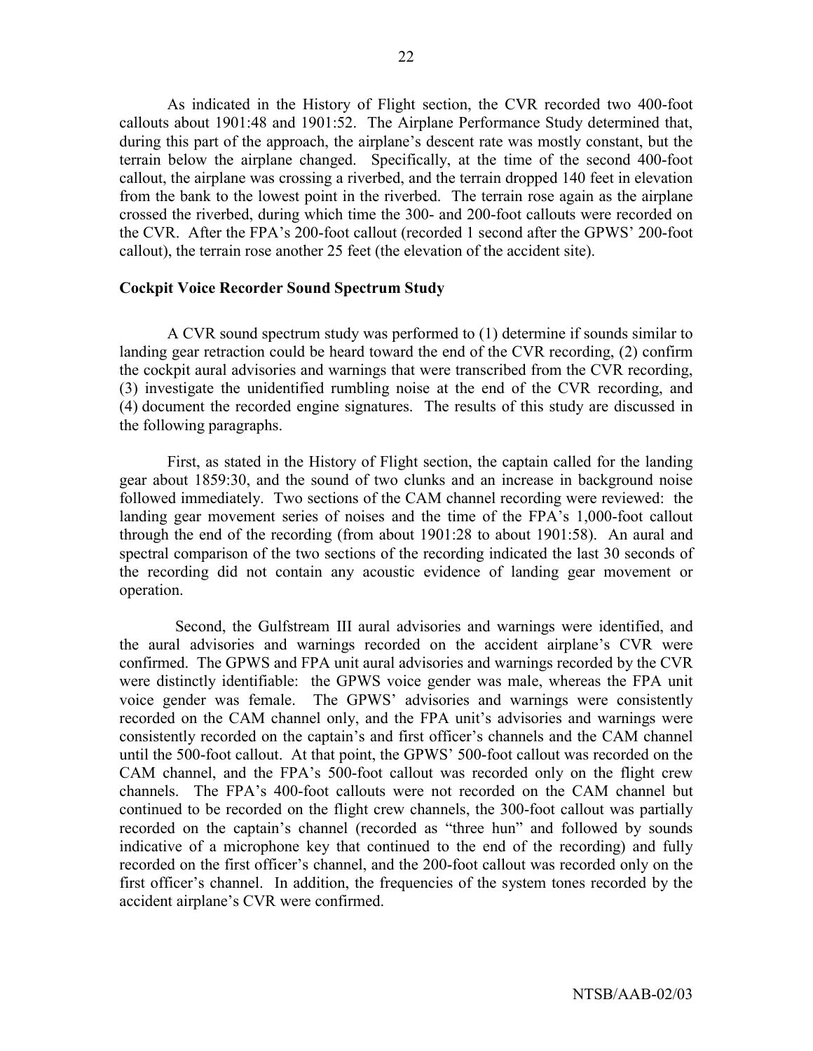As indicated in the History of Flight section, the CVR recorded two 400-foot callouts about 1901:48 and 1901:52. The Airplane Performance Study determined that, during this part of the approach, the airplane's descent rate was mostly constant, but the terrain below the airplane changed. Specifically, at the time of the second 400-foot callout, the airplane was crossing a riverbed, and the terrain dropped 140 feet in elevation from the bank to the lowest point in the riverbed. The terrain rose again as the airplane crossed the riverbed, during which time the 300- and 200-foot callouts were recorded on the CVR. After the FPA's 200-foot callout (recorded 1 second after the GPWS' 200-foot callout), the terrain rose another 25 feet (the elevation of the accident site).

**Cockpit Voice Recorder Sound Spectrum Study**

A CVR sound spectrum study was performed to (1) determine if sounds similar to landing gear retraction could be heard toward the end of the CVR recording, (2) confirm the cockpit aural advisories and warnings that were transcribed from the CVR recording, (3) investigate the unidentified rumbling noise at the end of the CVR recording, and (4) document the recorded engine signatures. The results of this study are discussed in the following paragraphs.

First, as stated in the History of Flight section, the captain called for the landing gear about 1859:30, and the sound of two clunks and an increase in background noise followed immediately. Two sections of the CAM channel recording were reviewed: the landing gear movement series of noises and the time of the FPA's 1,000-foot callout through the end of the recording (from about 1901:28 to about 1901:58). An aural and spectral comparison of the two sections of the recording indicated the last 30 seconds of the recording did not contain any acoustic evidence of landing gear movement or operation.

Second, the Gulfstream III aural advisories and warnings were identified, and the aural advisories and warnings recorded on the accident airplane's CVR were confirmed. The GPWS and FPA unit aural advisories and warnings recorded by the CVR were distinctly identifiable: the GPWS voice gender was male, whereas the FPA unit voice gender was female. The GPWS' advisories and warnings were consistently recorded on the CAM channel only, and the FPA unit's advisories and warnings were consistently recorded on the captain's and first officer's channels and the CAM channel until the 500-foot callout. At that point, the GPWS' 500-foot callout was recorded on the CAM channel, and the FPA's 500-foot callout was recorded only on the flight crew channels. The FPA's 400-foot callouts were not recorded on the CAM channel but continued to be recorded on the flight crew channels, the 300-foot callout was partially recorded on the captain's channel (recorded as "three hun" and followed by sounds indicative of a microphone key that continued to the end of the recording) and fully recorded on the first officer's channel, and the 200-foot callout was recorded only on the first officer's channel. In addition, the frequencies of the system tones recorded by the accident airplane's CVR were confirmed.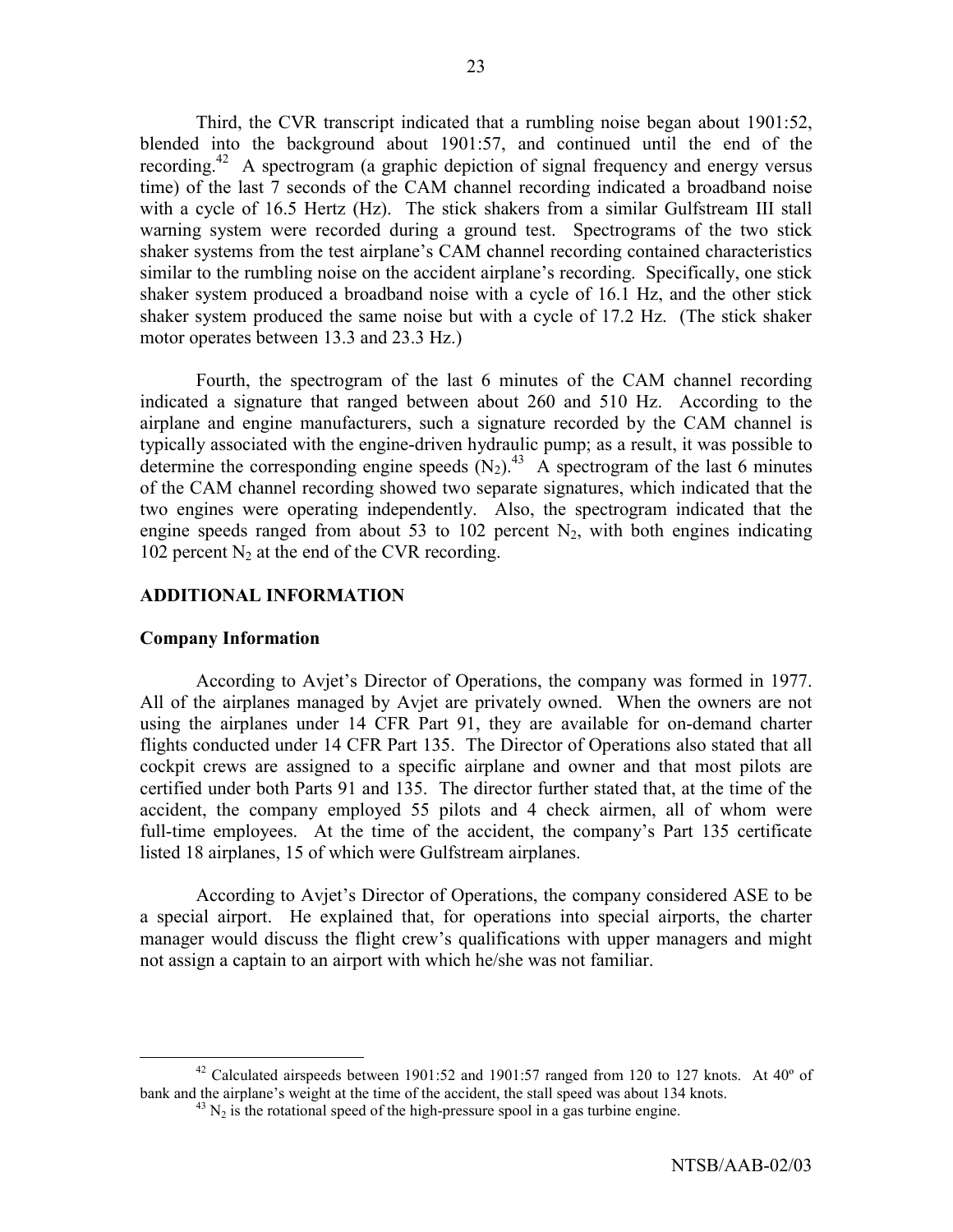Third, the CVR transcript indicated that a rumbling noise began about 1901:52, blended into the background about 1901:57, and continued until the end of the recording.[42] A spectrogram (a graphic depiction of signal frequency and energy versus time) of the last 7 seconds of the CAM channel recording indicated a broadband noise with a cycle of 16.5 Hertz (Hz). The stick shakers from a similar Gulfstream III stall warning system were recorded during a ground test. Spectrograms of the two stick shaker systems from the test airplane's CAM channel recording contained characteristics similar to the rumbling noise on the accident airplane's recording. Specifically, one stick shaker system produced a broadband noise with a cycle of 16.1 Hz, and the other stick shaker system produced the same noise but with a cycle of 17.2 Hz. (The stick shaker motor operates between 13.3 and 23.3 Hz.)

Fourth, the spectrogram of the last 6 minutes of the CAM channel recording indicated a signature that ranged between about 260 and 510 Hz. According to the airplane and engine manufacturers, such a signature recorded by the CAM channel is typically associated with the engine-driven hydraulic pump; as a result, it was possible to determine the corresponding engine speeds ($N_2$).[43] A spectrogram of the last 6 minutes of the CAM channel recording showed two separate signatures, which indicated that the two engines were operating independently. Also, the spectrogram indicated that the engine speeds ranged from about 53 to 102 percent $N_2$, with both engines indicating 102 percent $N_2$ at the end of the CVR recording.

## ADDITIONAL INFORMATION

### Company Information

According to Avjet's Director of Operations, the company was formed in 1977. All of the airplanes managed by Avjet are privately owned. When the owners are not using the airplanes under 14 CFR Part 91, they are available for on-demand charter flights conducted under 14 CFR Part 135. The Director of Operations also stated that all cockpit crews are assigned to a specific airplane and owner and that most pilots are certified under both Parts 91 and 135. The director further stated that, at the time of the accident, the company employed 55 pilots and 4 check airmen, all of whom were full-time employees. At the time of the accident, the company's Part 135 certificate listed 18 airplanes, 15 of which were Gulfstream airplanes.

According to Avjet's Director of Operations, the company considered ASE to be a special airport. He explained that, for operations into special airports, the charter manager would discuss the flight crew's qualifications with upper managers and might not assign a captain to an airport with which he/she was not familiar.

---

[42] Calculated airspeeds between 1901:52 and 1901:57 ranged from 120 to 127 knots. At 40º of bank and the airplane's weight at the time of the accident, the stall speed was about 134 knots.

[43] $N_2$ is the rotational speed of the high-pressure spool in a gas turbine engine.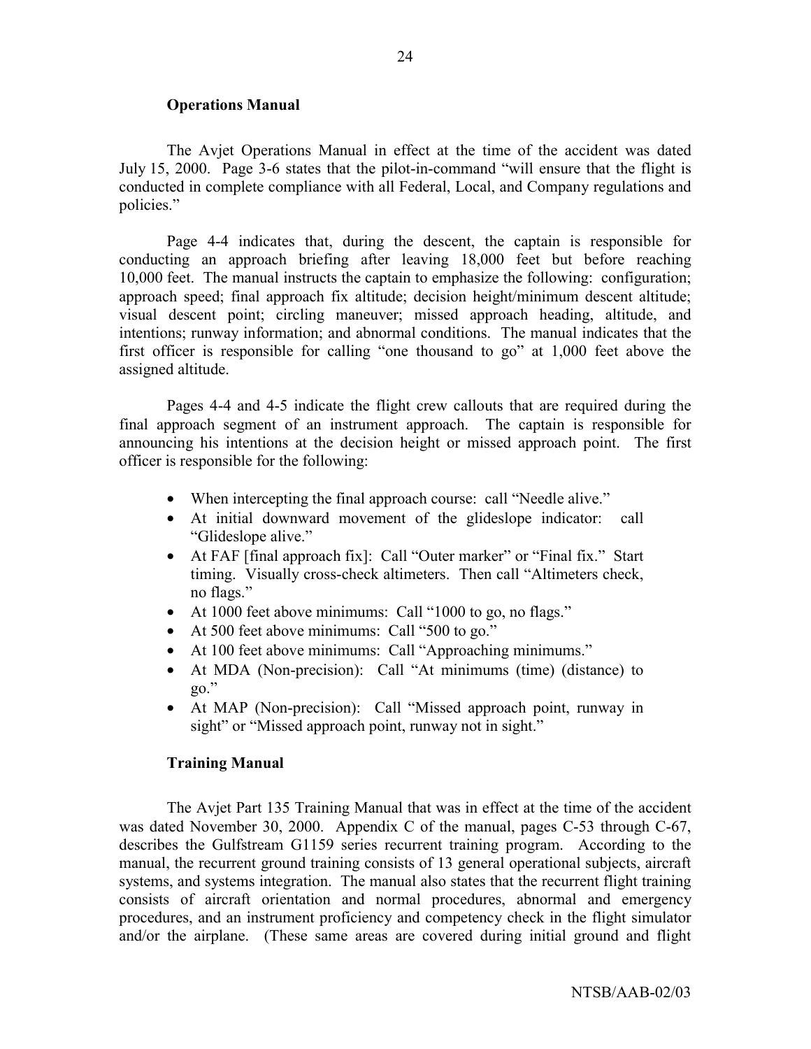### Operations Manual

The Avjet Operations Manual in effect at the time of the accident was dated July 15, 2000. Page 3-6 states that the pilot-in-command "will ensure that the flight is conducted in complete compliance with all Federal, Local, and Company regulations and policies."

Page 4-4 indicates that, during the descent, the captain is responsible for conducting an approach briefing after leaving 18,000 feet but before reaching 10,000 feet. The manual instructs the captain to emphasize the following: configuration; approach speed; final approach fix altitude; decision height/minimum descent altitude; visual descent point; circling maneuver; missed approach heading, altitude, and intentions; runway information; and abnormal conditions. The manual indicates that the first officer is responsible for calling "one thousand to go" at 1,000 feet above the assigned altitude.

Pages 4-4 and 4-5 indicate the flight crew callouts that are required during the final approach segment of an instrument approach. The captain is responsible for announcing his intentions at the decision height or missed approach point. The first officer is responsible for the following:

- When intercepting the final approach course: call "Needle alive."
- At initial downward movement of the glideslope indicator: call "Glideslope alive."
- At FAF [final approach fix]: Call "Outer marker" or "Final fix." Start timing. Visually cross-check altimeters. Then call "Altimeters check, no flags."
- At 1000 feet above minimums: Call "1000 to go, no flags."
- At 500 feet above minimums: Call "500 to go."
- At 100 feet above minimums: Call "Approaching minimums."
- At MDA (Non-precision): Call "At minimums (time) (distance) to go."
- At MAP (Non-precision): Call "Missed approach point, runway in sight" or "Missed approach point, runway not in sight."

### Training Manual

The Avjet Part 135 Training Manual that was in effect at the time of the accident was dated November 30, 2000. Appendix C of the manual, pages C-53 through C-67, describes the Gulfstream G1159 series recurrent training program. According to the manual, the recurrent ground training consists of 13 general operational subjects, aircraft systems, and systems integration. The manual also states that the recurrent flight training consists of aircraft orientation and normal procedures, abnormal and emergency procedures, and an instrument proficiency and competency check in the flight simulator and/or the airplane. (These same areas are covered during initial ground and flight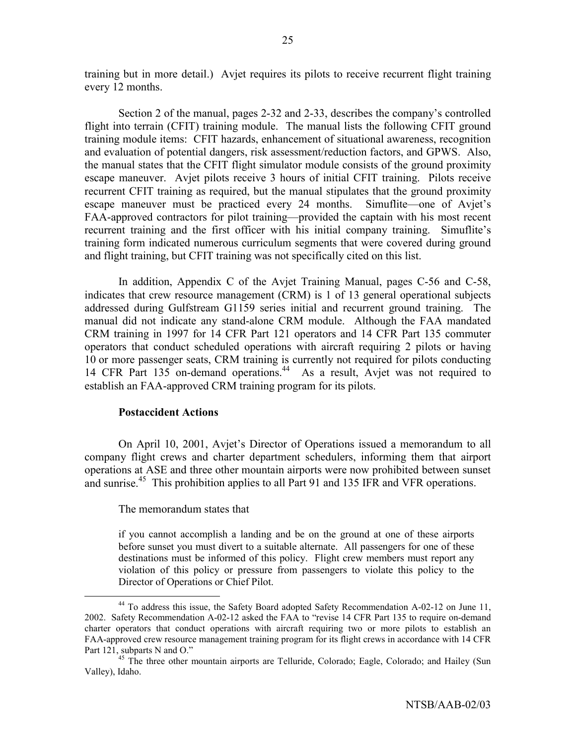training but in more detail.) Avjet requires its pilots to receive recurrent flight training every 12 months.

Section 2 of the manual, pages 2-32 and 2-33, describes the company's controlled flight into terrain (CFIT) training module. The manual lists the following CFIT ground training module items: CFIT hazards, enhancement of situational awareness, recognition and evaluation of potential dangers, risk assessment/reduction factors, and GPWS. Also, the manual states that the CFIT flight simulator module consists of the ground proximity escape maneuver. Avjet pilots receive 3 hours of initial CFIT training. Pilots receive recurrent CFIT training as required, but the manual stipulates that the ground proximity escape maneuver must be practiced every 24 months. Simuflite—one of Avjet's FAA-approved contractors for pilot training—provided the captain with his most recent recurrent training and the first officer with his initial company training. Simuflite's training form indicated numerous curriculum segments that were covered during ground and flight training, but CFIT training was not specifically cited on this list.

In addition, Appendix C of the Avjet Training Manual, pages C-56 and C-58, indicates that crew resource management (CRM) is 1 of 13 general operational subjects addressed during Gulfstream G1159 series initial and recurrent ground training. The manual did not indicate any stand-alone CRM module. Although the FAA mandated CRM training in 1997 for 14 CFR Part 121 operators and 14 CFR Part 135 commuter operators that conduct scheduled operations with aircraft requiring 2 pilots or having 10 or more passenger seats, CRM training is currently not required for pilots conducting 14 CFR Part 135 on-demand operations.[44] As a result, Avjet was not required to establish an FAA-approved CRM training program for its pilots.

### Postaccident Actions

On April 10, 2001, Avjet's Director of Operations issued a memorandum to all company flight crews and charter department schedulers, informing them that airport operations at ASE and three other mountain airports were now prohibited between sunset and sunrise.[45] This prohibition applies to all Part 91 and 135 IFR and VFR operations.

The memorandum states that

> if you cannot accomplish a landing and be on the ground at one of these airports before sunset you must divert to a suitable alternate. All passengers for one of these destinations must be informed of this policy. Flight crew members must report any violation of this policy or pressure from passengers to violate this policy to the Director of Operations or Chief Pilot.

---

[44] To address this issue, the Safety Board adopted Safety Recommendation A-02-12 on June 11, 2002. Safety Recommendation A-02-12 asked the FAA to "revise 14 CFR Part 135 to require on-demand charter operators that conduct operations with aircraft requiring two or more pilots to establish an FAA-approved crew resource management training program for its flight crews in accordance with 14 CFR Part 121, subparts N and O."

[45] The three other mountain airports are Telluride, Colorado; Eagle, Colorado; and Hailey (Sun Valley), Idaho.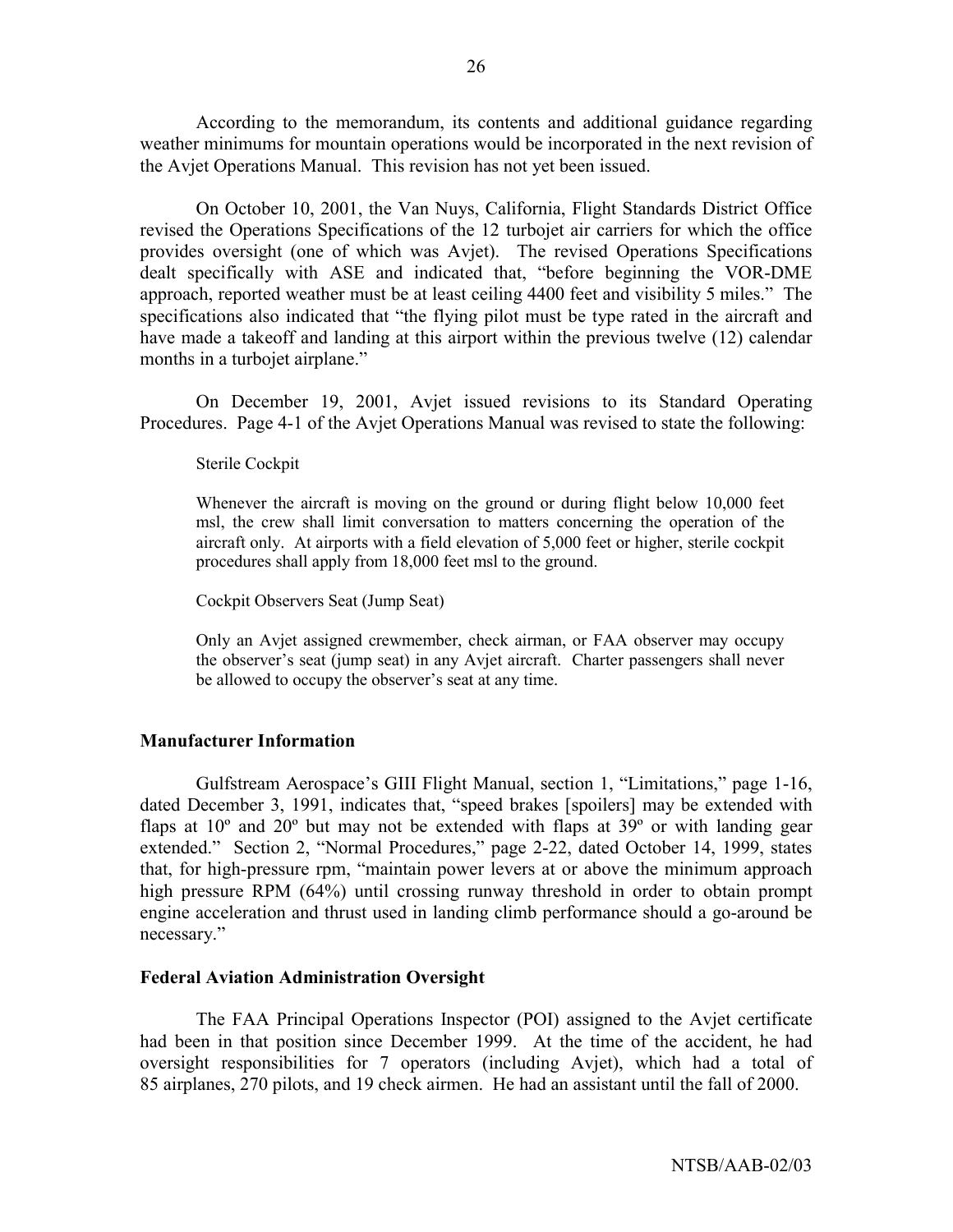According to the memorandum, its contents and additional guidance regarding weather minimums for mountain operations would be incorporated in the next revision of the Avjet Operations Manual. This revision has not yet been issued.

On October 10, 2001, the Van Nuys, California, Flight Standards District Office revised the Operations Specifications of the 12 turbojet air carriers for which the office provides oversight (one of which was Avjet). The revised Operations Specifications dealt specifically with ASE and indicated that, "before beginning the VOR-DME approach, reported weather must be at least ceiling 4400 feet and visibility 5 miles." The specifications also indicated that "the flying pilot must be type rated in the aircraft and have made a takeoff and landing at this airport within the previous twelve (12) calendar months in a turbojet airplane."

On December 19, 2001, Avjet issued revisions to its Standard Operating Procedures. Page 4-1 of the Avjet Operations Manual was revised to state the following:

> Sterile Cockpit
>
> Whenever the aircraft is moving on the ground or during flight below 10,000 feet msl, the crew shall limit conversation to matters concerning the operation of the aircraft only. At airports with a field elevation of 5,000 feet or higher, sterile cockpit procedures shall apply from 18,000 feet msl to the ground.
>
> Cockpit Observers Seat (Jump Seat)
>
> Only an Avjet assigned crewmember, check airman, or FAA observer may occupy the observer's seat (jump seat) in any Avjet aircraft. Charter passengers shall never be allowed to occupy the observer's seat at any time.

### Manufacturer Information

Gulfstream Aerospace's GIII Flight Manual, section 1, "Limitations," page 1-16, dated December 3, 1991, indicates that, "speed brakes [spoilers] may be extended with flaps at 10º and 20º but may not be extended with flaps at 39º or with landing gear extended." Section 2, "Normal Procedures," page 2-22, dated October 14, 1999, states that, for high-pressure rpm, "maintain power levers at or above the minimum approach high pressure RPM (64%) until crossing runway threshold in order to obtain prompt engine acceleration and thrust used in landing climb performance should a go-around be necessary."

### Federal Aviation Administration Oversight

The FAA Principal Operations Inspector (POI) assigned to the Avjet certificate had been in that position since December 1999. At the time of the accident, he had oversight responsibilities for 7 operators (including Avjet), which had a total of 85 airplanes, 270 pilots, and 19 check airmen. He had an assistant until the fall of 2000.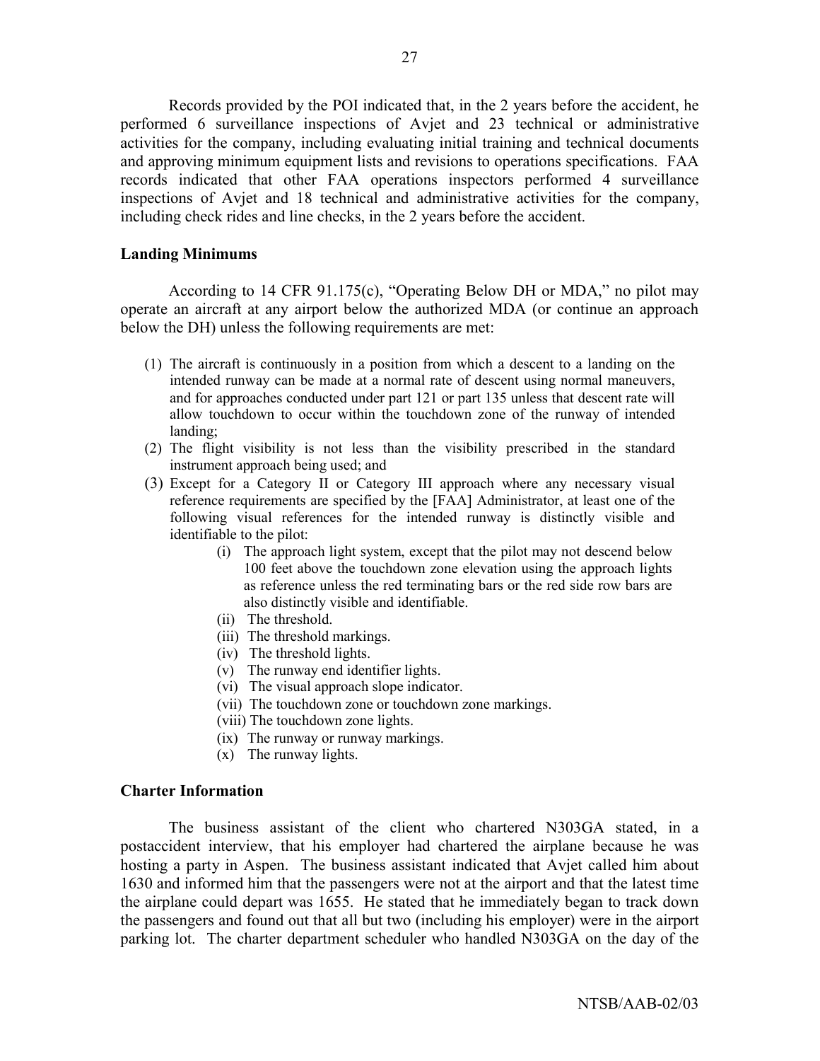Records provided by the POI indicated that, in the 2 years before the accident, he performed 6 surveillance inspections of Avjet and 23 technical or administrative activities for the company, including evaluating initial training and technical documents and approving minimum equipment lists and revisions to operations specifications. FAA records indicated that other FAA operations inspectors performed 4 surveillance inspections of Avjet and 18 technical and administrative activities for the company, including check rides and line checks, in the 2 years before the accident.

**Landing Minimums**

According to 14 CFR 91.175(c), "Operating Below DH or MDA," no pilot may operate an aircraft at any airport below the authorized MDA (or continue an approach below the DH) unless the following requirements are met:

(1) The aircraft is continuously in a position from which a descent to a landing on the intended runway can be made at a normal rate of descent using normal maneuvers, and for approaches conducted under part 121 or part 135 unless that descent rate will allow touchdown to occur within the touchdown zone of the runway of intended landing;

(2) The flight visibility is not less than the visibility prescribed in the standard instrument approach being used; and

(3) Except for a Category II or Category III approach where any necessary visual reference requirements are specified by the [FAA] Administrator, at least one of the following visual references for the intended runway is distinctly visible and identifiable to the pilot:

   (i) The approach light system, except that the pilot may not descend below 100 feet above the touchdown zone elevation using the approach lights as reference unless the red terminating bars or the red side row bars are also distinctly visible and identifiable.

   (ii) The threshold.

   (iii) The threshold markings.

   (iv) The threshold lights.

   (v) The runway end identifier lights.

   (vi) The visual approach slope indicator.

   (vii) The touchdown zone or touchdown zone markings.

   (viii) The touchdown zone lights.

   (ix) The runway or runway markings.

   (x) The runway lights.

**Charter Information**

The business assistant of the client who chartered N303GA stated, in a postaccident interview, that his employer had chartered the airplane because he was hosting a party in Aspen. The business assistant indicated that Avjet called him about 1630 and informed him that the passengers were not at the airport and that the latest time the airplane could depart was 1655. He stated that he immediately began to track down the passengers and found out that all but two (including his employer) were in the airport parking lot. The charter department scheduler who handled N303GA on the day of the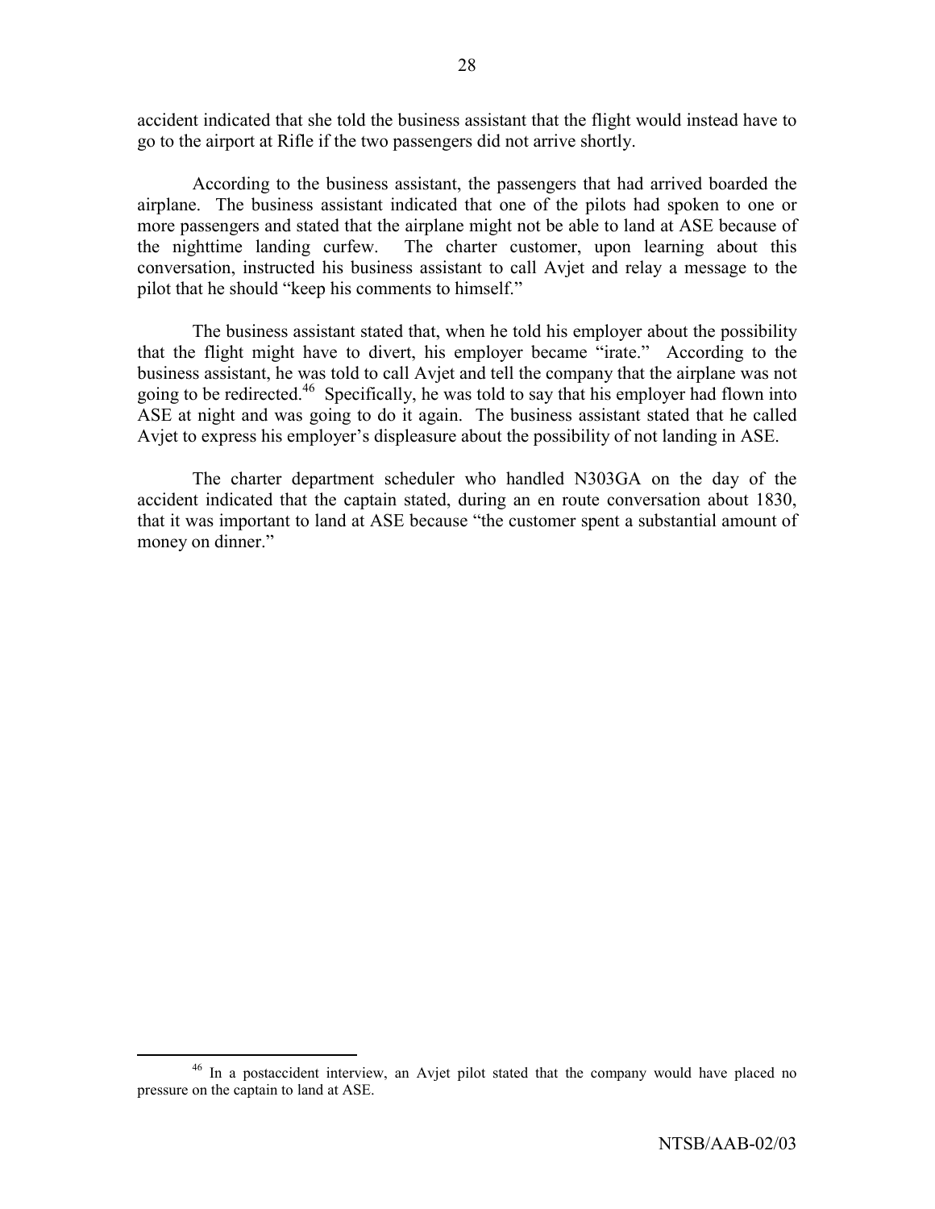accident indicated that she told the business assistant that the flight would instead have to go to the airport at Rifle if the two passengers did not arrive shortly.

According to the business assistant, the passengers that had arrived boarded the airplane. The business assistant indicated that one of the pilots had spoken to one or more passengers and stated that the airplane might not be able to land at ASE because of the nighttime landing curfew. The charter customer, upon learning about this conversation, instructed his business assistant to call Avjet and relay a message to the pilot that he should "keep his comments to himself."

The business assistant stated that, when he told his employer about the possibility that the flight might have to divert, his employer became "irate." According to the business assistant, he was told to call Avjet and tell the company that the airplane was not going to be redirected.[46] Specifically, he was told to say that his employer had flown into ASE at night and was going to do it again. The business assistant stated that he called Avjet to express his employer's displeasure about the possibility of not landing in ASE.

The charter department scheduler who handled N303GA on the day of the accident indicated that the captain stated, during an en route conversation about 1830, that it was important to land at ASE because "the customer spent a substantial amount of money on dinner."

---

[46] In a postaccident interview, an Avjet pilot stated that the company would have placed no pressure on the captain to land at ASE.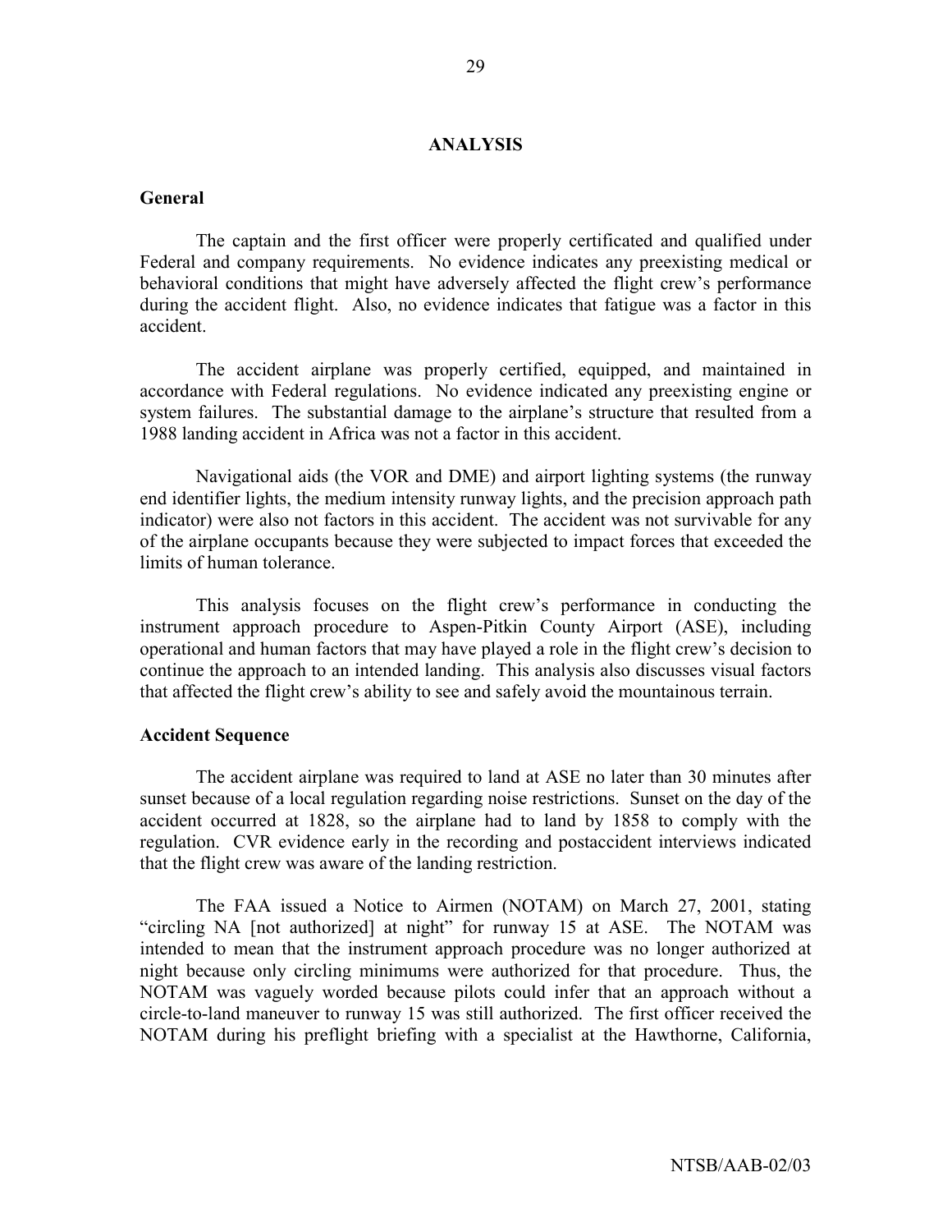# ANALYSIS

## General

The captain and the first officer were properly certificated and qualified under Federal and company requirements. No evidence indicates any preexisting medical or behavioral conditions that might have adversely affected the flight crew's performance during the accident flight. Also, no evidence indicates that fatigue was a factor in this accident.

The accident airplane was properly certified, equipped, and maintained in accordance with Federal regulations. No evidence indicated any preexisting engine or system failures. The substantial damage to the airplane's structure that resulted from a 1988 landing accident in Africa was not a factor in this accident.

Navigational aids (the VOR and DME) and airport lighting systems (the runway end identifier lights, the medium intensity runway lights, and the precision approach path indicator) were also not factors in this accident. The accident was not survivable for any of the airplane occupants because they were subjected to impact forces that exceeded the limits of human tolerance.

This analysis focuses on the flight crew's performance in conducting the instrument approach procedure to Aspen-Pitkin County Airport (ASE), including operational and human factors that may have played a role in the flight crew's decision to continue the approach to an intended landing. This analysis also discusses visual factors that affected the flight crew's ability to see and safely avoid the mountainous terrain.

## Accident Sequence

The accident airplane was required to land at ASE no later than 30 minutes after sunset because of a local regulation regarding noise restrictions. Sunset on the day of the accident occurred at 1828, so the airplane had to land by 1858 to comply with the regulation. CVR evidence early in the recording and postaccident interviews indicated that the flight crew was aware of the landing restriction.

The FAA issued a Notice to Airmen (NOTAM) on March 27, 2001, stating "circling NA [not authorized] at night" for runway 15 at ASE. The NOTAM was intended to mean that the instrument approach procedure was no longer authorized at night because only circling minimums were authorized for that procedure. Thus, the NOTAM was vaguely worded because pilots could infer that an approach without a circle-to-land maneuver to runway 15 was still authorized. The first officer received the NOTAM during his preflight briefing with a specialist at the Hawthorne, California,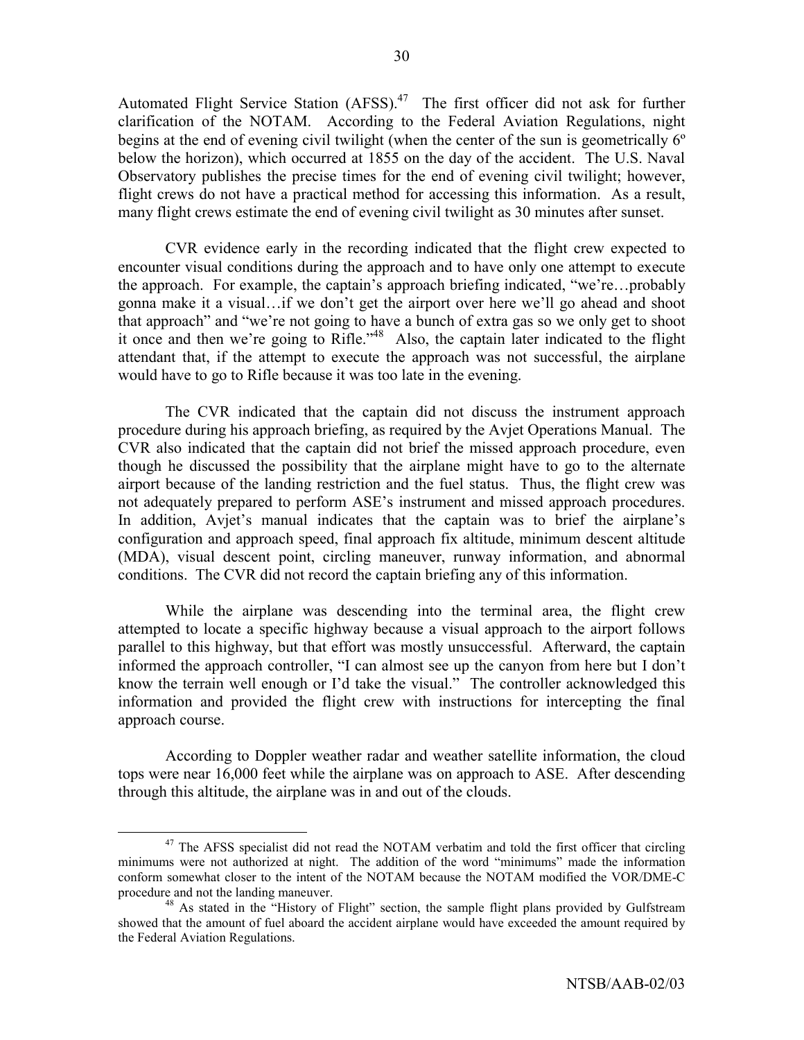Automated Flight Service Station (AFSS).[47] The first officer did not ask for further clarification of the NOTAM. According to the Federal Aviation Regulations, night begins at the end of evening civil twilight (when the center of the sun is geometrically 6º below the horizon), which occurred at 1855 on the day of the accident. The U.S. Naval Observatory publishes the precise times for the end of evening civil twilight; however, flight crews do not have a practical method for accessing this information. As a result, many flight crews estimate the end of evening civil twilight as 30 minutes after sunset.

CVR evidence early in the recording indicated that the flight crew expected to encounter visual conditions during the approach and to have only one attempt to execute the approach. For example, the captain's approach briefing indicated, "we're…probably gonna make it a visual…if we don't get the airport over here we'll go ahead and shoot that approach" and "we're not going to have a bunch of extra gas so we only get to shoot it once and then we're going to Rifle."[48] Also, the captain later indicated to the flight attendant that, if the attempt to execute the approach was not successful, the airplane would have to go to Rifle because it was too late in the evening.

The CVR indicated that the captain did not discuss the instrument approach procedure during his approach briefing, as required by the Avjet Operations Manual. The CVR also indicated that the captain did not brief the missed approach procedure, even though he discussed the possibility that the airplane might have to go to the alternate airport because of the landing restriction and the fuel status. Thus, the flight crew was not adequately prepared to perform ASE's instrument and missed approach procedures. In addition, Avjet's manual indicates that the captain was to brief the airplane's configuration and approach speed, final approach fix altitude, minimum descent altitude (MDA), visual descent point, circling maneuver, runway information, and abnormal conditions. The CVR did not record the captain briefing any of this information.

While the airplane was descending into the terminal area, the flight crew attempted to locate a specific highway because a visual approach to the airport follows parallel to this highway, but that effort was mostly unsuccessful. Afterward, the captain informed the approach controller, "I can almost see up the canyon from here but I don't know the terrain well enough or I'd take the visual." The controller acknowledged this information and provided the flight crew with instructions for intercepting the final approach course.

According to Doppler weather radar and weather satellite information, the cloud tops were near 16,000 feet while the airplane was on approach to ASE. After descending through this altitude, the airplane was in and out of the clouds.

---

[47] The AFSS specialist did not read the NOTAM verbatim and told the first officer that circling minimums were not authorized at night. The addition of the word "minimums" made the information conform somewhat closer to the intent of the NOTAM because the NOTAM modified the VOR/DME-C procedure and not the landing maneuver.

[48] As stated in the "History of Flight" section, the sample flight plans provided by Gulfstream showed that the amount of fuel aboard the accident airplane would have exceeded the amount required by the Federal Aviation Regulations.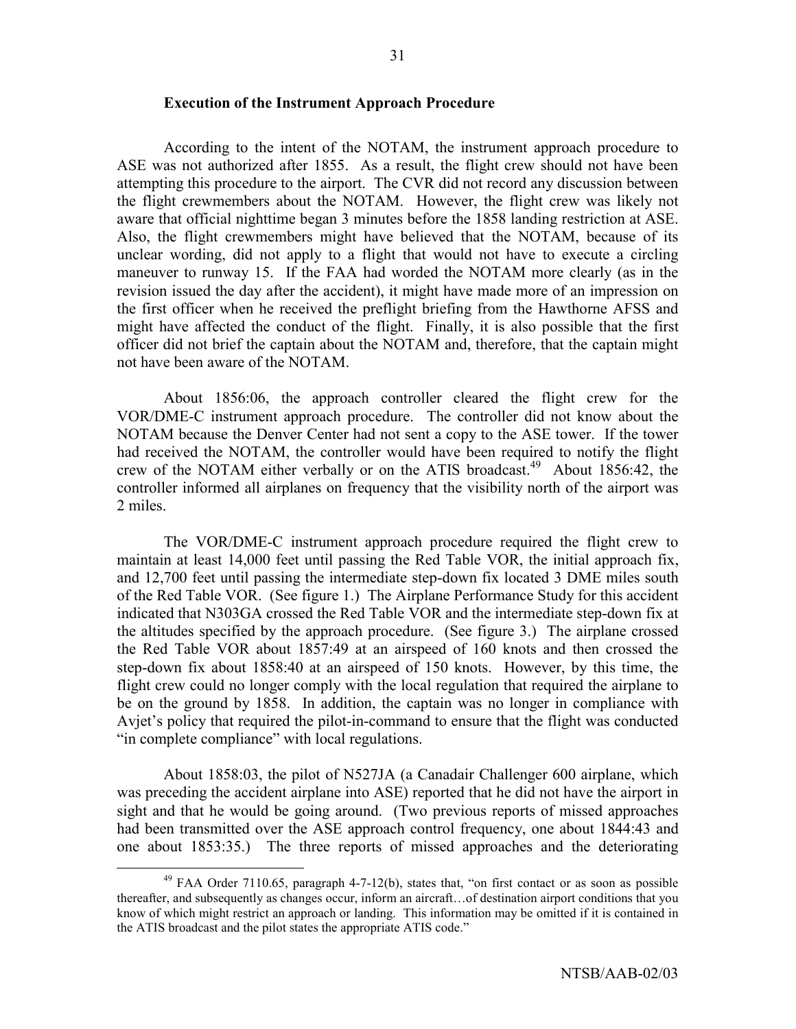### Execution of the Instrument Approach Procedure

According to the intent of the NOTAM, the instrument approach procedure to ASE was not authorized after 1855. As a result, the flight crew should not have been attempting this procedure to the airport. The CVR did not record any discussion between the flight crewmembers about the NOTAM. However, the flight crew was likely not aware that official nighttime began 3 minutes before the 1858 landing restriction at ASE. Also, the flight crewmembers might have believed that the NOTAM, because of its unclear wording, did not apply to a flight that would not have to execute a circling maneuver to runway 15. If the FAA had worded the NOTAM more clearly (as in the revision issued the day after the accident), it might have made more of an impression on the first officer when he received the preflight briefing from the Hawthorne AFSS and might have affected the conduct of the flight. Finally, it is also possible that the first officer did not brief the captain about the NOTAM and, therefore, that the captain might not have been aware of the NOTAM.

About 1856:06, the approach controller cleared the flight crew for the VOR/DME-C instrument approach procedure. The controller did not know about the NOTAM because the Denver Center had not sent a copy to the ASE tower. If the tower had received the NOTAM, the controller would have been required to notify the flight crew of the NOTAM either verbally or on the ATIS broadcast.[49] About 1856:42, the controller informed all airplanes on frequency that the visibility north of the airport was 2 miles.

The VOR/DME-C instrument approach procedure required the flight crew to maintain at least 14,000 feet until passing the Red Table VOR, the initial approach fix, and 12,700 feet until passing the intermediate step-down fix located 3 DME miles south of the Red Table VOR. (See figure 1.) The Airplane Performance Study for this accident indicated that N303GA crossed the Red Table VOR and the intermediate step-down fix at the altitudes specified by the approach procedure. (See figure 3.) The airplane crossed the Red Table VOR about 1857:49 at an airspeed of 160 knots and then crossed the step-down fix about 1858:40 at an airspeed of 150 knots. However, by this time, the flight crew could no longer comply with the local regulation that required the airplane to be on the ground by 1858. In addition, the captain was no longer in compliance with Avjet's policy that required the pilot-in-command to ensure that the flight was conducted "in complete compliance" with local regulations.

About 1858:03, the pilot of N527JA (a Canadair Challenger 600 airplane, which was preceding the accident airplane into ASE) reported that he did not have the airport in sight and that he would be going around. (Two previous reports of missed approaches had been transmitted over the ASE approach control frequency, one about 1844:43 and one about 1853:35.) The three reports of missed approaches and the deteriorating

[49] FAA Order 7110.65, paragraph 4-7-12(b), states that, "on first contact or as soon as possible thereafter, and subsequently as changes occur, inform an aircraft…of destination airport conditions that you know of which might restrict an approach or landing. This information may be omitted if it is contained in the ATIS broadcast and the pilot states the appropriate ATIS code."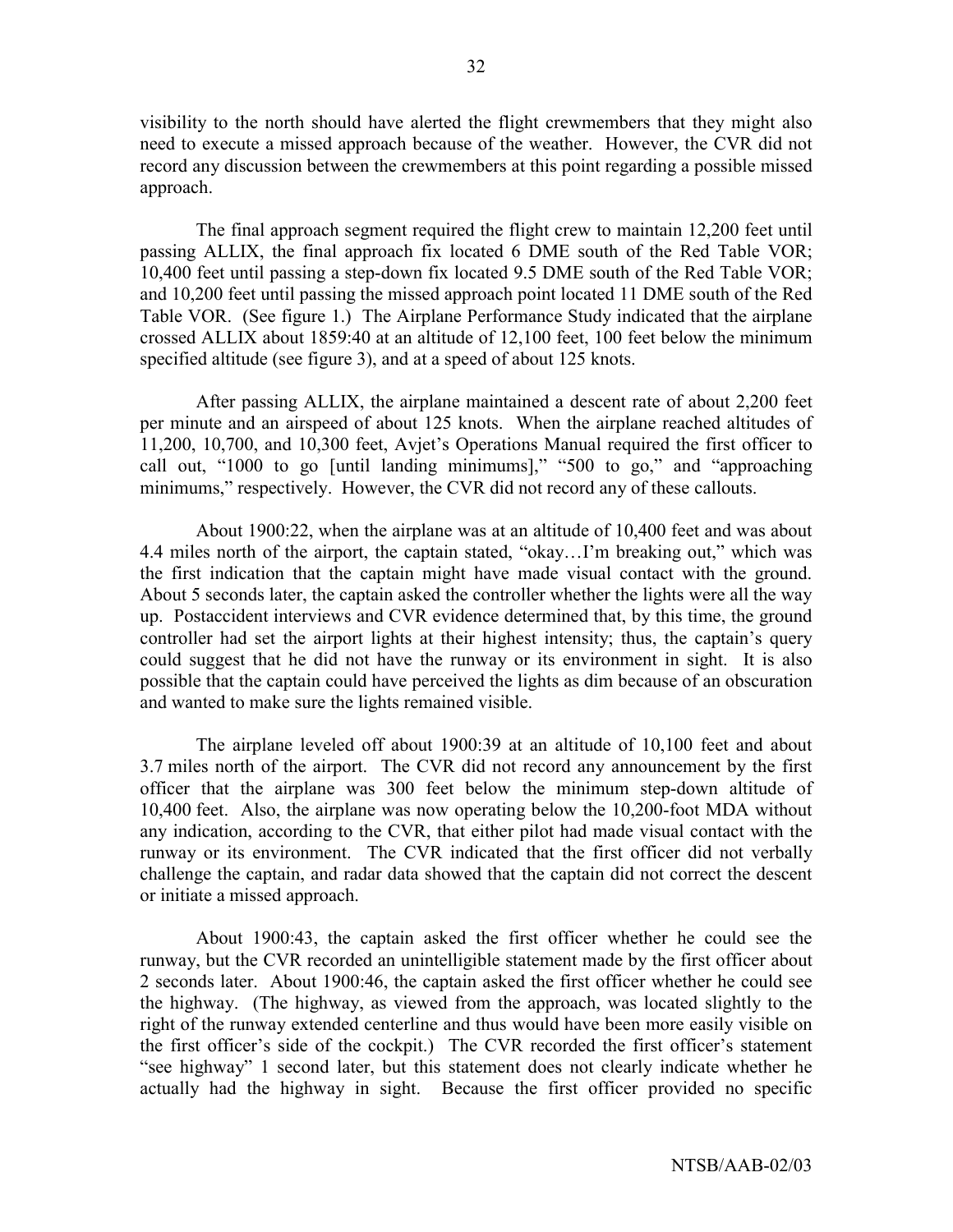visibility to the north should have alerted the flight crewmembers that they might also need to execute a missed approach because of the weather. However, the CVR did not record any discussion between the crewmembers at this point regarding a possible missed approach.

The final approach segment required the flight crew to maintain 12,200 feet until passing ALLIX, the final approach fix located 6 DME south of the Red Table VOR; 10,400 feet until passing a step-down fix located 9.5 DME south of the Red Table VOR; and 10,200 feet until passing the missed approach point located 11 DME south of the Red Table VOR. (See figure 1.) The Airplane Performance Study indicated that the airplane crossed ALLIX about 1859:40 at an altitude of 12,100 feet, 100 feet below the minimum specified altitude (see figure 3), and at a speed of about 125 knots.

After passing ALLIX, the airplane maintained a descent rate of about 2,200 feet per minute and an airspeed of about 125 knots. When the airplane reached altitudes of 11,200, 10,700, and 10,300 feet, Avjet's Operations Manual required the first officer to call out, "1000 to go [until landing minimums]," "500 to go," and "approaching minimums," respectively. However, the CVR did not record any of these callouts.

About 1900:22, when the airplane was at an altitude of 10,400 feet and was about 4.4 miles north of the airport, the captain stated, "okay…I'm breaking out," which was the first indication that the captain might have made visual contact with the ground. About 5 seconds later, the captain asked the controller whether the lights were all the way up. Postaccident interviews and CVR evidence determined that, by this time, the ground controller had set the airport lights at their highest intensity; thus, the captain's query could suggest that he did not have the runway or its environment in sight. It is also possible that the captain could have perceived the lights as dim because of an obscuration and wanted to make sure the lights remained visible.

The airplane leveled off about 1900:39 at an altitude of 10,100 feet and about 3.7 miles north of the airport. The CVR did not record any announcement by the first officer that the airplane was 300 feet below the minimum step-down altitude of 10,400 feet. Also, the airplane was now operating below the 10,200-foot MDA without any indication, according to the CVR, that either pilot had made visual contact with the runway or its environment. The CVR indicated that the first officer did not verbally challenge the captain, and radar data showed that the captain did not correct the descent or initiate a missed approach.

About 1900:43, the captain asked the first officer whether he could see the runway, but the CVR recorded an unintelligible statement made by the first officer about 2 seconds later. About 1900:46, the captain asked the first officer whether he could see the highway. (The highway, as viewed from the approach, was located slightly to the right of the runway extended centerline and thus would have been more easily visible on the first officer's side of the cockpit.) The CVR recorded the first officer's statement "see highway" 1 second later, but this statement does not clearly indicate whether he actually had the highway in sight. Because the first officer provided no specific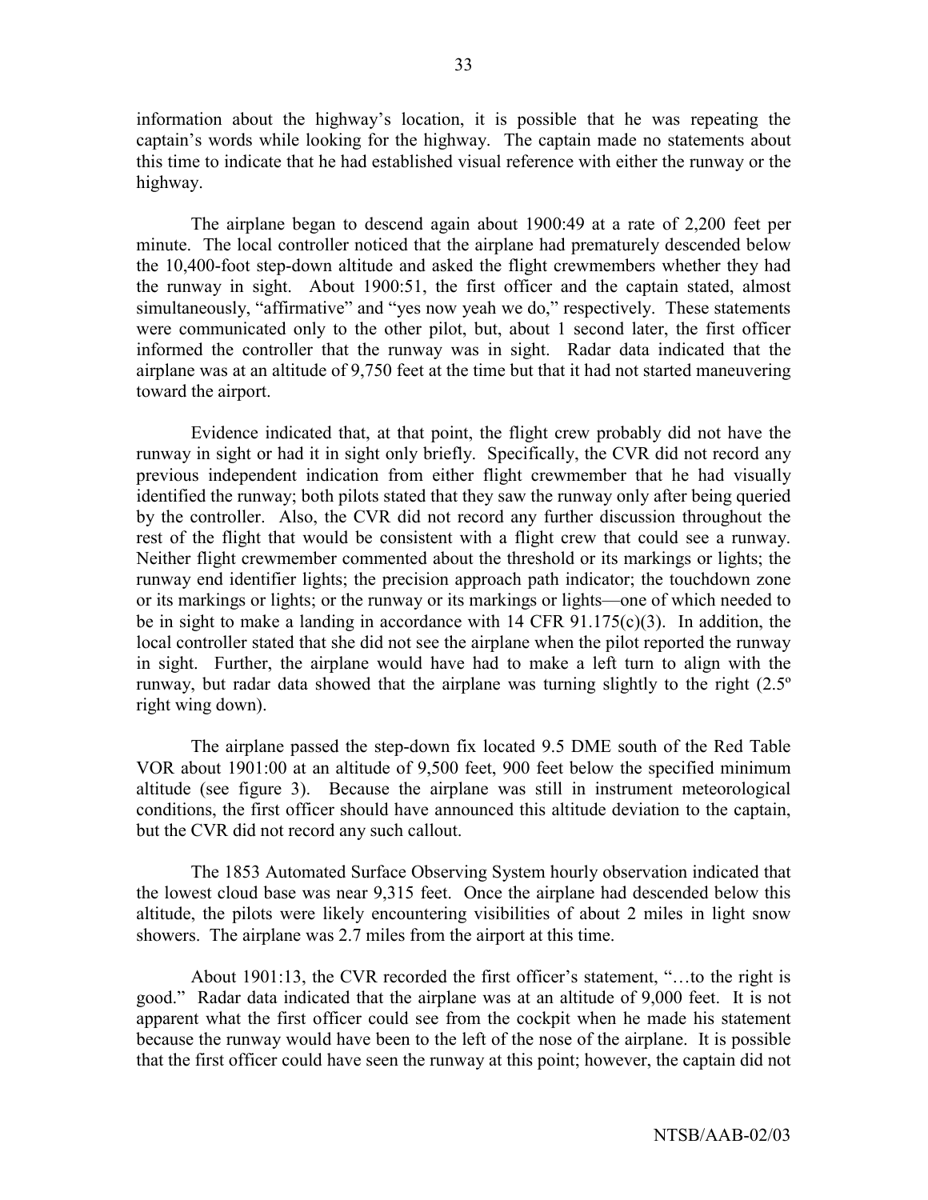information about the highway's location, it is possible that he was repeating the captain's words while looking for the highway. The captain made no statements about this time to indicate that he had established visual reference with either the runway or the highway.

The airplane began to descend again about 1900:49 at a rate of 2,200 feet per minute. The local controller noticed that the airplane had prematurely descended below the 10,400-foot step-down altitude and asked the flight crewmembers whether they had the runway in sight. About 1900:51, the first officer and the captain stated, almost simultaneously, "affirmative" and "yes now yeah we do," respectively. These statements were communicated only to the other pilot, but, about 1 second later, the first officer informed the controller that the runway was in sight. Radar data indicated that the airplane was at an altitude of 9,750 feet at the time but that it had not started maneuvering toward the airport.

Evidence indicated that, at that point, the flight crew probably did not have the runway in sight or had it in sight only briefly. Specifically, the CVR did not record any previous independent indication from either flight crewmember that he had visually identified the runway; both pilots stated that they saw the runway only after being queried by the controller. Also, the CVR did not record any further discussion throughout the rest of the flight that would be consistent with a flight crew that could see a runway. Neither flight crewmember commented about the threshold or its markings or lights; the runway end identifier lights; the precision approach path indicator; the touchdown zone or its markings or lights; or the runway or its markings or lights—one of which needed to be in sight to make a landing in accordance with 14 CFR 91.175(c)(3). In addition, the local controller stated that she did not see the airplane when the pilot reported the runway in sight. Further, the airplane would have had to make a left turn to align with the runway, but radar data showed that the airplane was turning slightly to the right (2.5º right wing down).

The airplane passed the step-down fix located 9.5 DME south of the Red Table VOR about 1901:00 at an altitude of 9,500 feet, 900 feet below the specified minimum altitude (see figure 3). Because the airplane was still in instrument meteorological conditions, the first officer should have announced this altitude deviation to the captain, but the CVR did not record any such callout.

The 1853 Automated Surface Observing System hourly observation indicated that the lowest cloud base was near 9,315 feet. Once the airplane had descended below this altitude, the pilots were likely encountering visibilities of about 2 miles in light snow showers. The airplane was 2.7 miles from the airport at this time.

About 1901:13, the CVR recorded the first officer's statement, "…to the right is good." Radar data indicated that the airplane was at an altitude of 9,000 feet. It is not apparent what the first officer could see from the cockpit when he made his statement because the runway would have been to the left of the nose of the airplane. It is possible that the first officer could have seen the runway at this point; however, the captain did not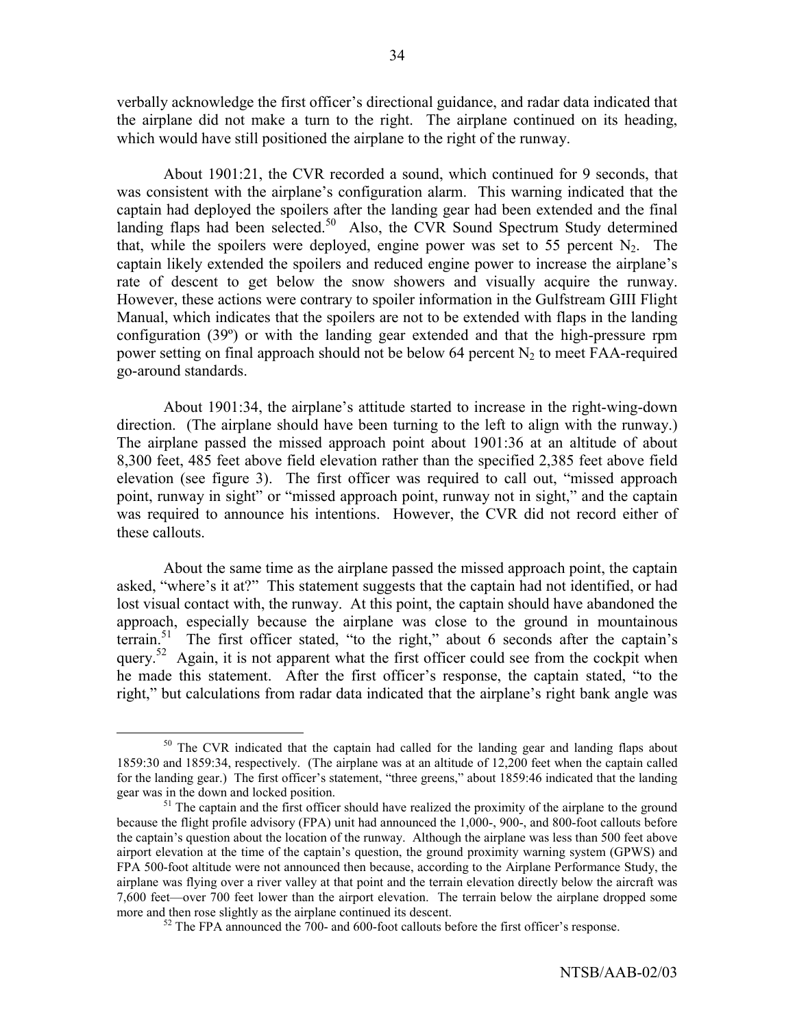verbally acknowledge the first officer's directional guidance, and radar data indicated that the airplane did not make a turn to the right. The airplane continued on its heading, which would have still positioned the airplane to the right of the runway.

About 1901:21, the CVR recorded a sound, which continued for 9 seconds, that was consistent with the airplane's configuration alarm. This warning indicated that the captain had deployed the spoilers after the landing gear had been extended and the final landing flaps had been selected.[50] Also, the CVR Sound Spectrum Study determined that, while the spoilers were deployed, engine power was set to 55 percent $N_2$. The captain likely extended the spoilers and reduced engine power to increase the airplane's rate of descent to get below the snow showers and visually acquire the runway. However, these actions were contrary to spoiler information in the Gulfstream GIII Flight Manual, which indicates that the spoilers are not to be extended with flaps in the landing configuration (39º) or with the landing gear extended and that the high-pressure rpm power setting on final approach should not be below 64 percent $N_2$ to meet FAA-required go-around standards.

About 1901:34, the airplane's attitude started to increase in the right-wing-down direction. (The airplane should have been turning to the left to align with the runway.) The airplane passed the missed approach point about 1901:36 at an altitude of about 8,300 feet, 485 feet above field elevation rather than the specified 2,385 feet above field elevation (see figure 3). The first officer was required to call out, "missed approach point, runway in sight" or "missed approach point, runway not in sight," and the captain was required to announce his intentions. However, the CVR did not record either of these callouts.

About the same time as the airplane passed the missed approach point, the captain asked, "where's it at?" This statement suggests that the captain had not identified, or had lost visual contact with, the runway. At this point, the captain should have abandoned the approach, especially because the airplane was close to the ground in mountainous terrain.[51] The first officer stated, "to the right," about 6 seconds after the captain's query.[52] Again, it is not apparent what the first officer could see from the cockpit when he made this statement. After the first officer's response, the captain stated, "to the right," but calculations from radar data indicated that the airplane's right bank angle was

---

[50] The CVR indicated that the captain had called for the landing gear and landing flaps about 1859:30 and 1859:34, respectively. (The airplane was at an altitude of 12,200 feet when the captain called for the landing gear.) The first officer's statement, "three greens," about 1859:46 indicated that the landing gear was in the down and locked position.

[51] The captain and the first officer should have realized the proximity of the airplane to the ground because the flight profile advisory (FPA) unit had announced the 1,000-, 900-, and 800-foot callouts before the captain's question about the location of the runway. Although the airplane was less than 500 feet above airport elevation at the time of the captain's question, the ground proximity warning system (GPWS) and FPA 500-foot altitude were not announced then because, according to the Airplane Performance Study, the airplane was flying over a river valley at that point and the terrain elevation directly below the aircraft was 7,600 feet—over 700 feet lower than the airport elevation. The terrain below the airplane dropped some more and then rose slightly as the airplane continued its descent.

[52] The FPA announced the 700- and 600-foot callouts before the first officer's response.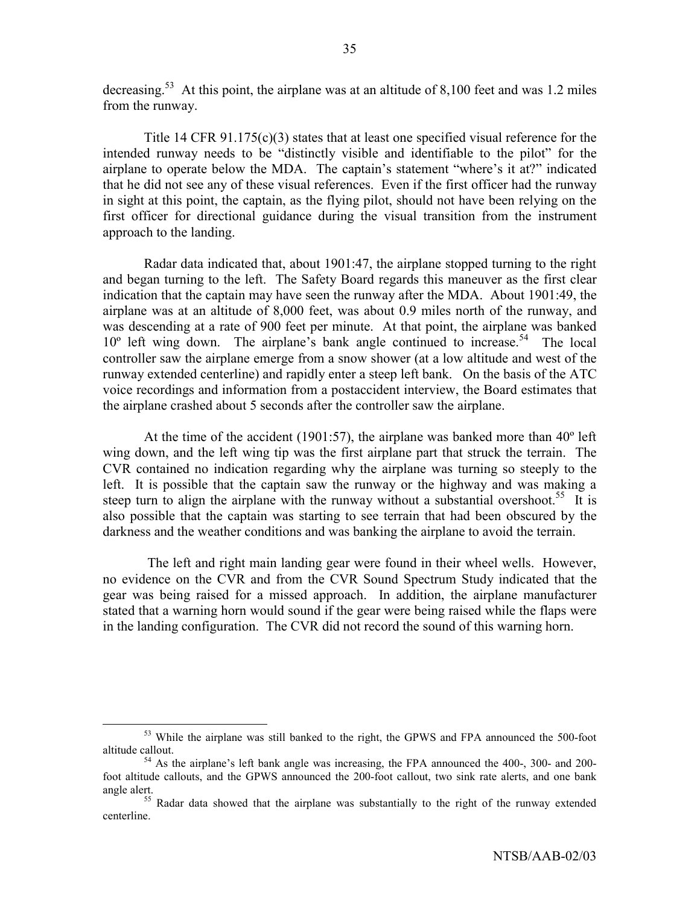decreasing.[53] At this point, the airplane was at an altitude of 8,100 feet and was 1.2 miles from the runway.

Title 14 CFR 91.175(c)(3) states that at least one specified visual reference for the intended runway needs to be "distinctly visible and identifiable to the pilot" for the airplane to operate below the MDA. The captain's statement "where's it at?" indicated that he did not see any of these visual references. Even if the first officer had the runway in sight at this point, the captain, as the flying pilot, should not have been relying on the first officer for directional guidance during the visual transition from the instrument approach to the landing.

Radar data indicated that, about 1901:47, the airplane stopped turning to the right and began turning to the left. The Safety Board regards this maneuver as the first clear indication that the captain may have seen the runway after the MDA. About 1901:49, the airplane was at an altitude of 8,000 feet, was about 0.9 miles north of the runway, and was descending at a rate of 900 feet per minute. At that point, the airplane was banked 10º left wing down. The airplane's bank angle continued to increase.[54] The local controller saw the airplane emerge from a snow shower (at a low altitude and west of the runway extended centerline) and rapidly enter a steep left bank. On the basis of the ATC voice recordings and information from a postaccident interview, the Board estimates that the airplane crashed about 5 seconds after the controller saw the airplane.

At the time of the accident (1901:57), the airplane was banked more than 40º left wing down, and the left wing tip was the first airplane part that struck the terrain. The CVR contained no indication regarding why the airplane was turning so steeply to the left. It is possible that the captain saw the runway or the highway and was making a steep turn to align the airplane with the runway without a substantial overshoot.[55] It is also possible that the captain was starting to see terrain that had been obscured by the darkness and the weather conditions and was banking the airplane to avoid the terrain.

The left and right main landing gear were found in their wheel wells. However, no evidence on the CVR and from the CVR Sound Spectrum Study indicated that the gear was being raised for a missed approach. In addition, the airplane manufacturer stated that a warning horn would sound if the gear were being raised while the flaps were in the landing configuration. The CVR did not record the sound of this warning horn.

---

[53] While the airplane was still banked to the right, the GPWS and FPA announced the 500-foot altitude callout.

[54] As the airplane's left bank angle was increasing, the FPA announced the 400-, 300- and 200-foot altitude callouts, and the GPWS announced the 200-foot callout, two sink rate alerts, and one bank angle alert.

[55] Radar data showed that the airplane was substantially to the right of the runway extended centerline.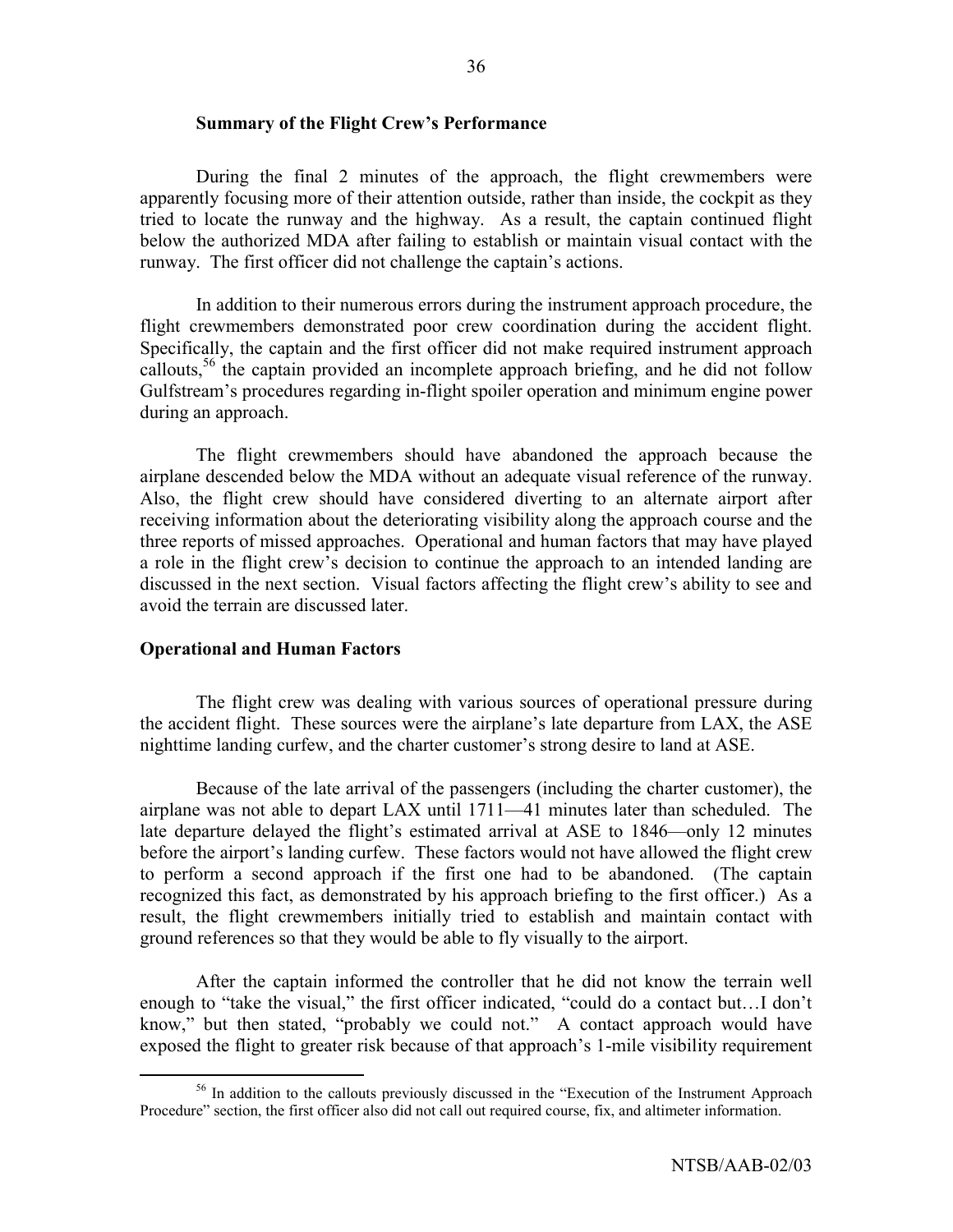### Summary of the Flight Crew's Performance

During the final 2 minutes of the approach, the flight crewmembers were apparently focusing more of their attention outside, rather than inside, the cockpit as they tried to locate the runway and the highway. As a result, the captain continued flight below the authorized MDA after failing to establish or maintain visual contact with the runway. The first officer did not challenge the captain's actions.

In addition to their numerous errors during the instrument approach procedure, the flight crewmembers demonstrated poor crew coordination during the accident flight. Specifically, the captain and the first officer did not make required instrument approach callouts,[56] the captain provided an incomplete approach briefing, and he did not follow Gulfstream's procedures regarding in-flight spoiler operation and minimum engine power during an approach.

The flight crewmembers should have abandoned the approach because the airplane descended below the MDA without an adequate visual reference of the runway. Also, the flight crew should have considered diverting to an alternate airport after receiving information about the deteriorating visibility along the approach course and the three reports of missed approaches. Operational and human factors that may have played a role in the flight crew's decision to continue the approach to an intended landing are discussed in the next section. Visual factors affecting the flight crew's ability to see and avoid the terrain are discussed later.

## Operational and Human Factors

The flight crew was dealing with various sources of operational pressure during the accident flight. These sources were the airplane's late departure from LAX, the ASE nighttime landing curfew, and the charter customer's strong desire to land at ASE.

Because of the late arrival of the passengers (including the charter customer), the airplane was not able to depart LAX until 1711—41 minutes later than scheduled. The late departure delayed the flight's estimated arrival at ASE to 1846—only 12 minutes before the airport's landing curfew. These factors would not have allowed the flight crew to perform a second approach if the first one had to be abandoned. (The captain recognized this fact, as demonstrated by his approach briefing to the first officer.) As a result, the flight crewmembers initially tried to establish and maintain contact with ground references so that they would be able to fly visually to the airport.

After the captain informed the controller that he did not know the terrain well enough to "take the visual," the first officer indicated, "could do a contact but…I don't know," but then stated, "probably we could not." A contact approach would have exposed the flight to greater risk because of that approach's 1-mile visibility requirement

[56] In addition to the callouts previously discussed in the "Execution of the Instrument Approach Procedure" section, the first officer also did not call out required course, fix, and altimeter information.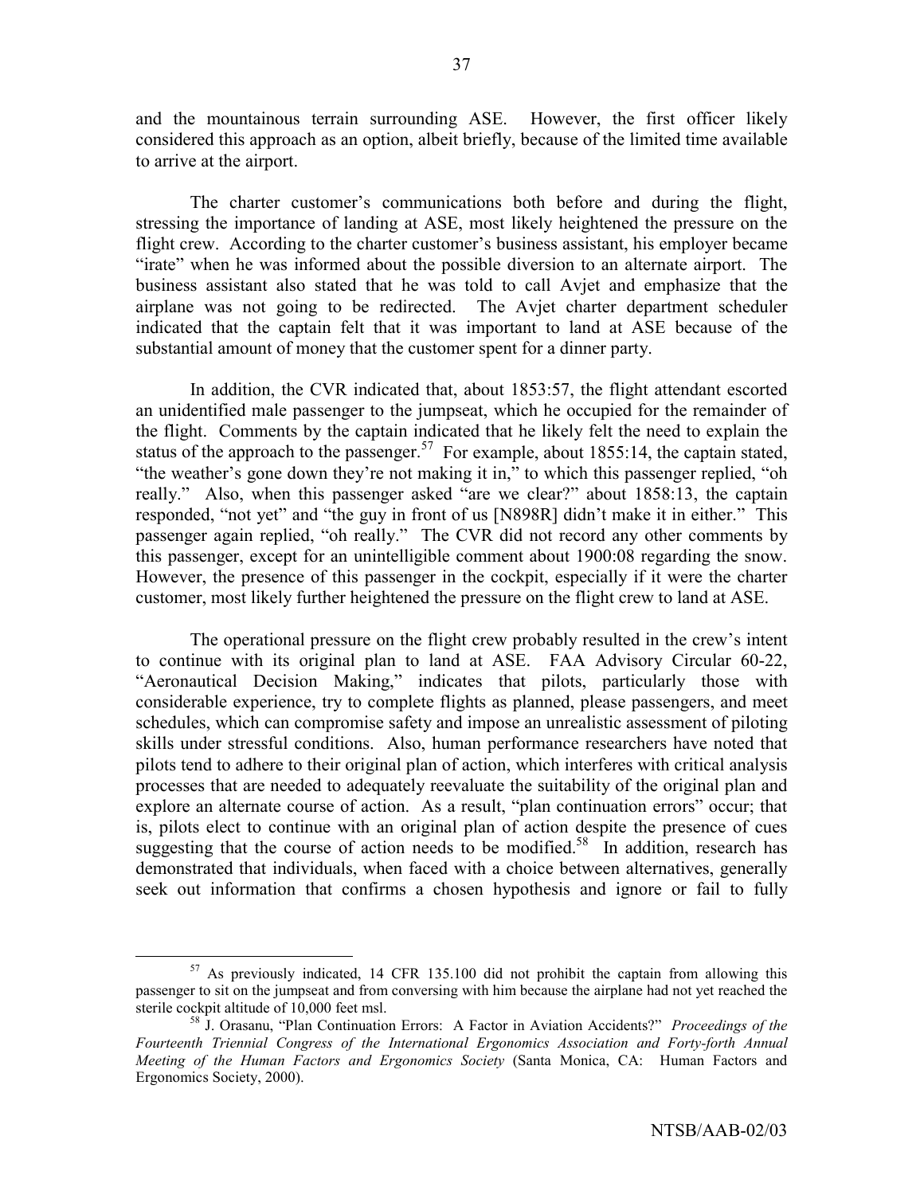and the mountainous terrain surrounding ASE. However, the first officer likely considered this approach as an option, albeit briefly, because of the limited time available to arrive at the airport.

The charter customer's communications both before and during the flight, stressing the importance of landing at ASE, most likely heightened the pressure on the flight crew. According to the charter customer's business assistant, his employer became "irate" when he was informed about the possible diversion to an alternate airport. The business assistant also stated that he was told to call Avjet and emphasize that the airplane was not going to be redirected. The Avjet charter department scheduler indicated that the captain felt that it was important to land at ASE because of the substantial amount of money that the customer spent for a dinner party.

In addition, the CVR indicated that, about 1853:57, the flight attendant escorted an unidentified male passenger to the jumpseat, which he occupied for the remainder of the flight. Comments by the captain indicated that he likely felt the need to explain the status of the approach to the passenger.[57] For example, about 1855:14, the captain stated, "the weather's gone down they're not making it in," to which this passenger replied, "oh really." Also, when this passenger asked "are we clear?" about 1858:13, the captain responded, "not yet" and "the guy in front of us [N898R] didn't make it in either." This passenger again replied, "oh really." The CVR did not record any other comments by this passenger, except for an unintelligible comment about 1900:08 regarding the snow. However, the presence of this passenger in the cockpit, especially if it were the charter customer, most likely further heightened the pressure on the flight crew to land at ASE.

The operational pressure on the flight crew probably resulted in the crew's intent to continue with its original plan to land at ASE. FAA Advisory Circular 60-22, "Aeronautical Decision Making," indicates that pilots, particularly those with considerable experience, try to complete flights as planned, please passengers, and meet schedules, which can compromise safety and impose an unrealistic assessment of piloting skills under stressful conditions. Also, human performance researchers have noted that pilots tend to adhere to their original plan of action, which interferes with critical analysis processes that are needed to adequately reevaluate the suitability of the original plan and explore an alternate course of action. As a result, "plan continuation errors" occur; that is, pilots elect to continue with an original plan of action despite the presence of cues suggesting that the course of action needs to be modified.[58] In addition, research has demonstrated that individuals, when faced with a choice between alternatives, generally seek out information that confirms a chosen hypothesis and ignore or fail to fully

---

[57] As previously indicated, 14 CFR 135.100 did not prohibit the captain from allowing this passenger to sit on the jumpseat and from conversing with him because the airplane had not yet reached the sterile cockpit altitude of 10,000 feet msl.

[58] J. Orasanu, "Plan Continuation Errors: A Factor in Aviation Accidents?" *Proceedings of the Fourteenth Triennial Congress of the International Ergonomics Association and Forty-forth Annual Meeting of the Human Factors and Ergonomics Society* (Santa Monica, CA: Human Factors and Ergonomics Society, 2000).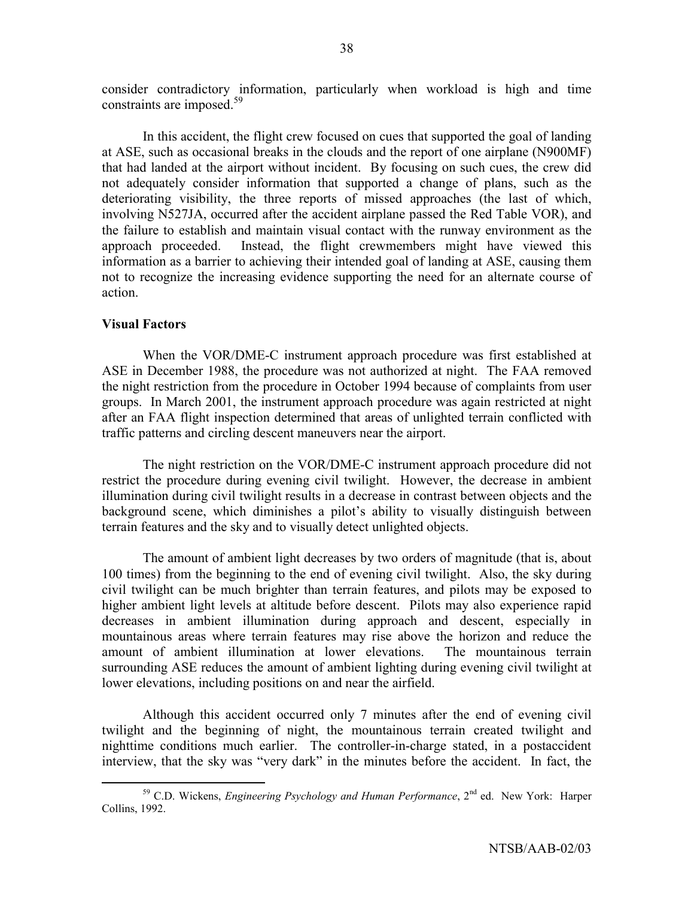consider contradictory information, particularly when workload is high and time constraints are imposed.[59]

In this accident, the flight crew focused on cues that supported the goal of landing at ASE, such as occasional breaks in the clouds and the report of one airplane (N900MF) that had landed at the airport without incident. By focusing on such cues, the crew did not adequately consider information that supported a change of plans, such as the deteriorating visibility, the three reports of missed approaches (the last of which, involving N527JA, occurred after the accident airplane passed the Red Table VOR), and the failure to establish and maintain visual contact with the runway environment as the approach proceeded. Instead, the flight crewmembers might have viewed this information as a barrier to achieving their intended goal of landing at ASE, causing them not to recognize the increasing evidence supporting the need for an alternate course of action.

### Visual Factors

When the VOR/DME-C instrument approach procedure was first established at ASE in December 1988, the procedure was not authorized at night. The FAA removed the night restriction from the procedure in October 1994 because of complaints from user groups. In March 2001, the instrument approach procedure was again restricted at night after an FAA flight inspection determined that areas of unlighted terrain conflicted with traffic patterns and circling descent maneuvers near the airport.

The night restriction on the VOR/DME-C instrument approach procedure did not restrict the procedure during evening civil twilight. However, the decrease in ambient illumination during civil twilight results in a decrease in contrast between objects and the background scene, which diminishes a pilot's ability to visually distinguish between terrain features and the sky and to visually detect unlighted objects.

The amount of ambient light decreases by two orders of magnitude (that is, about 100 times) from the beginning to the end of evening civil twilight. Also, the sky during civil twilight can be much brighter than terrain features, and pilots may be exposed to higher ambient light levels at altitude before descent. Pilots may also experience rapid decreases in ambient illumination during approach and descent, especially in mountainous areas where terrain features may rise above the horizon and reduce the amount of ambient illumination at lower elevations. The mountainous terrain surrounding ASE reduces the amount of ambient lighting during evening civil twilight at lower elevations, including positions on and near the airfield.

Although this accident occurred only 7 minutes after the end of evening civil twilight and the beginning of night, the mountainous terrain created twilight and nighttime conditions much earlier. The controller-in-charge stated, in a postaccident interview, that the sky was "very dark" in the minutes before the accident. In fact, the

[59] C.D. Wickens, *Engineering Psychology and Human Performance*, 2nd ed. New York: Harper Collins, 1992.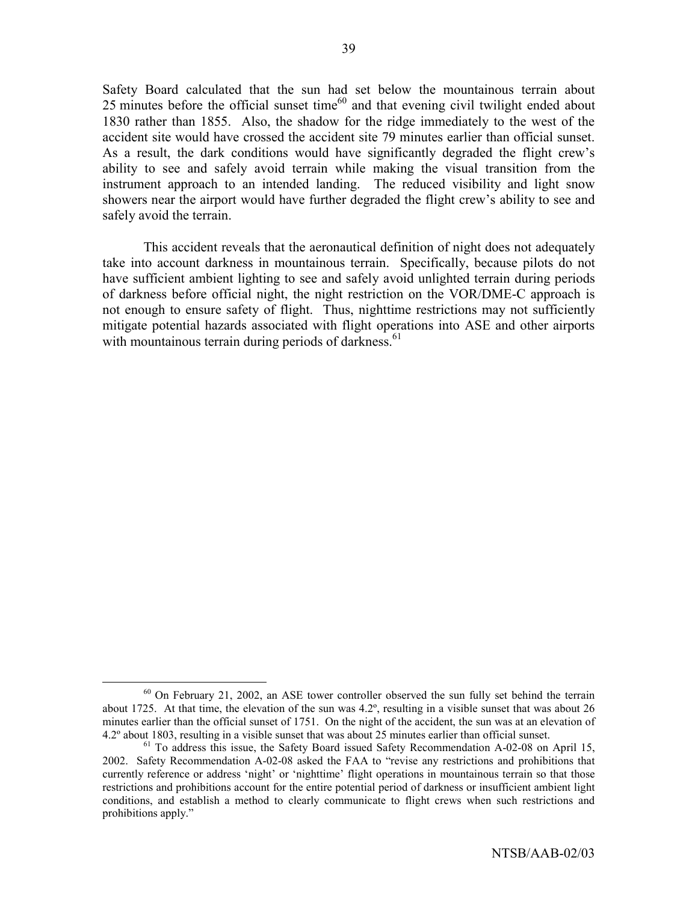Safety Board calculated that the sun had set below the mountainous terrain about 25 minutes before the official sunset time[60] and that evening civil twilight ended about 1830 rather than 1855. Also, the shadow for the ridge immediately to the west of the accident site would have crossed the accident site 79 minutes earlier than official sunset. As a result, the dark conditions would have significantly degraded the flight crew's ability to see and safely avoid terrain while making the visual transition from the instrument approach to an intended landing. The reduced visibility and light snow showers near the airport would have further degraded the flight crew's ability to see and safely avoid the terrain.

This accident reveals that the aeronautical definition of night does not adequately take into account darkness in mountainous terrain. Specifically, because pilots do not have sufficient ambient lighting to see and safely avoid unlighted terrain during periods of darkness before official night, the night restriction on the VOR/DME-C approach is not enough to ensure safety of flight. Thus, nighttime restrictions may not sufficiently mitigate potential hazards associated with flight operations into ASE and other airports with mountainous terrain during periods of darkness.[61]

---

[60] On February 21, 2002, an ASE tower controller observed the sun fully set behind the terrain about 1725. At that time, the elevation of the sun was 4.2º, resulting in a visible sunset that was about 26 minutes earlier than the official sunset of 1751. On the night of the accident, the sun was at an elevation of 4.2º about 1803, resulting in a visible sunset that was about 25 minutes earlier than official sunset.

[61] To address this issue, the Safety Board issued Safety Recommendation A-02-08 on April 15, 2002. Safety Recommendation A-02-08 asked the FAA to "revise any restrictions and prohibitions that currently reference or address 'night' or 'nighttime' flight operations in mountainous terrain so that those restrictions and prohibitions account for the entire potential period of darkness or insufficient ambient light conditions, and establish a method to clearly communicate to flight crews when such restrictions and prohibitions apply."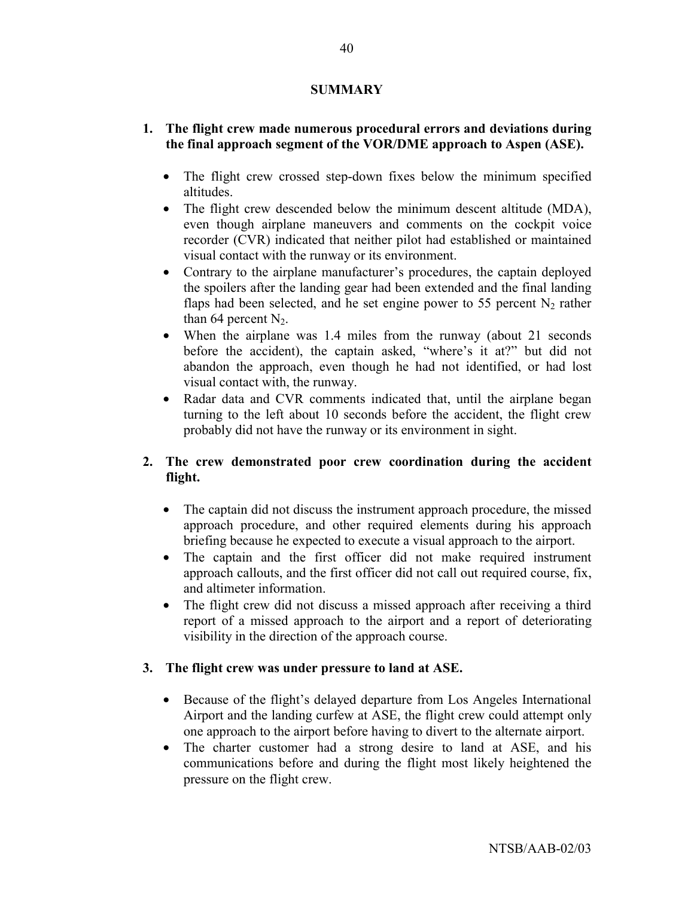## SUMMARY

1. **The flight crew made numerous procedural errors and deviations during the final approach segment of the VOR/DME approach to Aspen (ASE).**

   - The flight crew crossed step-down fixes below the minimum specified altitudes.
   - The flight crew descended below the minimum descent altitude (MDA), even though airplane maneuvers and comments on the cockpit voice recorder (CVR) indicated that neither pilot had established or maintained visual contact with the runway or its environment.
   - Contrary to the airplane manufacturer's procedures, the captain deployed the spoilers after the landing gear had been extended and the final landing flaps had been selected, and he set engine power to 55 percent $N_2$ rather than 64 percent $N_2$.
   - When the airplane was 1.4 miles from the runway (about 21 seconds before the accident), the captain asked, "where's it at?" but did not abandon the approach, even though he had not identified, or had lost visual contact with, the runway.
   - Radar data and CVR comments indicated that, until the airplane began turning to the left about 10 seconds before the accident, the flight crew probably did not have the runway or its environment in sight.

2. **The crew demonstrated poor crew coordination during the accident flight.**

   - The captain did not discuss the instrument approach procedure, the missed approach procedure, and other required elements during his approach briefing because he expected to execute a visual approach to the airport.
   - The captain and the first officer did not make required instrument approach callouts, and the first officer did not call out required course, fix, and altimeter information.
   - The flight crew did not discuss a missed approach after receiving a third report of a missed approach to the airport and a report of deteriorating visibility in the direction of the approach course.

3. **The flight crew was under pressure to land at ASE.**

   - Because of the flight's delayed departure from Los Angeles International Airport and the landing curfew at ASE, the flight crew could attempt only one approach to the airport before having to divert to the alternate airport.
   - The charter customer had a strong desire to land at ASE, and his communications before and during the flight most likely heightened the pressure on the flight crew.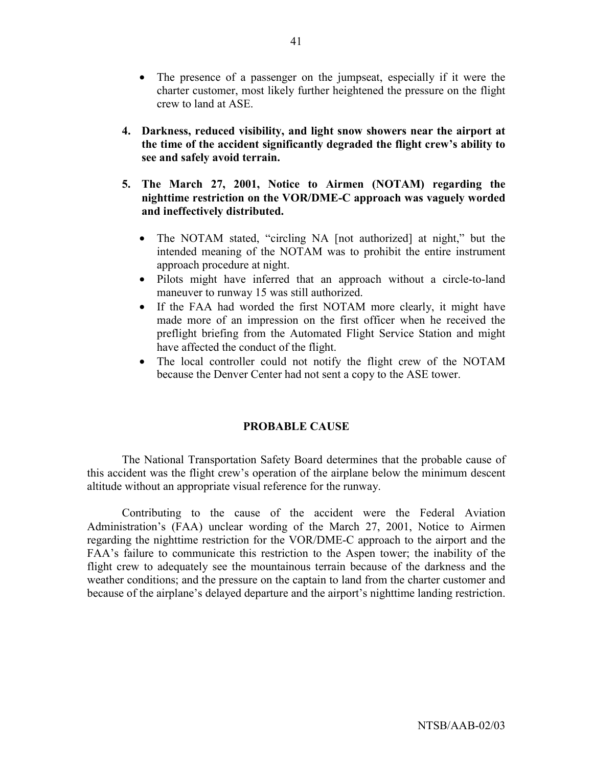- The presence of a passenger on the jumpseat, especially if it were the charter customer, most likely further heightened the pressure on the flight crew to land at ASE.

4. **Darkness, reduced visibility, and light snow showers near the airport at the time of the accident significantly degraded the flight crew's ability to see and safely avoid terrain.**

5. **The March 27, 2001, Notice to Airmen (NOTAM) regarding the nighttime restriction on the VOR/DME-C approach was vaguely worded and ineffectively distributed.**

   - The NOTAM stated, "circling NA [not authorized] at night," but the intended meaning of the NOTAM was to prohibit the entire instrument approach procedure at night.
   - Pilots might have inferred that an approach without a circle-to-land maneuver to runway 15 was still authorized.
   - If the FAA had worded the first NOTAM more clearly, it might have made more of an impression on the first officer when he received the preflight briefing from the Automated Flight Service Station and might have affected the conduct of the flight.
   - The local controller could not notify the flight crew of the NOTAM because the Denver Center had not sent a copy to the ASE tower.

## PROBABLE CAUSE

The National Transportation Safety Board determines that the probable cause of this accident was the flight crew's operation of the airplane below the minimum descent altitude without an appropriate visual reference for the runway.

Contributing to the cause of the accident were the Federal Aviation Administration's (FAA) unclear wording of the March 27, 2001, Notice to Airmen regarding the nighttime restriction for the VOR/DME-C approach to the airport and the FAA's failure to communicate this restriction to the Aspen tower; the inability of the flight crew to adequately see the mountainous terrain because of the darkness and the weather conditions; and the pressure on the captain to land from the charter customer and because of the airplane's delayed departure and the airport's nighttime landing restriction.